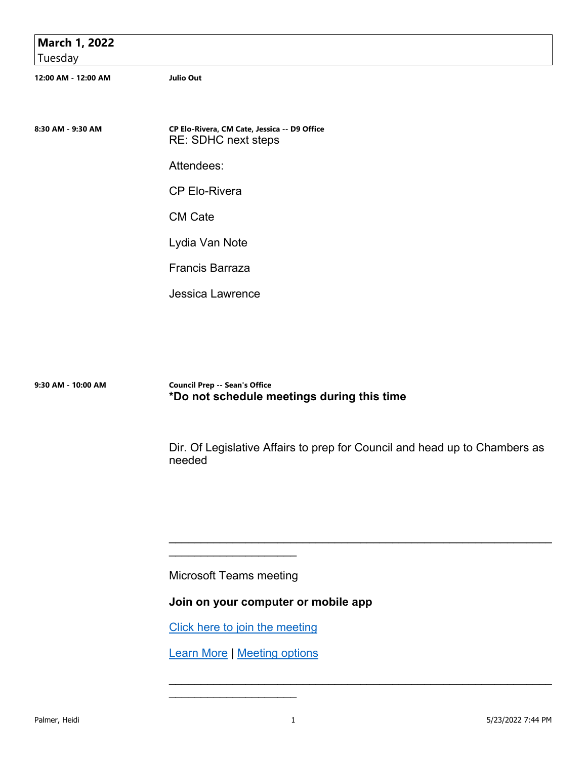## March 1, 2022
Tuesday

**12:00 AM - 12:00 AM** **Julio Out**

**8:30 AM - 9:30 AM** **CP Elo-Rivera, CM Cate, Jessica -- D9 Office**

RE: SDHC next steps

Attendees:

CP Elo-Rivera

CM Cate

Lydia Van Note

Francis Barraza

Jessica Lawrence

**9:30 AM - 10:00 AM** **Council Prep -- Sean's Office**

**\*Do not schedule meetings during this time**

Dir. Of Legislative Affairs to prep for Council and head up to Chambers as needed

________________________________________________________________________________

Microsoft Teams meeting

**Join on your computer or mobile app**

[Click here to join the meeting]

[Learn More] | [Meeting options]

________________________________________________________________________________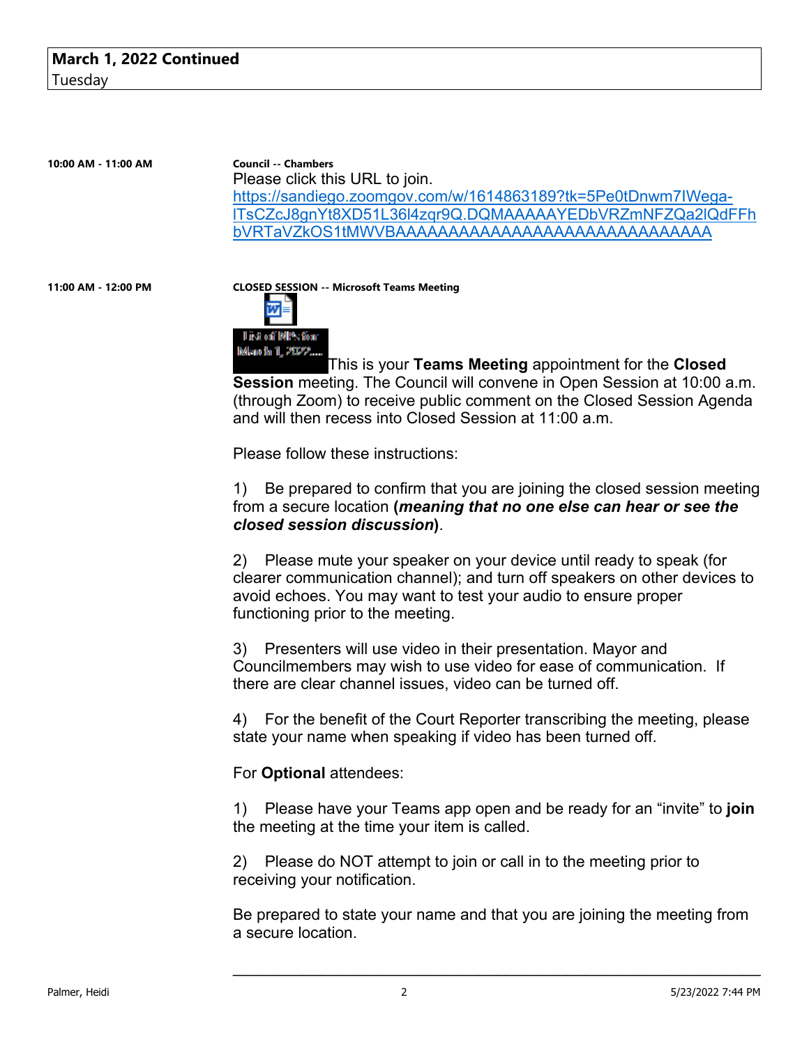**March 1, 2022 Continued**
Tuesday

**10:00 AM - 11:00 AM**

**Council -- Chambers**

Please click this URL to join.
https://sandiego.zoomgov.com/w/1614863189?tk=5Pe0tDnwm7IWega-ITsCZcJ8gnYt8XD51L36l4zqr9Q.DQMAAAAAYEDbVRZmNFZQa2lQdFFhbVRTaVZkOS1tMWVBAAAAAAAAAAAAAAAAAAAAAAAAAAAAAA

**11:00 AM - 12:00 PM**

**CLOSED SESSION -- Microsoft Teams Meeting**

List of NIPs for March 1, 2022....

This is your **Teams Meeting** appointment for the **Closed Session** meeting. The Council will convene in Open Session at 10:00 a.m. (through Zoom) to receive public comment on the Closed Session Agenda and will then recess into Closed Session at 11:00 a.m.

Please follow these instructions:

1) Be prepared to confirm that you are joining the closed session meeting from a secure location **(*meaning that no one else can hear or see the closed session discussion*)**.

2) Please mute your speaker on your device until ready to speak (for clearer communication channel); and turn off speakers on other devices to avoid echoes. You may want to test your audio to ensure proper functioning prior to the meeting.

3) Presenters will use video in their presentation. Mayor and Councilmembers may wish to use video for ease of communication. If there are clear channel issues, video can be turned off.

4) For the benefit of the Court Reporter transcribing the meeting, please state your name when speaking if video has been turned off.

For **Optional** attendees:

1) Please have your Teams app open and be ready for an "invite" to **join** the meeting at the time your item is called.

2) Please do NOT attempt to join or call in to the meeting prior to receiving your notification.

Be prepared to state your name and that you are joining the meeting from a secure location.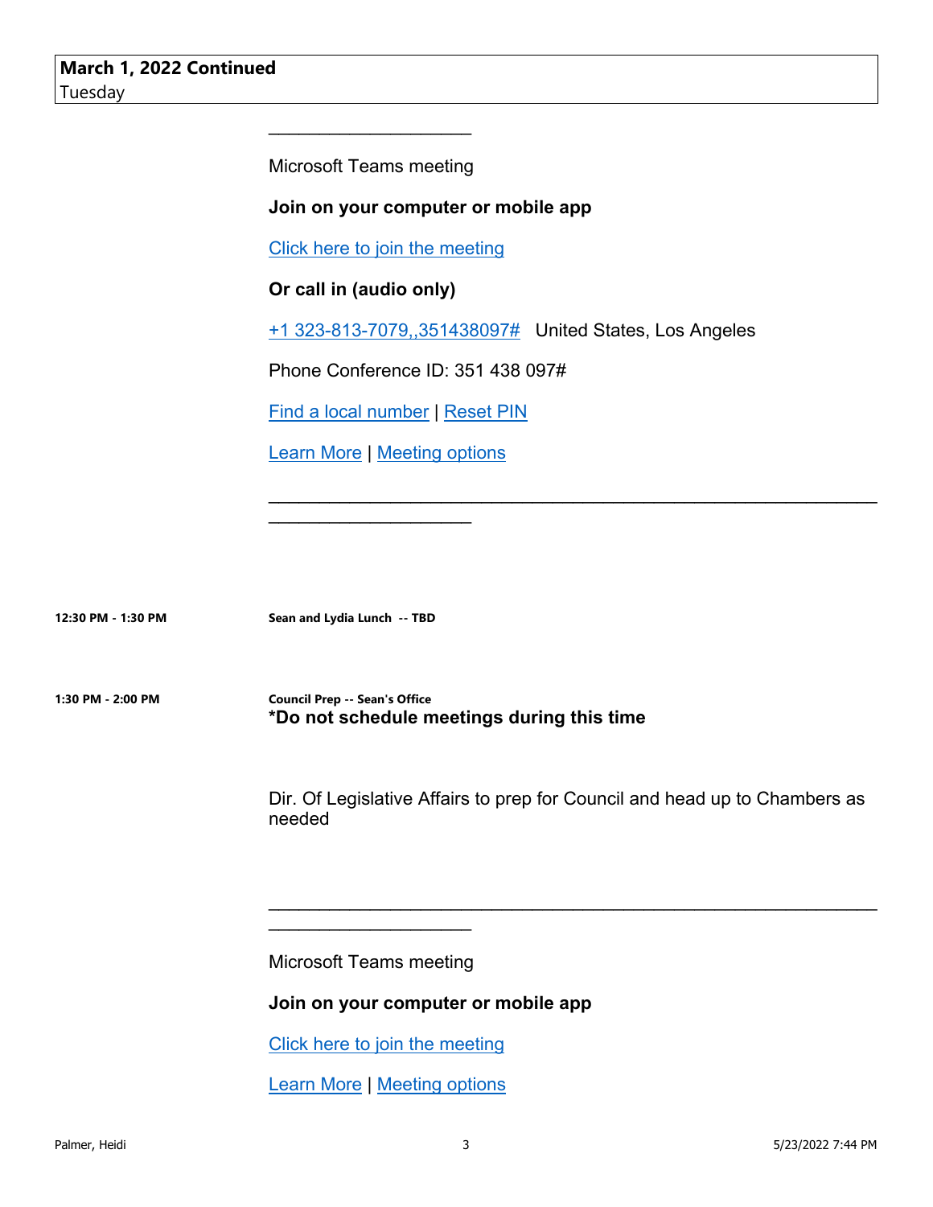**March 1, 2022 Continued**
Tuesday

\_\_\_\_\_\_\_\_\_\_\_\_\_\_\_\_\_\_\_\_\_\_\_\_\_\_\_\_\_\_\_\_\_\_\_\_

Microsoft Teams meeting

**Join on your computer or mobile app**

Click here to join the meeting

**Or call in (audio only)**

+1 323-813-7079,,351438097#   United States, Los Angeles

Phone Conference ID: 351 438 097#

Find a local number | Reset PIN

Learn More | Meeting options

\_\_\_\_\_\_\_\_\_\_\_\_\_\_\_\_\_\_\_\_\_\_\_\_\_\_\_\_\_\_\_\_\_\_\_\_\_\_\_\_\_\_\_\_\_\_\_\_\_\_\_\_\_\_\_\_\_\_\_\_\_\_\_\_\_\_\_\_\_\_\_\_\_\_\_\_\_\_\_\_\_\_\_\_\_\_\_\_\_\_\_\_\_\_\_\_\_\_\_\_\_\_\_\_\_\_\_\_\_\_\_\_\_\_\_\_\_\_\_\_\_\_\_\_\_\_\_\_\_\_\_\_

**12:30 PM - 1:30 PM** — **Sean and Lydia Lunch -- TBD**

**1:30 PM - 2:00 PM** — **Council Prep -- Sean's Office**

**\*Do not schedule meetings during this time**

Dir. Of Legislative Affairs to prep for Council and head up to Chambers as needed

\_\_\_\_\_\_\_\_\_\_\_\_\_\_\_\_\_\_\_\_\_\_\_\_\_\_\_\_\_\_\_\_\_\_\_\_\_\_\_\_\_\_\_\_\_\_\_\_\_\_\_\_\_\_\_\_\_\_\_\_\_\_\_\_\_\_\_\_\_\_\_\_\_\_\_\_\_\_\_\_\_\_\_\_\_\_\_\_\_\_\_\_\_\_\_\_\_\_\_\_\_\_\_\_\_\_\_\_\_\_\_\_\_\_\_\_\_\_\_\_\_\_\_\_\_\_\_\_\_\_\_\_

Microsoft Teams meeting

**Join on your computer or mobile app**

Click here to join the meeting

Learn More | Meeting options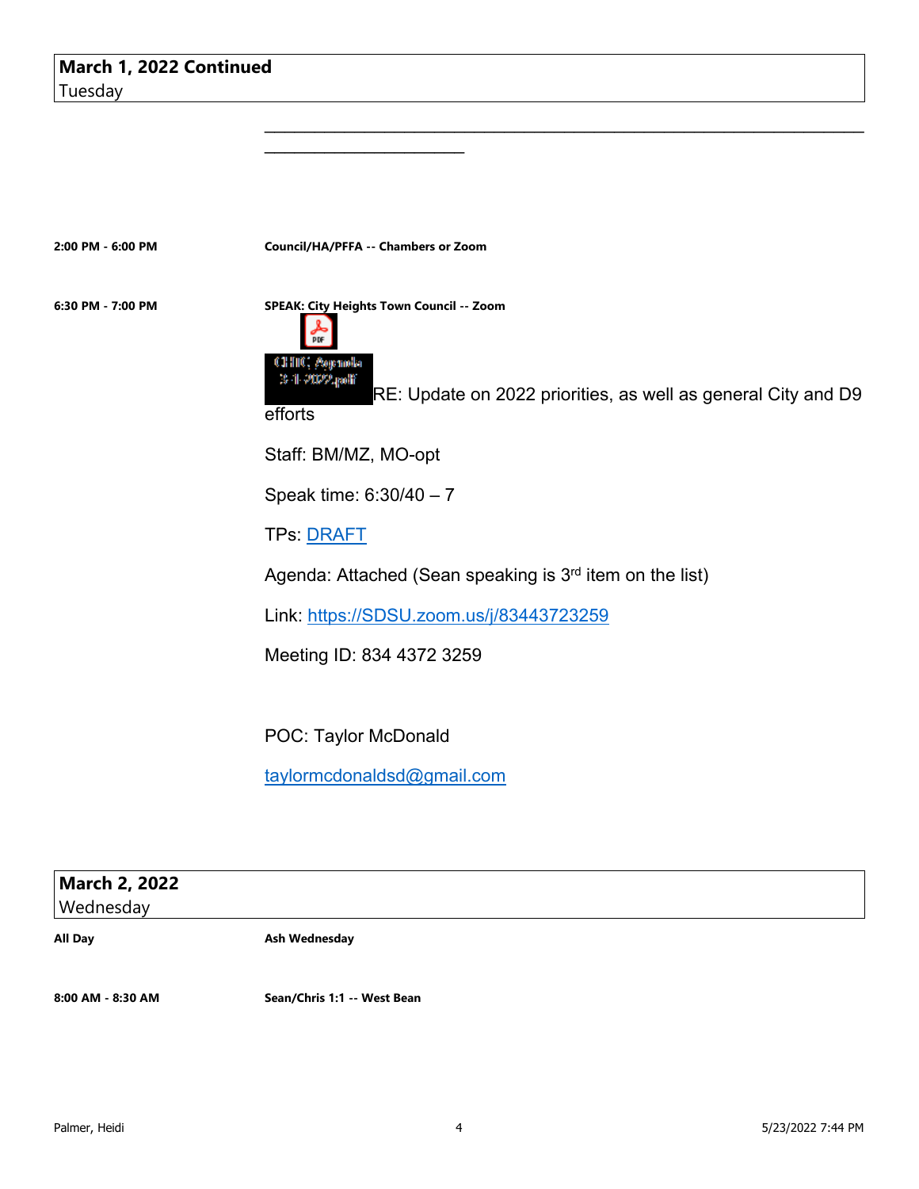**March 1, 2022 Continued**
Tuesday

\_\_\_\_\_\_\_\_\_\_\_\_\_\_\_\_\_\_\_\_\_\_\_\_\_\_\_\_\_\_\_\_\_\_\_\_\_\_\_\_\_\_\_\_\_\_\_\_\_\_\_\_\_\_\_\_\_\_\_\_\_\_\_\_\_\_\_\_\_\_\_\_\_\_\_\_\_\_\_\_\_\_\_\_\_\_\_\_\_\_

**2:00 PM - 6:00 PM** — **Council/HA/PFFA -- Chambers or Zoom**

**6:30 PM - 7:00 PM** — **SPEAK: City Heights Town Council -- Zoom**

CHTC Agenda 3-1-2022.pdf

RE: Update on 2022 priorities, as well as general City and D9 efforts

Staff: BM/MZ, MO-opt

Speak time: 6:30/40 – 7

TPs: DRAFT

Agenda: Attached (Sean speaking is 3rd item on the list)

Link: https://SDSU.zoom.us/j/83443723259

Meeting ID: 834 4372 3259

POC: Taylor McDonald

taylormcdonaldsd@gmail.com

**March 2, 2022**
Wednesday

**All Day** — **Ash Wednesday**

**8:00 AM - 8:30 AM** — **Sean/Chris 1:1 -- West Bean**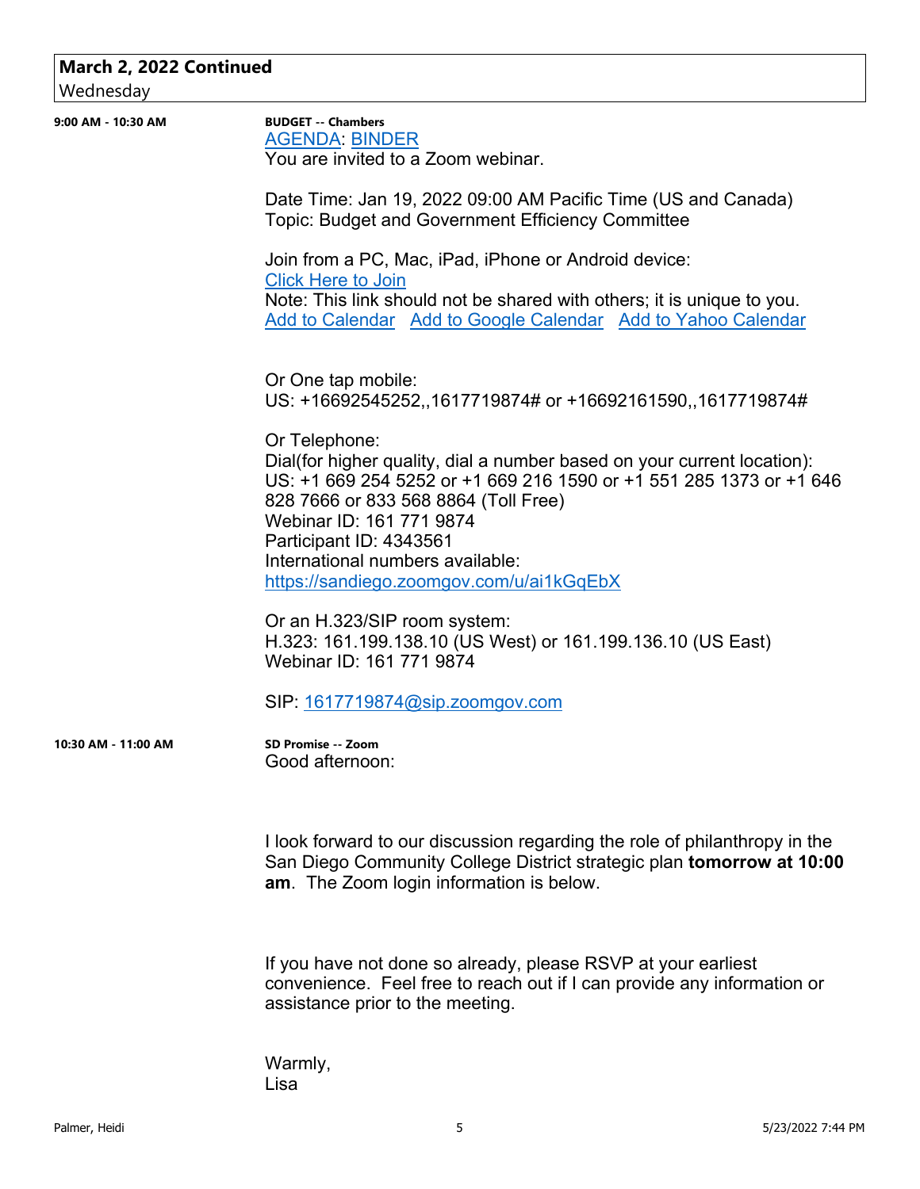## March 2, 2022 Continued
Wednesday

**9:00 AM - 10:30 AM**

**BUDGET -- Chambers**

AGENDA: BINDER

You are invited to a Zoom webinar.

Date Time: Jan 19, 2022 09:00 AM Pacific Time (US and Canada)
Topic: Budget and Government Efficiency Committee

Join from a PC, Mac, iPad, iPhone or Android device:
Click Here to Join
Note: This link should not be shared with others; it is unique to you.
Add to Calendar   Add to Google Calendar   Add to Yahoo Calendar

Or One tap mobile:
US: +16692545252,,1617719874# or +16692161590,,1617719874#

Or Telephone:
Dial(for higher quality, dial a number based on your current location):
US: +1 669 254 5252 or +1 669 216 1590 or +1 551 285 1373 or +1 646 828 7666 or 833 568 8864 (Toll Free)
Webinar ID: 161 771 9874
Participant ID: 4343561
International numbers available:
https://sandiego.zoomgov.com/u/ai1kGqEbX

Or an H.323/SIP room system:
H.323: 161.199.138.10 (US West) or 161.199.136.10 (US East)
Webinar ID: 161 771 9874

SIP: 1617719874@sip.zoomgov.com

**10:30 AM - 11:00 AM**

**SD Promise -- Zoom**

Good afternoon:

I look forward to our discussion regarding the role of philanthropy in the San Diego Community College District strategic plan **tomorrow at 10:00 am**. The Zoom login information is below.

If you have not done so already, please RSVP at your earliest convenience. Feel free to reach out if I can provide any information or assistance prior to the meeting.

Warmly,
Lisa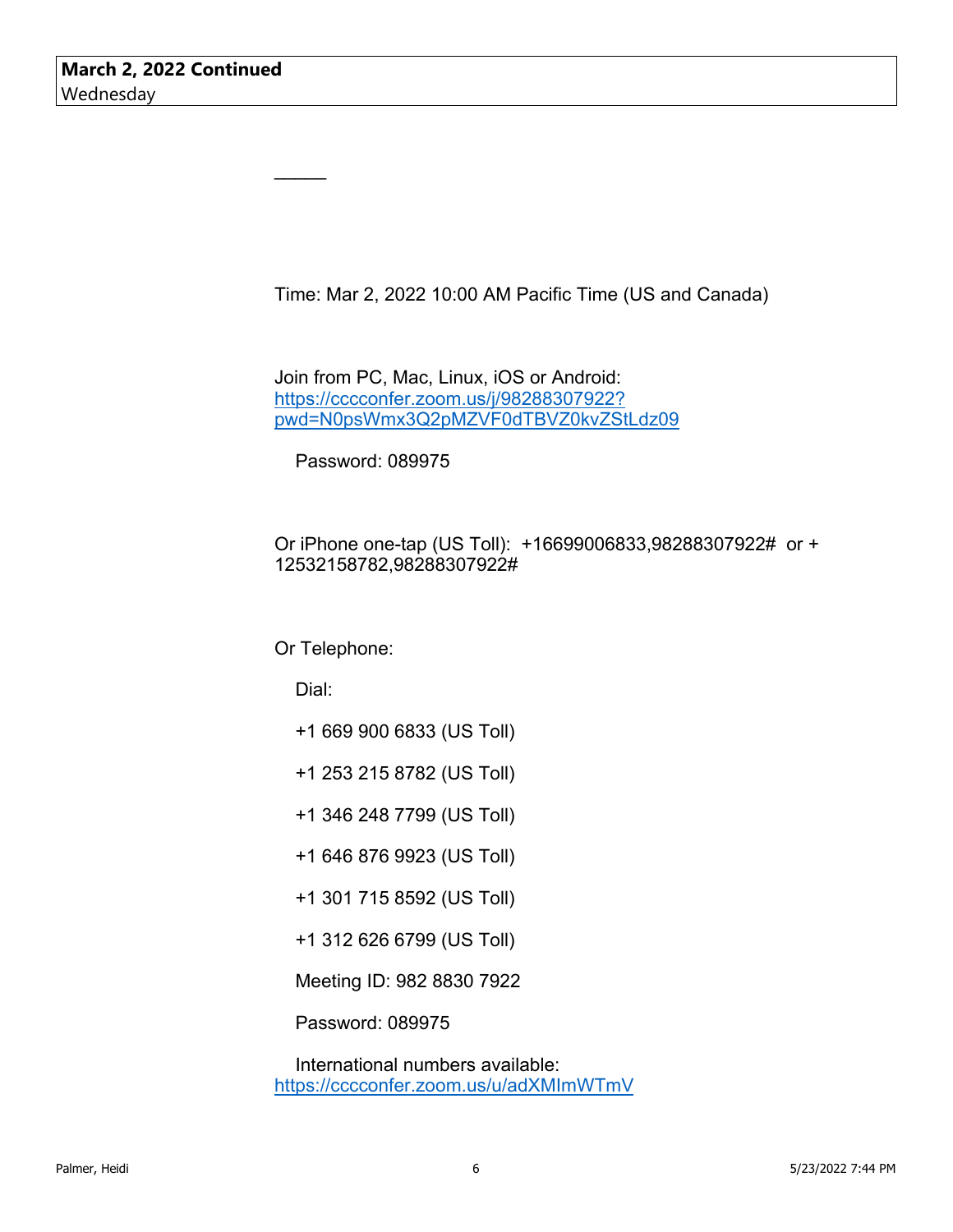**March 2, 2022 Continued**
Wednesday

_____

Time: Mar 2, 2022 10:00 AM Pacific Time (US and Canada)

Join from PC, Mac, Linux, iOS or Android: https://cccconfer.zoom.us/j/98288307922?pwd=N0psWmx3Q2pMZVF0dTBVZ0kvZStLdz09

Password: 089975

Or iPhone one-tap (US Toll): +16699006833,98288307922# or +12532158782,98288307922#

Or Telephone:

Dial:

+1 669 900 6833 (US Toll)

+1 253 215 8782 (US Toll)

+1 346 248 7799 (US Toll)

+1 646 876 9923 (US Toll)

+1 301 715 8592 (US Toll)

+1 312 626 6799 (US Toll)

Meeting ID: 982 8830 7922

Password: 089975

International numbers available: https://cccconfer.zoom.us/u/adXMImWTmV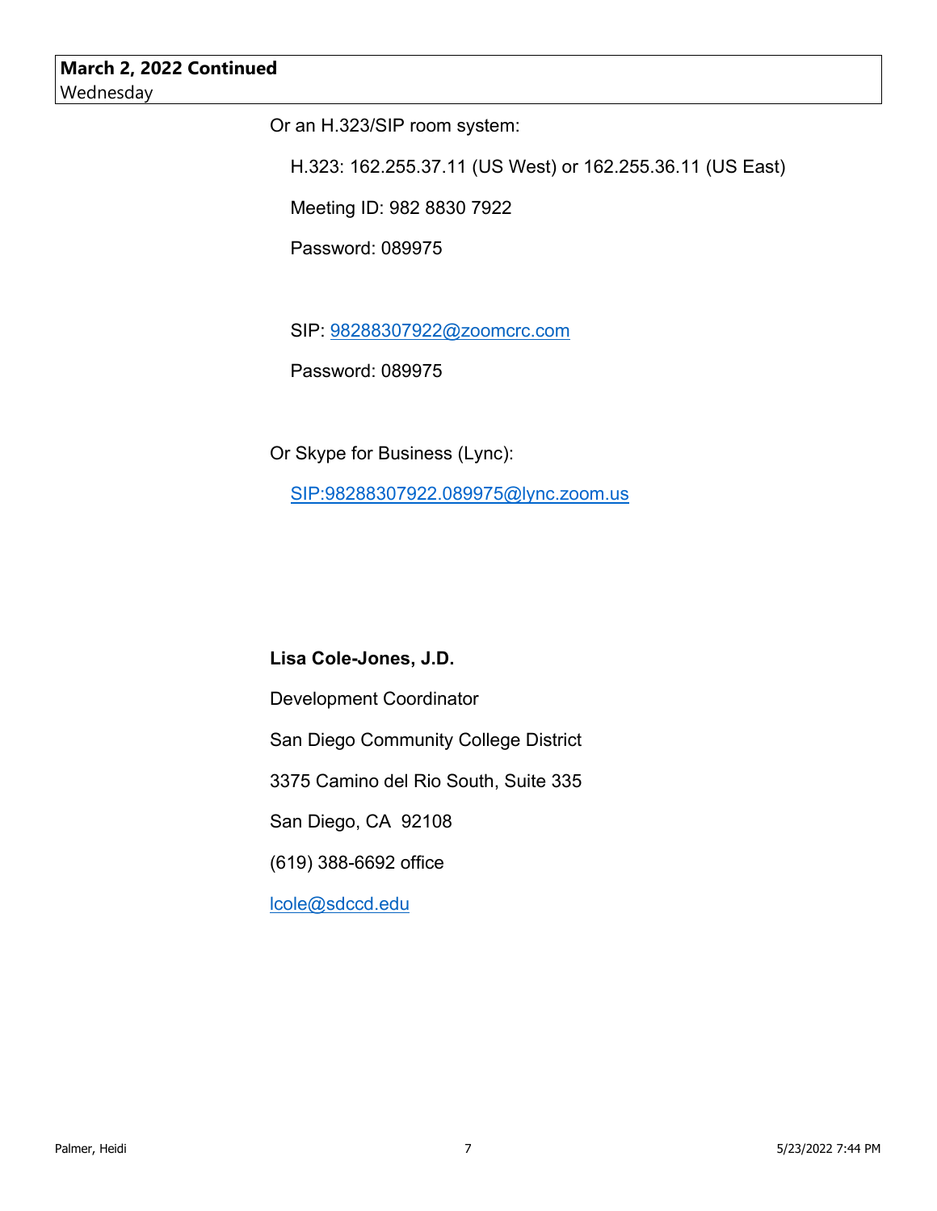**March 2, 2022 Continued**
Wednesday

Or an H.323/SIP room system:

H.323: 162.255.37.11 (US West) or 162.255.36.11 (US East)

Meeting ID: 982 8830 7922

Password: 089975

SIP: 98288307922@zoomcrc.com

Password: 089975

Or Skype for Business (Lync):

SIP:98288307922.089975@lync.zoom.us

**Lisa Cole-Jones, J.D.**

Development Coordinator

San Diego Community College District

3375 Camino del Rio South, Suite 335

San Diego, CA  92108

(619) 388-6692 office

lcole@sdccd.edu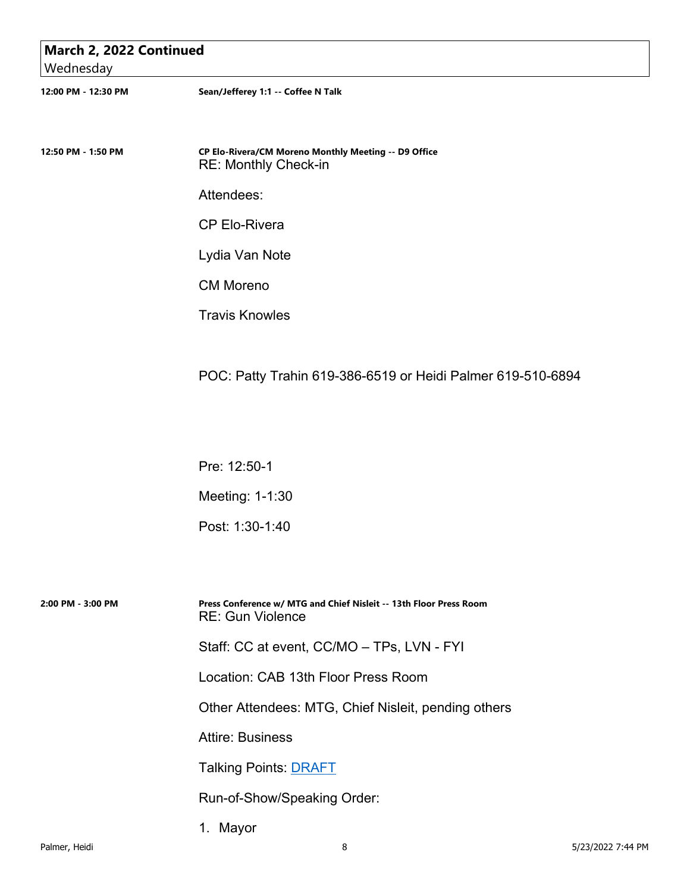## March 2, 2022 Continued
Wednesday

**12:00 PM - 12:30 PM** — **Sean/Jefferey 1:1 -- Coffee N Talk**

**12:50 PM - 1:50 PM** — **CP Elo-Rivera/CM Moreno Monthly Meeting -- D9 Office**

RE: Monthly Check-in

Attendees:

CP Elo-Rivera

Lydia Van Note

CM Moreno

Travis Knowles

POC: Patty Trahin 619-386-6519 or Heidi Palmer 619-510-6894

Pre: 12:50-1

Meeting: 1-1:30

Post: 1:30-1:40

**2:00 PM - 3:00 PM** — **Press Conference w/ MTG and Chief Nisleit -- 13th Floor Press Room**

RE: Gun Violence

Staff: CC at event, CC/MO – TPs, LVN - FYI

Location: CAB 13th Floor Press Room

Other Attendees: MTG, Chief Nisleit, pending others

Attire: Business

Talking Points: DRAFT

Run-of-Show/Speaking Order:

1. Mayor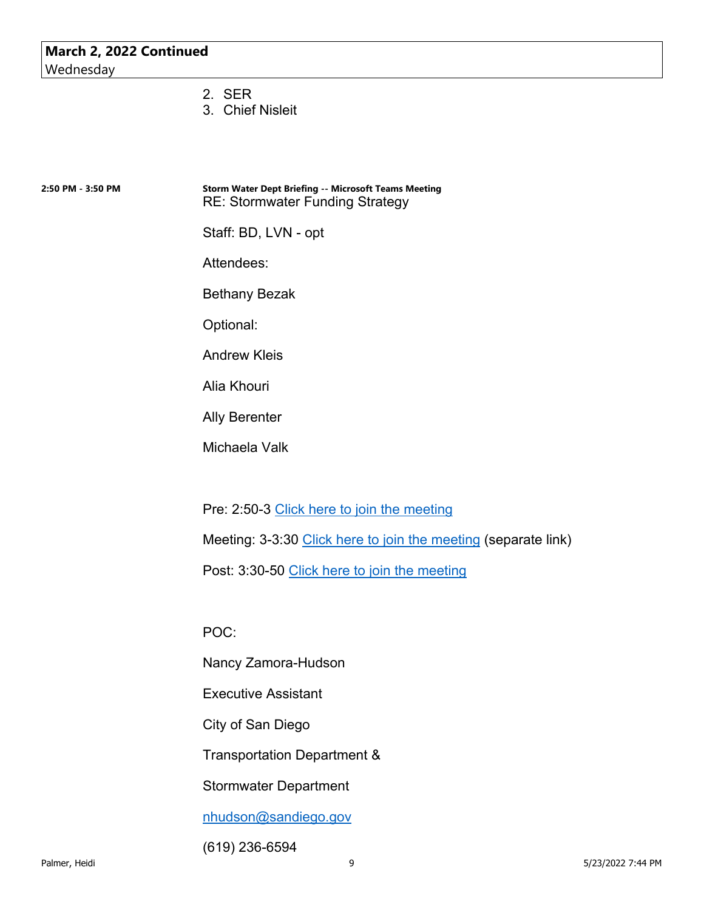**March 2, 2022 Continued**
Wednesday

2. SER
3. Chief Nisleit

**2:50 PM - 3:50 PM**

**Storm Water Dept Briefing -- Microsoft Teams Meeting**
RE: Stormwater Funding Strategy

Staff: BD, LVN - opt

Attendees:

Bethany Bezak

Optional:

Andrew Kleis

Alia Khouri

Ally Berenter

Michaela Valk

Pre: 2:50-3 Click here to join the meeting

Meeting: 3-3:30 Click here to join the meeting (separate link)

Post: 3:30-50 Click here to join the meeting

POC:

Nancy Zamora-Hudson

Executive Assistant

City of San Diego

Transportation Department &

Stormwater Department

nhudson@sandiego.gov

(619) 236-6594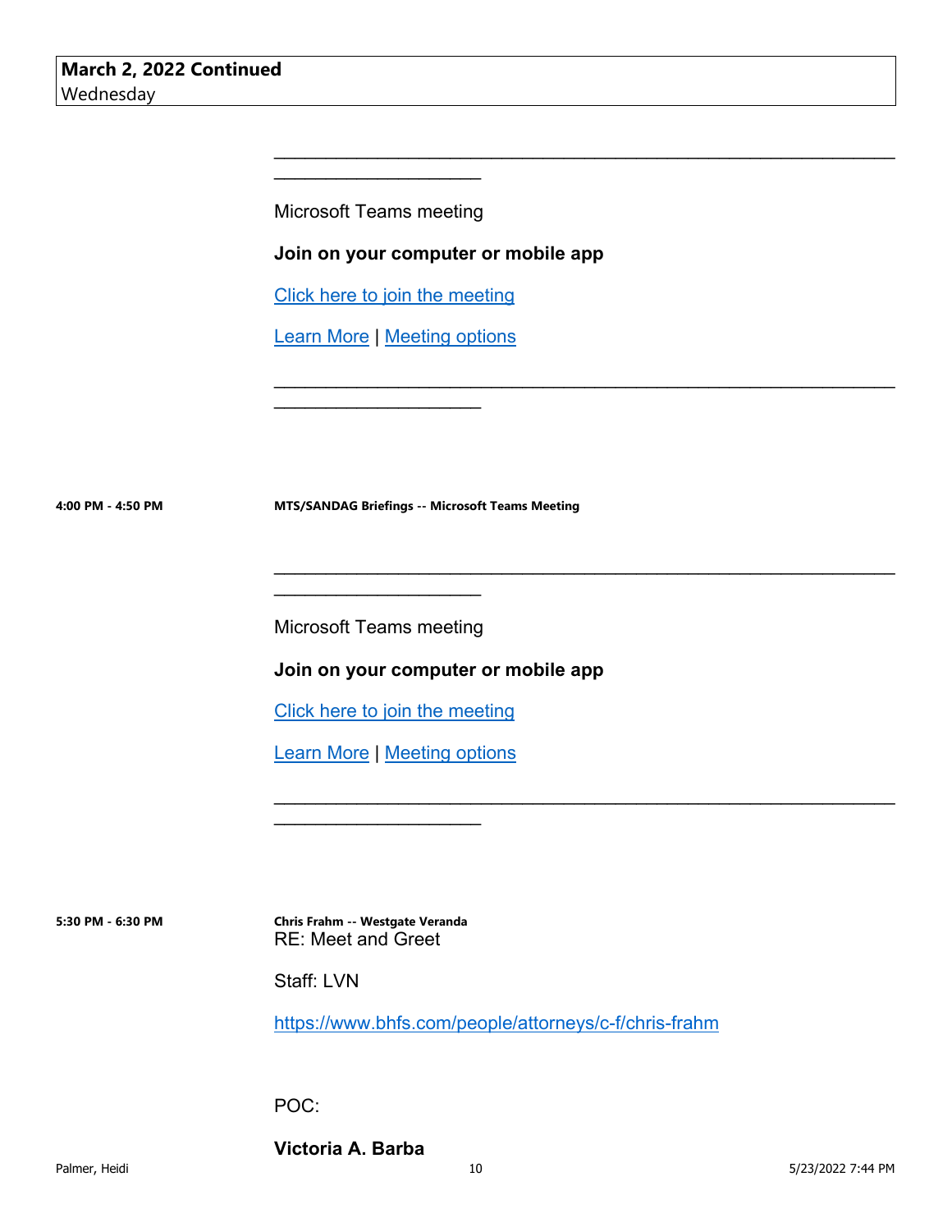**March 2, 2022 Continued**
Wednesday

________________________________________________________________________________

Microsoft Teams meeting

**Join on your computer or mobile app**

Click here to join the meeting

Learn More | Meeting options

________________________________________________________________________________

**4:00 PM - 4:50 PM** **MTS/SANDAG Briefings -- Microsoft Teams Meeting**

________________________________________________________________________________

Microsoft Teams meeting

**Join on your computer or mobile app**

Click here to join the meeting

Learn More | Meeting options

________________________________________________________________________________

**5:30 PM - 6:30 PM** **Chris Frahm -- Westgate Veranda**

RE: Meet and Greet

Staff: LVN

https://www.bhfs.com/people/attorneys/c-f/chris-frahm

POC:

**Victoria A. Barba**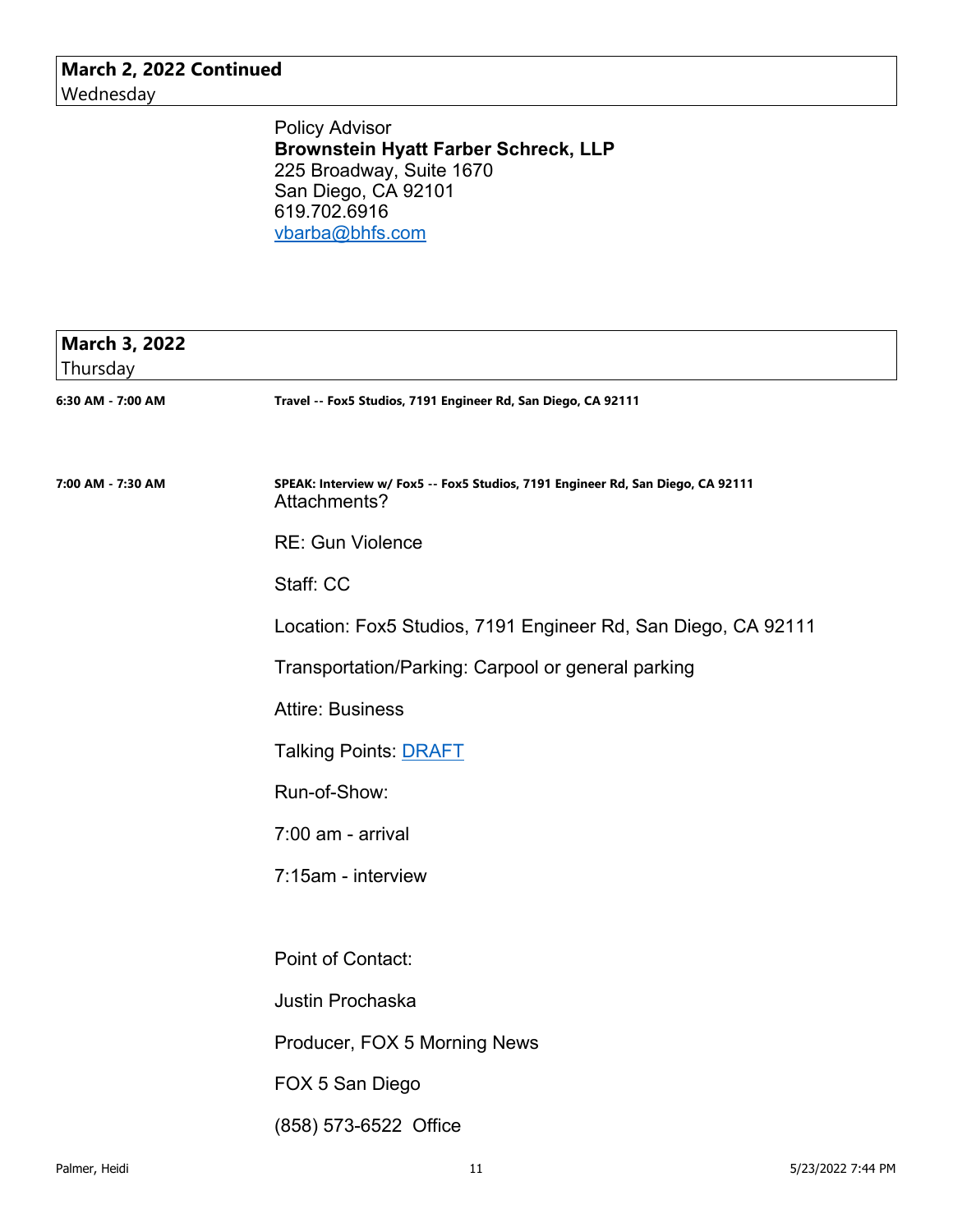**March 2, 2022 Continued**
Wednesday

Policy Advisor
**Brownstein Hyatt Farber Schreck, LLP**
225 Broadway, Suite 1670
San Diego, CA 92101
619.702.6916
vbarba@bhfs.com

**March 3, 2022**
Thursday

**6:30 AM - 7:00 AM** — **Travel -- Fox5 Studios, 7191 Engineer Rd, San Diego, CA 92111**

**7:00 AM - 7:30 AM** — **SPEAK: Interview w/ Fox5 -- Fox5 Studios, 7191 Engineer Rd, San Diego, CA 92111**

Attachments?

RE: Gun Violence

Staff: CC

Location: Fox5 Studios, 7191 Engineer Rd, San Diego, CA 92111

Transportation/Parking: Carpool or general parking

Attire: Business

Talking Points: DRAFT

Run-of-Show:

7:00 am - arrival

7:15am - interview

Point of Contact:

Justin Prochaska

Producer, FOX 5 Morning News

FOX 5 San Diego

(858) 573-6522 Office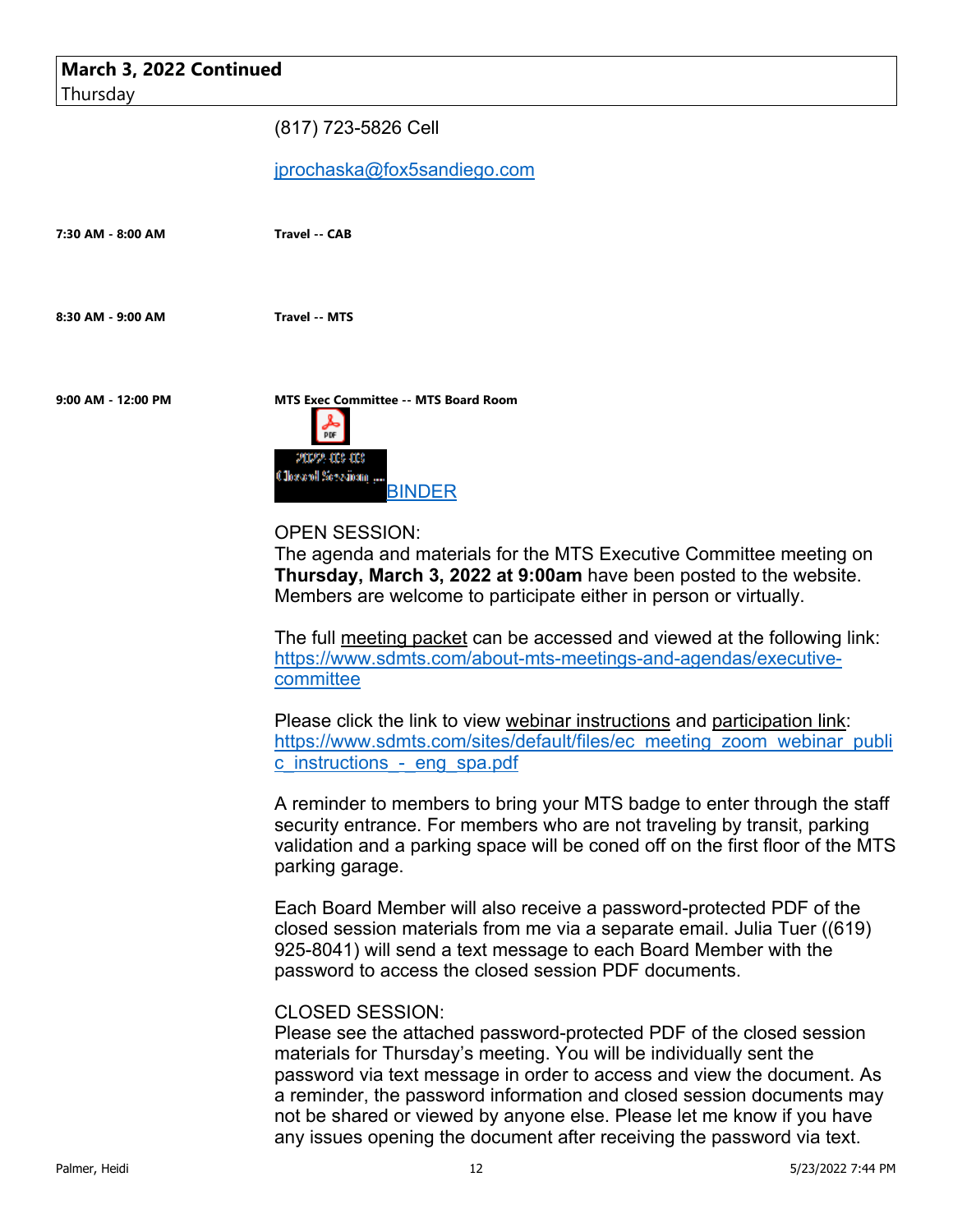## March 3, 2022 Continued
Thursday

(817) 723-5826 Cell

jprochaska@fox5sandiego.com

**7:30 AM - 8:00 AM** — **Travel -- CAB**

**8:30 AM - 9:00 AM** — **Travel -- MTS**

**9:00 AM - 12:00 PM** — **MTS Exec Committee -- MTS Board Room**

BINDER

OPEN SESSION:
The agenda and materials for the MTS Executive Committee meeting on **Thursday, March 3, 2022 at 9:00am** have been posted to the website. Members are welcome to participate either in person or virtually.

The full meeting packet can be accessed and viewed at the following link: https://www.sdmts.com/about-mts-meetings-and-agendas/executive-committee

Please click the link to view webinar instructions and participation link: https://www.sdmts.com/sites/default/files/ec_meeting_zoom_webinar_public_instructions_-_eng_spa.pdf

A reminder to members to bring your MTS badge to enter through the staff security entrance. For members who are not traveling by transit, parking validation and a parking space will be coned off on the first floor of the MTS parking garage.

Each Board Member will also receive a password-protected PDF of the closed session materials from me via a separate email. Julia Tuer ((619) 925-8041) will send a text message to each Board Member with the password to access the closed session PDF documents.

CLOSED SESSION:
Please see the attached password-protected PDF of the closed session materials for Thursday's meeting. You will be individually sent the password via text message in order to access and view the document. As a reminder, the password information and closed session documents may not be shared or viewed by anyone else. Please let me know if you have any issues opening the document after receiving the password via text.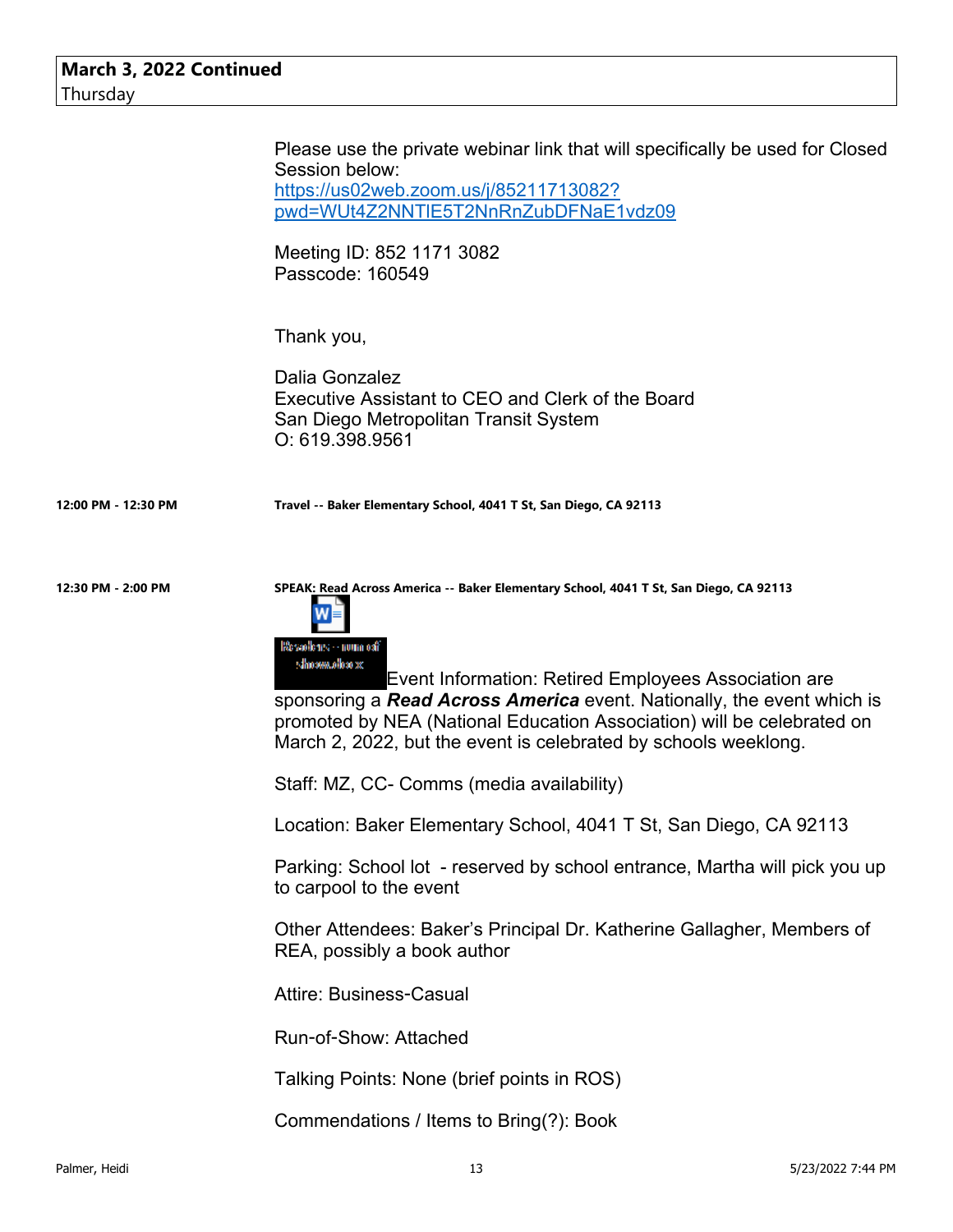**March 3, 2022 Continued**
Thursday

Please use the private webinar link that will specifically be used for Closed Session below:
https://us02web.zoom.us/j/85211713082?pwd=WUt4Z2NNTlE5T2NnRnZubDFNaE1vdz09

Meeting ID: 852 1171 3082
Passcode: 160549

Thank you,

Dalia Gonzalez
Executive Assistant to CEO and Clerk of the Board
San Diego Metropolitan Transit System
O: 619.398.9561

**12:00 PM - 12:30 PM** **Travel -- Baker Elementary School, 4041 T St, San Diego, CA 92113**

**12:30 PM - 2:00 PM** **SPEAK: Read Across America -- Baker Elementary School, 4041 T St, San Diego, CA 92113**

Readers - run of show.docx

Event Information: Retired Employees Association are sponsoring a ***Read Across America*** event. Nationally, the event which is promoted by NEA (National Education Association) will be celebrated on March 2, 2022, but the event is celebrated by schools weeklong.

Staff: MZ, CC- Comms (media availability)

Location: Baker Elementary School, 4041 T St, San Diego, CA 92113

Parking: School lot - reserved by school entrance, Martha will pick you up to carpool to the event

Other Attendees: Baker's Principal Dr. Katherine Gallagher, Members of REA, possibly a book author

Attire: Business-Casual

Run-of-Show: Attached

Talking Points: None (brief points in ROS)

Commendations / Items to Bring(?): Book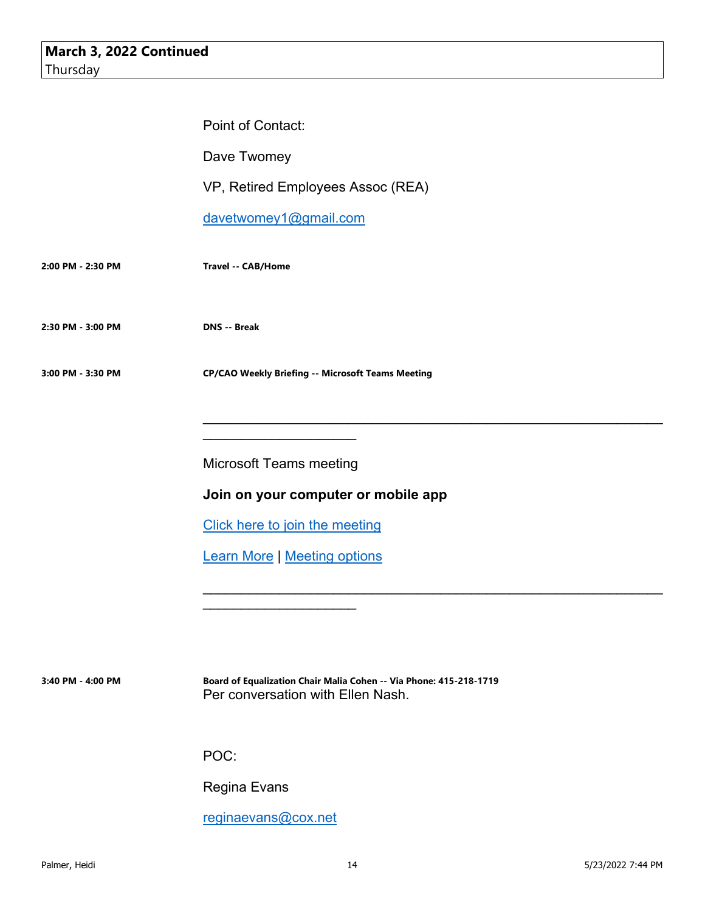**March 3, 2022 Continued**
Thursday

Point of Contact:

Dave Twomey

VP, Retired Employees Assoc (REA)

davetwomey1@gmail.com

**2:00 PM - 2:30 PM** **Travel -- CAB/Home**

**2:30 PM - 3:00 PM** **DNS -- Break**

**3:00 PM - 3:30 PM** **CP/CAO Weekly Briefing -- Microsoft Teams Meeting**

________________________________________________________________________________

Microsoft Teams meeting

**Join on your computer or mobile app**

Click here to join the meeting

Learn More | Meeting options

________________________________________________________________________________

**3:40 PM - 4:00 PM** **Board of Equalization Chair Malia Cohen -- Via Phone: 415-218-1719**

Per conversation with Ellen Nash.

POC:

Regina Evans

reginaevans@cox.net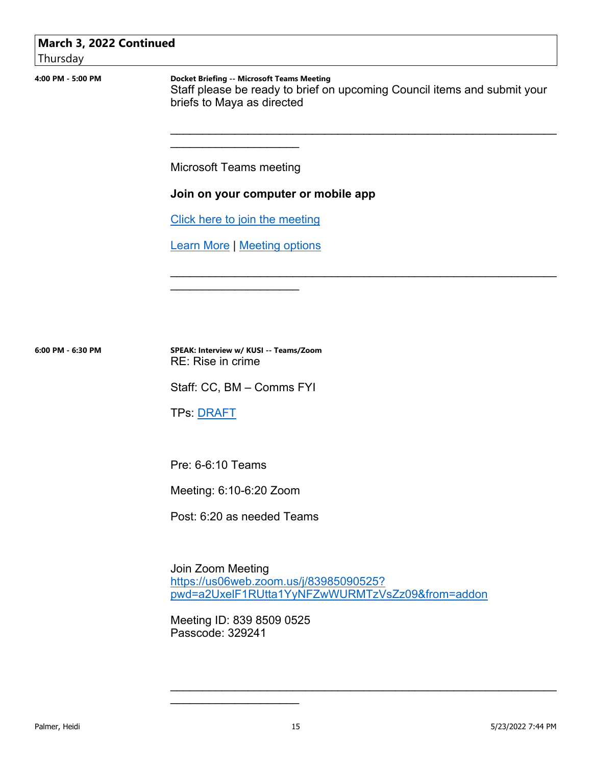## March 3, 2022 Continued
Thursday

**4:00 PM - 5:00 PM**

**Docket Briefing -- Microsoft Teams Meeting**

Staff please be ready to brief on upcoming Council items and submit your briefs to Maya as directed

________________________________________________________________________________

Microsoft Teams meeting

**Join on your computer or mobile app**

Click here to join the meeting

Learn More | Meeting options

________________________________________________________________________________

**6:00 PM - 6:30 PM**

**SPEAK: Interview w/ KUSI -- Teams/Zoom**

RE: Rise in crime

Staff: CC, BM – Comms FYI

TPs: DRAFT

Pre: 6-6:10 Teams

Meeting: 6:10-6:20 Zoom

Post: 6:20 as needed Teams

Join Zoom Meeting
https://us06web.zoom.us/j/83985090525?pwd=a2UxelF1RUtta1YyNFZwWURMTzVsZz09&from=addon

Meeting ID: 839 8509 0525
Passcode: 329241

________________________________________________________________________________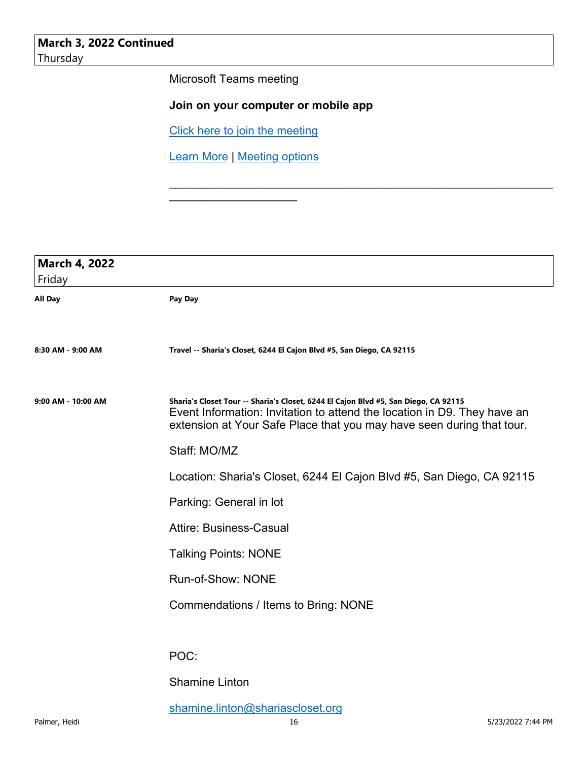**March 3, 2022 Continued**
Thursday

Microsoft Teams meeting

**Join on your computer or mobile app**

Click here to join the meeting

Learn More | Meeting options

________________________________________________________________________________

**March 4, 2022**
Friday

**All Day** — **Pay Day**

**8:30 AM - 9:00 AM** — **Travel -- Sharia's Closet, 6244 El Cajon Blvd #5, San Diego, CA 92115**

**9:00 AM - 10:00 AM** — **Sharia's Closet Tour -- Sharia's Closet, 6244 El Cajon Blvd #5, San Diego, CA 92115**

Event Information: Invitation to attend the location in D9. They have an extension at Your Safe Place that you may have seen during that tour.

Staff: MO/MZ

Location: Sharia's Closet, 6244 El Cajon Blvd #5, San Diego, CA 92115

Parking: General in lot

Attire: Business-Casual

Talking Points: NONE

Run-of-Show: NONE

Commendations / Items to Bring: NONE

POC:

Shamine Linton

shamine.linton@shariascloset.org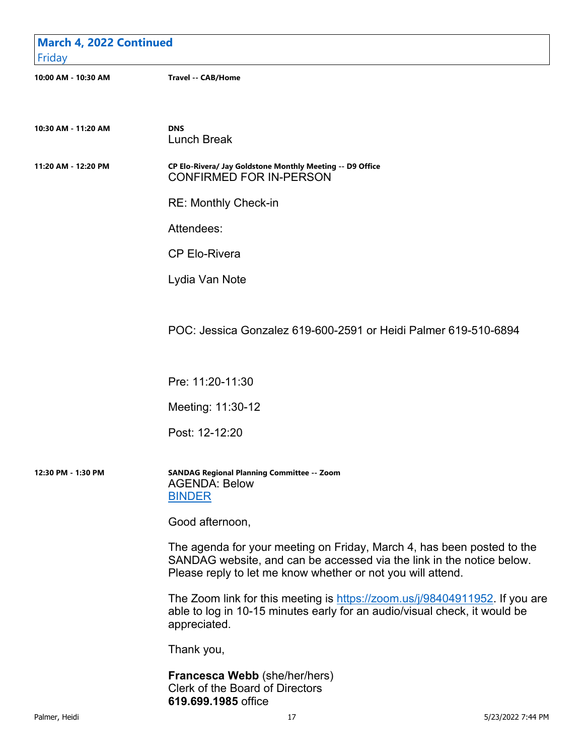## March 4, 2022 Continued
Friday

**10:00 AM - 10:30 AM** — **Travel -- CAB/Home**

**10:30 AM - 11:20 AM** — **DNS**

Lunch Break

**11:20 AM - 12:20 PM** — **CP Elo-Rivera/ Jay Goldstone Monthly Meeting -- D9 Office**

CONFIRMED FOR IN-PERSON

RE: Monthly Check-in

Attendees:

CP Elo-Rivera

Lydia Van Note

POC: Jessica Gonzalez 619-600-2591 or Heidi Palmer 619-510-6894

Pre: 11:20-11:30

Meeting: 11:30-12

Post: 12-12:20

**12:30 PM - 1:30 PM** — **SANDAG Regional Planning Committee -- Zoom**

AGENDA: Below
[BINDER]

Good afternoon,

The agenda for your meeting on Friday, March 4, has been posted to the SANDAG website, and can be accessed via the link in the notice below. Please reply to let me know whether or not you will attend.

The Zoom link for this meeting is https://zoom.us/j/98404911952. If you are able to log in 10-15 minutes early for an audio/visual check, it would be appreciated.

Thank you,

**Francesca Webb** (she/her/hers)
Clerk of the Board of Directors
**619.699.1985** office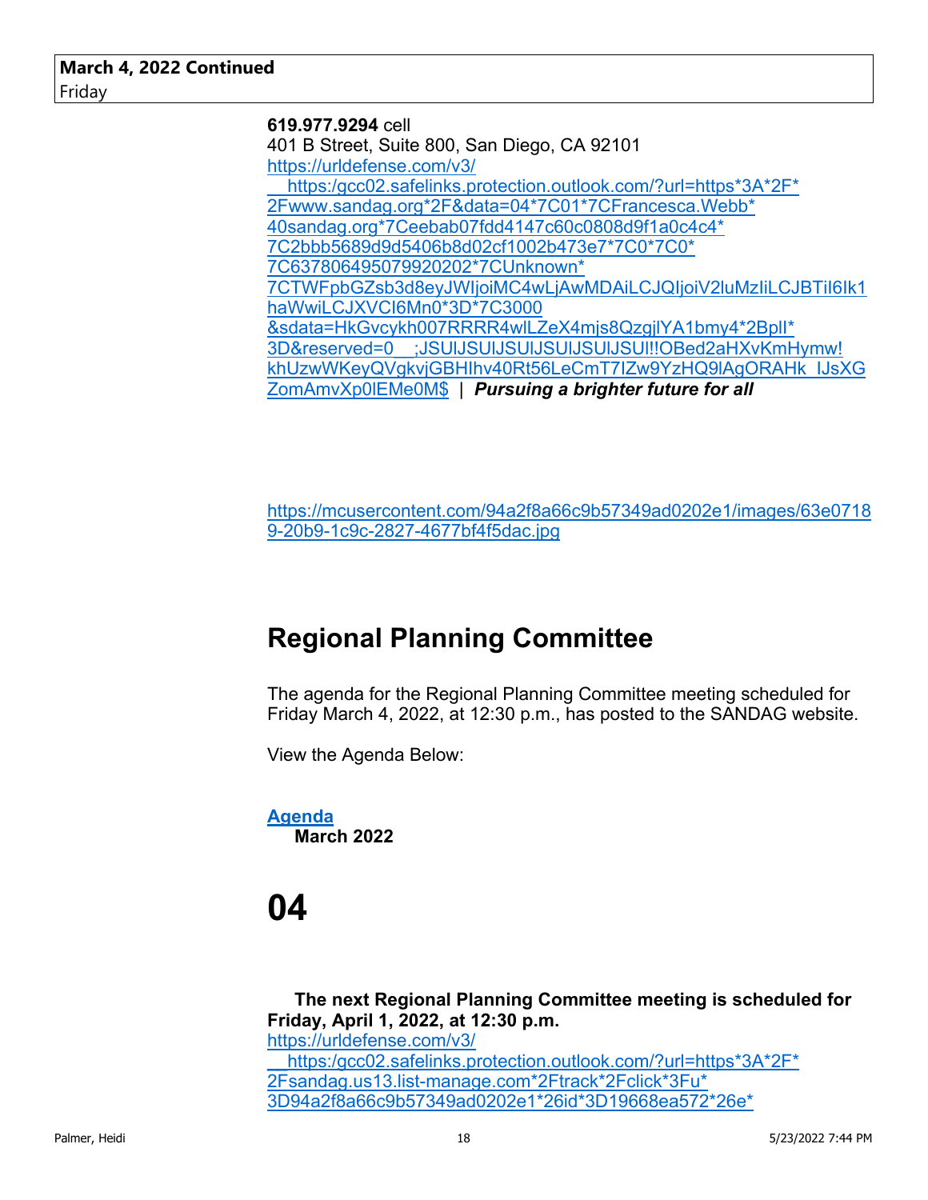**March 4, 2022 Continued**
Friday

**619.977.9294** cell
401 B Street, Suite 800, San Diego, CA 92101
https://urldefense.com/v3/__https:/gcc02.safelinks.protection.outlook.com/?url=https*3A*2F*2Fwww.sandag.org*2F&data=04*7C01*7CFrancesca.Webb*40sandag.org*7Ceebab07fdd4147c60c0808d9f1a0c4c4*7C2bbb5689d9d5406b8d02cf1002b473e7*7C0*7C0*7C637806495079920202*7CUnknown*7CTWFpbGZsb3d8eyJWIjoiMC4wLjAwMDAiLCJQIjoiV2luMzIiLCJBTiI6Ik1haWwiLCJXVCI6Mn0*3D*7C3000&sdata=HkGvcykh007RRRR4wlLZeX4mjs8QzgjlYA1bmy4*2BplI*3D&reserved=0__;JSUlJSUlJSUlJSUlJSUlJSUl!!OBed2aHXvKmHymw!khUzwWKeyQVgkvjGBHIhv40Rt56LeCmT7IZw9YzHQ9lAgORAHk_IJsXGZomAmvXp0lEMe0M$ | ***Pursuing a brighter future for all***

https://mcusercontent.com/94a2f8a66c9b57349ad0202e1/images/63e07189-20b9-1c9c-2827-4677bf4f5dac.jpg

# Regional Planning Committee

The agenda for the Regional Planning Committee meeting scheduled for Friday March 4, 2022, at 12:30 p.m., has posted to the SANDAG website.

View the Agenda Below:

**Agenda**
**March 2022**

# 04

**The next Regional Planning Committee meeting is scheduled for Friday, April 1, 2022, at 12:30 p.m.**
https://urldefense.com/v3/__https:/gcc02.safelinks.protection.outlook.com/?url=https*3A*2F*2Fsandag.us13.list-manage.com*2Ftrack*2Fclick*3Fu*3D94a2f8a66c9b57349ad0202e1*26id*3D19668ea572*26e*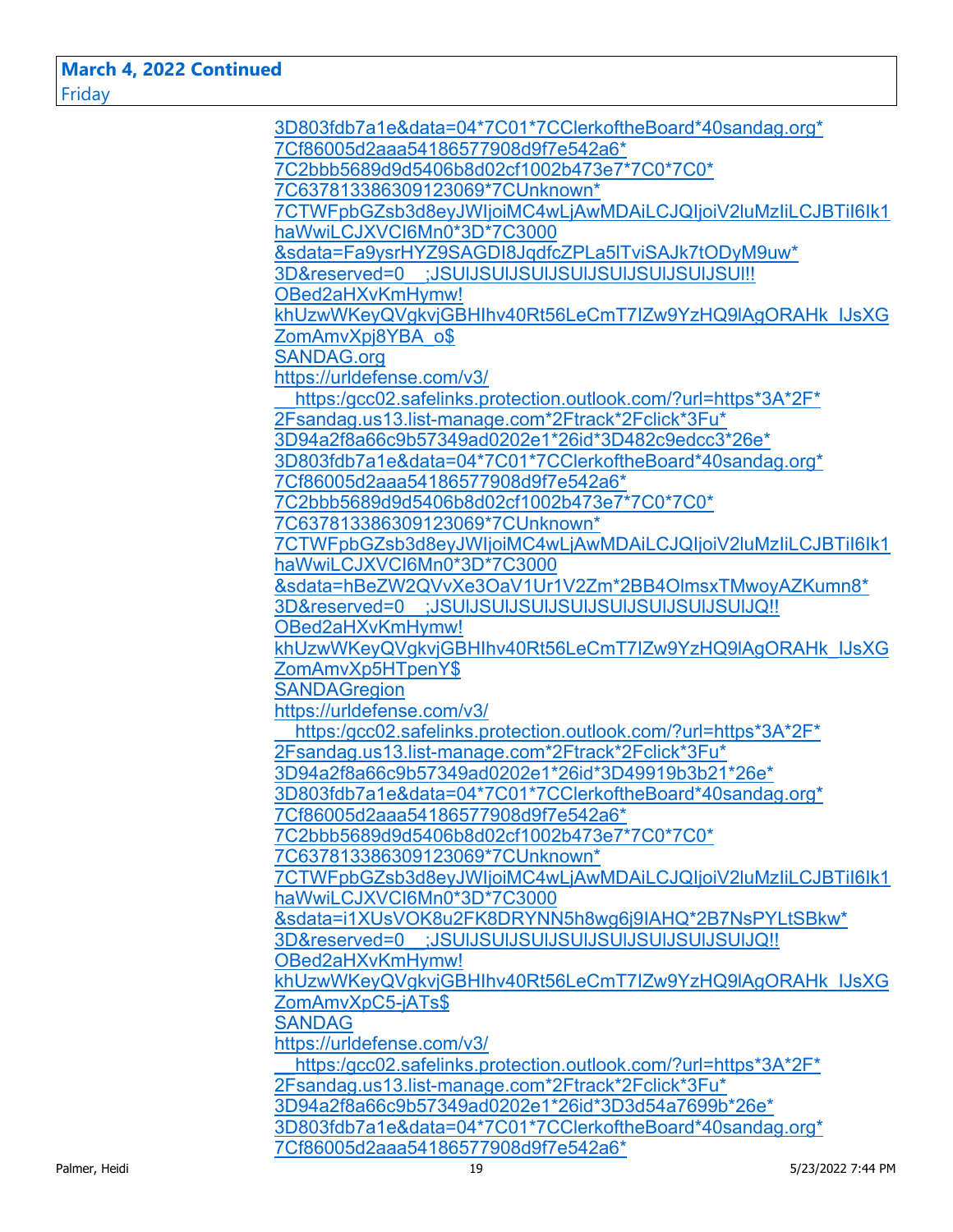**March 4, 2022 Continued**
Friday

3D803fdb7a1e&data=04*7C01*7CClerkoftheBoard*40sandag.org*
7Cf86005d2aaa54186577908d9f7e542a6*
7C2bbb5689d9d5406b8d02cf1002b473e7*7C0*7C0*
7C637813386309123069*7CUnknown*
7CTWFpbGZsb3d8eyJWIjoiMC4wLjAwMDAiLCJQIjoiV2luMzIiLCJBTiI6Ik1
haWwiLCJXVCI6Mn0*3D*7C3000
&sdata=Fa9ysrHYZ9SAGDI8JqdfcZPLa5lTviSAJk7tODyM9uw*
3D&reserved=0__;JSUlJSUlJSUlJSUlJSUlJSUlJSUlJSUl!!
OBed2aHXvKmHymw!
khUzwWKeyQVgkvjGBHIhv40Rt56LeCmT7lZw9YzHQ9lAgORAHk_lJsXG
ZomAmvXpj8YBA_o$
SANDAG.org
https://urldefense.com/v3/
__https:/gcc02.safelinks.protection.outlook.com/?url=https*3A*2F*
2Fsandag.us13.list-manage.com*2Ftrack*2Fclick*3Fu*
3D94a2f8a66c9b57349ad0202e1*26id*3D482c9edcc3*26e*
3D803fdb7a1e&data=04*7C01*7CClerkoftheBoard*40sandag.org*
7Cf86005d2aaa54186577908d9f7e542a6*
7C2bbb5689d9d5406b8d02cf1002b473e7*7C0*7C0*
7C637813386309123069*7CUnknown*
7CTWFpbGZsb3d8eyJWIjoiMC4wLjAwMDAiLCJQIjoiV2luMzIiLCJBTiI6Ik1
haWwiLCJXVCI6Mn0*3D*7C3000
&sdata=hBeZW2QVvXe3OaV1Ur1V2Zm*2BB4OlmsxTMwoyAZKumn8*
3D&reserved=0__;JSUlJSUlJSUlJSUlJSUlJSUlJSUlJSUlJQ!!
OBed2aHXvKmHymw!
khUzwWKeyQVgkvjGBHIhv40Rt56LeCmT7lZw9YzHQ9lAgORAHk_lJsXG
ZomAmvXp5HTpenY$
SANDAGregion
https://urldefense.com/v3/
__https:/gcc02.safelinks.protection.outlook.com/?url=https*3A*2F*
2Fsandag.us13.list-manage.com*2Ftrack*2Fclick*3Fu*
3D94a2f8a66c9b57349ad0202e1*26id*3D49919b3b21*26e*
3D803fdb7a1e&data=04*7C01*7CClerkoftheBoard*40sandag.org*
7Cf86005d2aaa54186577908d9f7e542a6*
7C2bbb5689d9d5406b8d02cf1002b473e7*7C0*7C0*
7C637813386309123069*7CUnknown*
7CTWFpbGZsb3d8eyJWIjoiMC4wLjAwMDAiLCJQIjoiV2luMzIiLCJBTiI6Ik1
haWwiLCJXVCI6Mn0*3D*7C3000
&sdata=i1XUsVOK8u2FK8DRYNN5h8wg6j9IAHQ*2B7NsPYLtSBkw*
3D&reserved=0__;JSUlJSUlJSUlJSUlJSUlJSUlJSUlJSUlJQ!!
OBed2aHXvKmHymw!
khUzwWKeyQVgkvjGBHIhv40Rt56LeCmT7lZw9YzHQ9lAgORAHk_lJsXG
ZomAmvXpC5-jATs$
SANDAG
https://urldefense.com/v3/
__https:/gcc02.safelinks.protection.outlook.com/?url=https*3A*2F*
2Fsandag.us13.list-manage.com*2Ftrack*2Fclick*3Fu*
3D94a2f8a66c9b57349ad0202e1*26id*3D3d54a7699b*26e*
3D803fdb7a1e&data=04*7C01*7CClerkoftheBoard*40sandag.org*
7Cf86005d2aaa54186577908d9f7e542a6*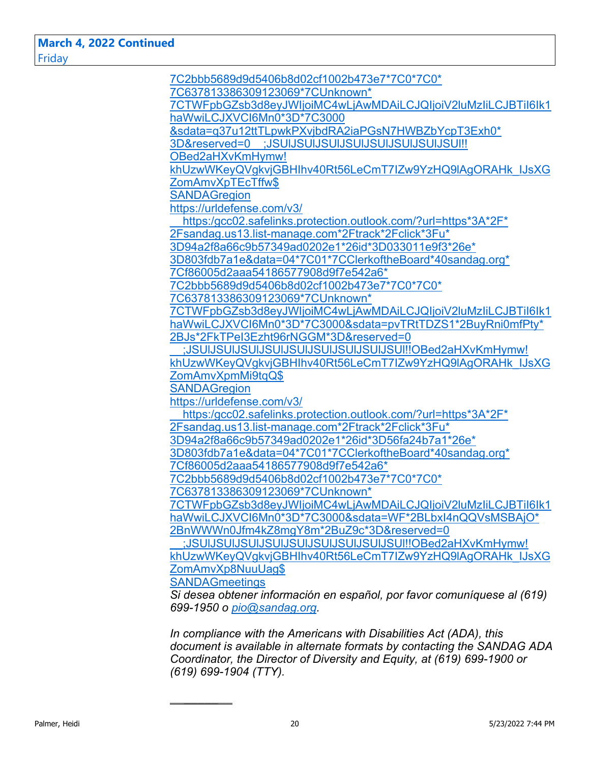**March 4, 2022 Continued**
Friday

7C2bbb5689d9d5406b8d02cf1002b473e7*7C0*7C0*
7C637813386309123069*7CUnknown*
7CTWFpbGZsb3d8eyJWIjoiMC4wLjAwMDAiLCJQIjoiV2luMzIiLCJBTiI6Ik1haWwiLCJXVCI6Mn0*3D*7C3000
&sdata=q37u12ttTLpwkPXvjbdRA2iaPGsN7HWBZbYcpT3Exh0*
3D&reserved=0__;JSUlJSUlJSUlJSUlJSUlJSUlJSUlJSUl!!
OBed2aHXvKmHymw!
khUzwWKeyQVgkvjGBHIhv40Rt56LeCmT7IZw9YzHQ9lAgORAHk_IJsXGZomAmvXpTEcTffw$
SANDAGregion
https://urldefense.com/v3/
__https:/gcc02.safelinks.protection.outlook.com/?url=https*3A*2F*
2Fsandag.us13.list-manage.com*2Ftrack*2Fclick*3Fu*
3D94a2f8a66c9b57349ad0202e1*26id*3D033011e9f3*26e*
3D803fdb7a1e&data=04*7C01*7CClerkoftheBoard*40sandag.org*
7Cf86005d2aaa54186577908d9f7e542a6*
7C2bbb5689d9d5406b8d02cf1002b473e7*7C0*7C0*
7C637813386309123069*7CUnknown*
7CTWFpbGZsb3d8eyJWIjoiMC4wLjAwMDAiLCJQIjoiV2luMzIiLCJBTiI6Ik1haWwiLCJXVCI6Mn0*3D*7C3000&sdata=pvTRtTDZS1*2BuyRni0mfPty*
2BJs*2FkTPeI3Ezht96rNGGM*3D&reserved=0
__;JSUlJSUlJSUlJSUlJSUlJSUlJSUlJSUlJSUl!!OBed2aHXvKmHymw!
khUzwWKeyQVgkvjGBHIhv40Rt56LeCmT7IZw9YzHQ9lAgORAHk_IJsXGZomAmvXpmMi9tqQ$
SANDAGregion
https://urldefense.com/v3/
__https:/gcc02.safelinks.protection.outlook.com/?url=https*3A*2F*
2Fsandag.us13.list-manage.com*2Ftrack*2Fclick*3Fu*
3D94a2f8a66c9b57349ad0202e1*26id*3D56fa24b7a1*26e*
3D803fdb7a1e&data=04*7C01*7CClerkoftheBoard*40sandag.org*
7Cf86005d2aaa54186577908d9f7e542a6*
7C2bbb5689d9d5406b8d02cf1002b473e7*7C0*7C0*
7C637813386309123069*7CUnknown*
7CTWFpbGZsb3d8eyJWIjoiMC4wLjAwMDAiLCJQIjoiV2luMzIiLCJBTiI6Ik1haWwiLCJXVCI6Mn0*3D*7C3000&sdata=WF*2BLbxl4nQQVsMSBAjO*
2BnWWWn0Jfm4kZ8mgY8m*2BuZ9c*3D&reserved=0
__;JSUlJSUlJSUlJSUlJSUlJSUlJSUlJSUlJSUl!!OBed2aHXvKmHymw!
khUzwWKeyQVgkvjGBHIhv40Rt56LeCmT7IZw9YzHQ9lAgORAHk_IJsXGZomAmvXp8NuuUag$
SANDAGmeetings

*Si desea obtener información en español, por favor comuníquese al (619) 699-1950 o pio@sandag.org.*

*In compliance with the Americans with Disabilities Act (ADA), this document is available in alternate formats by contacting the SANDAG ADA Coordinator, the Director of Diversity and Equity, at (619) 699-1900 or (619) 699-1904 (TTY).*

---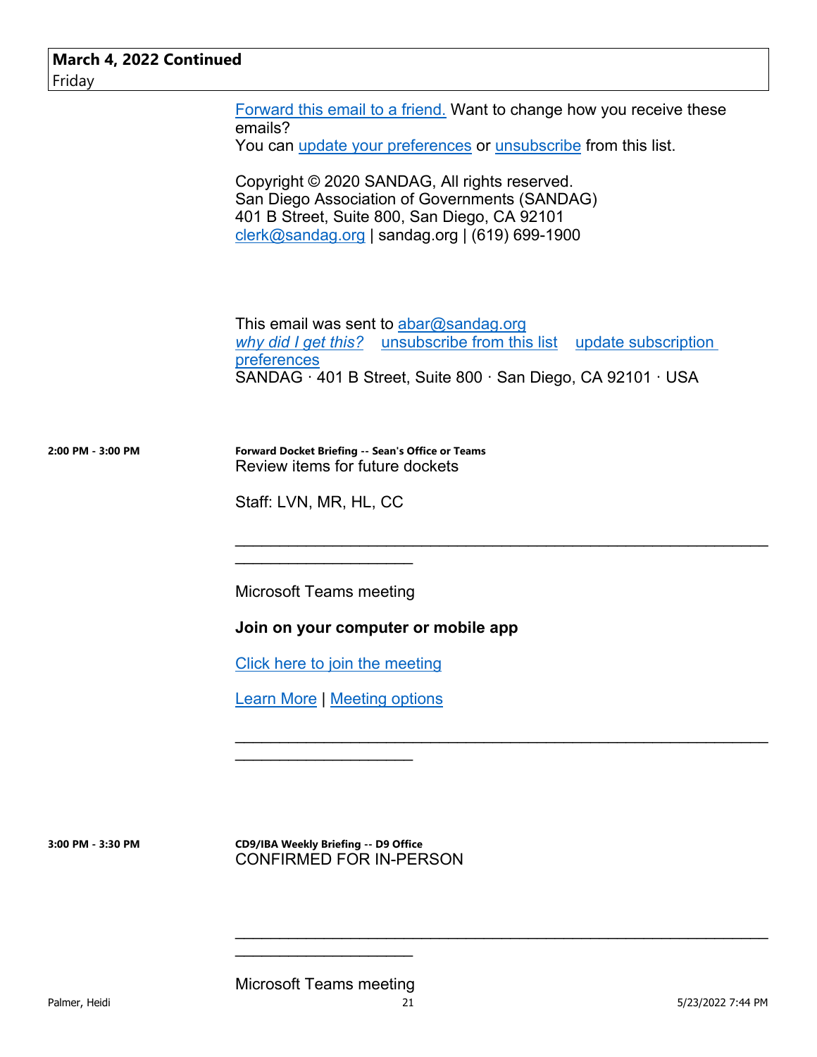**March 4, 2022 Continued**
Friday

Forward this email to a friend. Want to change how you receive these emails?
You can update your preferences or unsubscribe from this list.

Copyright © 2020 SANDAG, All rights reserved.
San Diego Association of Governments (SANDAG)
401 B Street, Suite 800, San Diego, CA 92101
clerk@sandag.org | sandag.org | (619) 699-1900

This email was sent to abar@sandag.org
*why did I get this?* unsubscribe from this list update subscription preferences
SANDAG · 401 B Street, Suite 800 · San Diego, CA 92101 · USA

**2:00 PM - 3:00 PM**

**Forward Docket Briefing -- Sean's Office or Teams**
Review items for future dockets

Staff: LVN, MR, HL, CC

________________________________________________________________________________

Microsoft Teams meeting

**Join on your computer or mobile app**

Click here to join the meeting

Learn More | Meeting options

________________________________________________________________________________

**3:00 PM - 3:30 PM**

**CD9/IBA Weekly Briefing -- D9 Office**
CONFIRMED FOR IN-PERSON

________________________________________________________________________________

Microsoft Teams meeting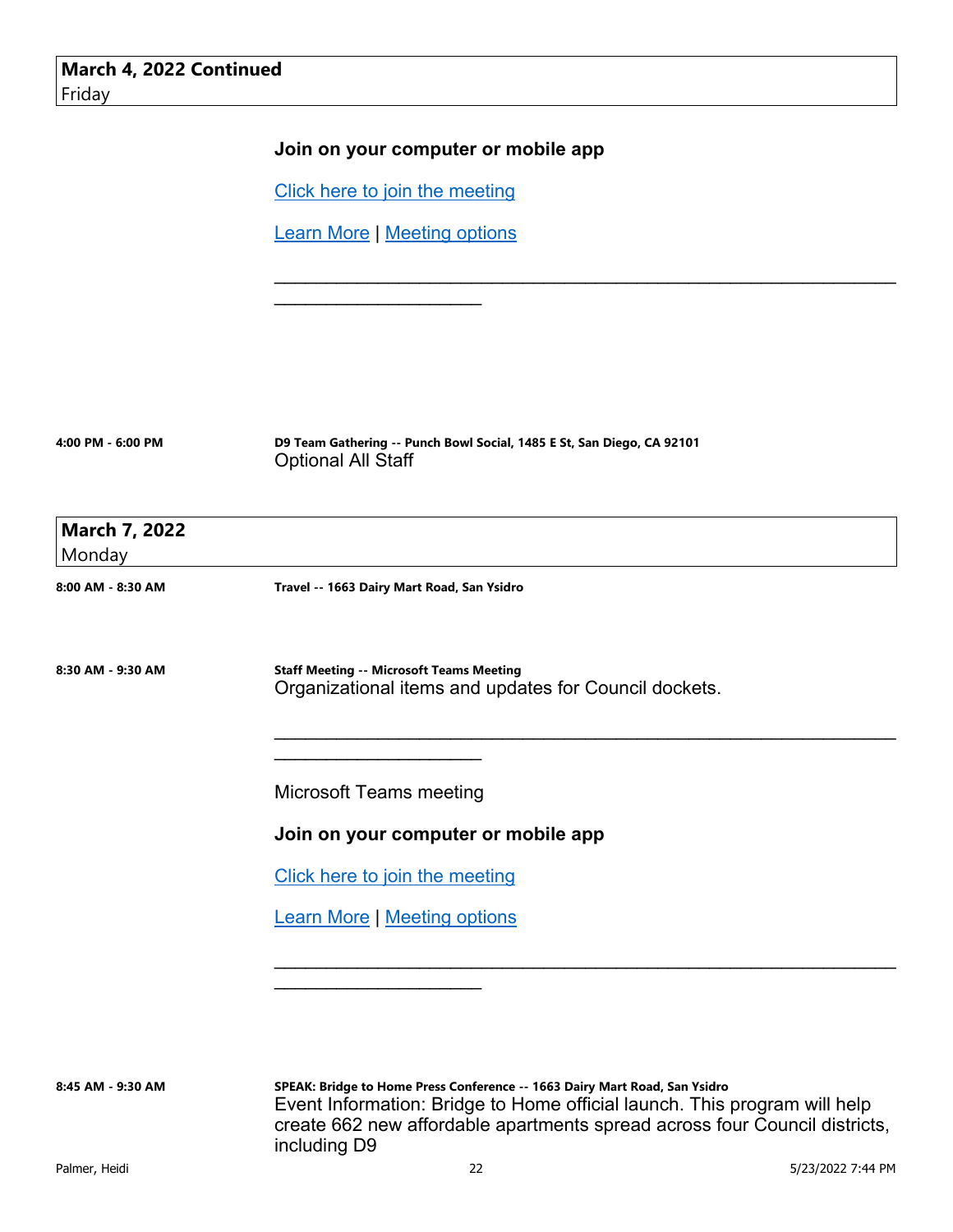**March 4, 2022 Continued**
Friday

**Join on your computer or mobile app**

Click here to join the meeting

Learn More | Meeting options

________________________________________________________________________________

**4:00 PM - 6:00 PM** — **D9 Team Gathering -- Punch Bowl Social, 1485 E St, San Diego, CA 92101**
Optional All Staff

**March 7, 2022**
Monday

**8:00 AM - 8:30 AM** — **Travel -- 1663 Dairy Mart Road, San Ysidro**

**8:30 AM - 9:30 AM** — **Staff Meeting -- Microsoft Teams Meeting**
Organizational items and updates for Council dockets.

________________________________________________________________________________

Microsoft Teams meeting

**Join on your computer or mobile app**

Click here to join the meeting

Learn More | Meeting options

________________________________________________________________________________

**8:45 AM - 9:30 AM** — **SPEAK: Bridge to Home Press Conference -- 1663 Dairy Mart Road, San Ysidro**
Event Information: Bridge to Home official launch. This program will help create 662 new affordable apartments spread across four Council districts, including D9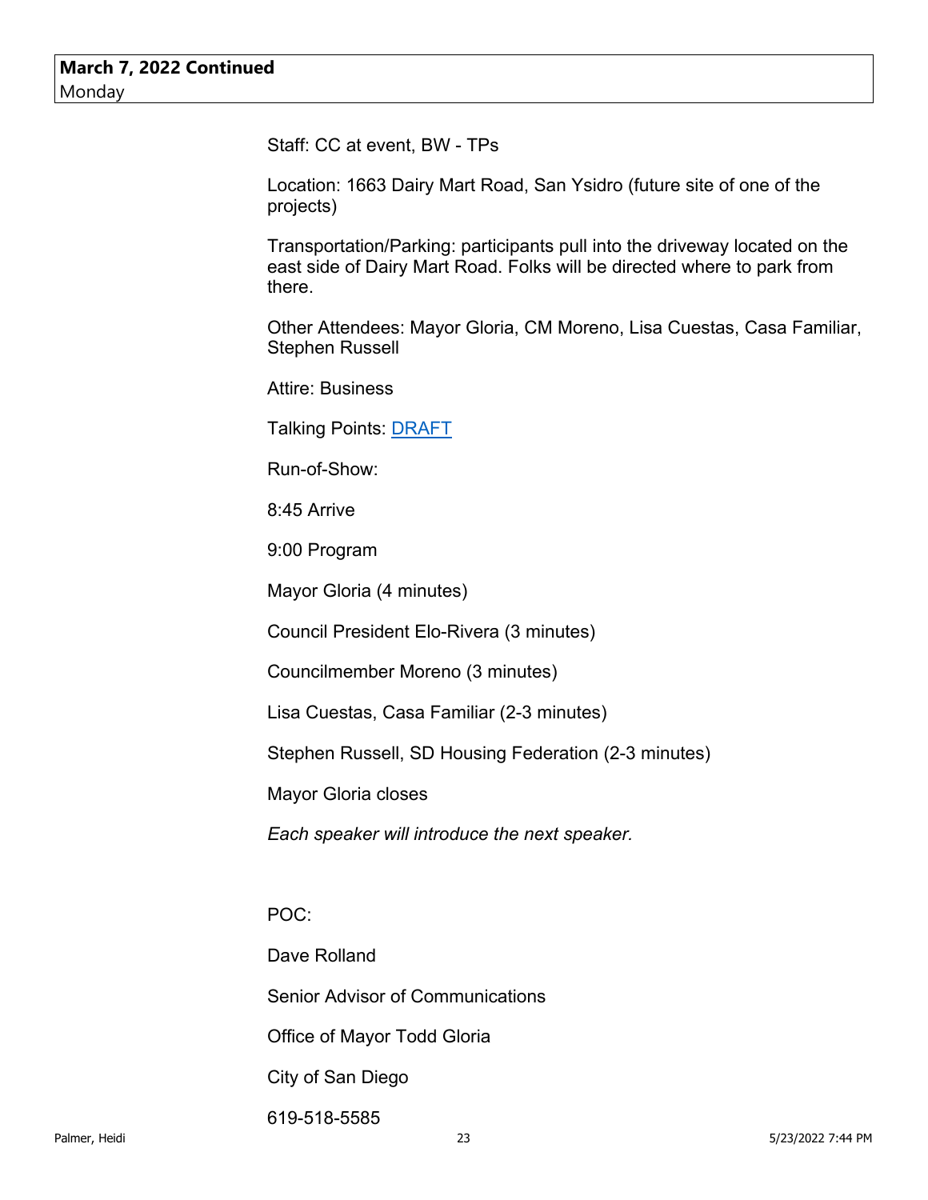**March 7, 2022 Continued**
Monday

Staff: CC at event, BW - TPs

Location: 1663 Dairy Mart Road, San Ysidro (future site of one of the projects)

Transportation/Parking: participants pull into the driveway located on the east side of Dairy Mart Road. Folks will be directed where to park from there.

Other Attendees: Mayor Gloria, CM Moreno, Lisa Cuestas, Casa Familiar, Stephen Russell

Attire: Business

Talking Points: DRAFT

Run-of-Show:

8:45 Arrive

9:00 Program

Mayor Gloria (4 minutes)

Council President Elo-Rivera (3 minutes)

Councilmember Moreno (3 minutes)

Lisa Cuestas, Casa Familiar (2-3 minutes)

Stephen Russell, SD Housing Federation (2-3 minutes)

Mayor Gloria closes

*Each speaker will introduce the next speaker.*

POC:

Dave Rolland

Senior Advisor of Communications

Office of Mayor Todd Gloria

City of San Diego

619-518-5585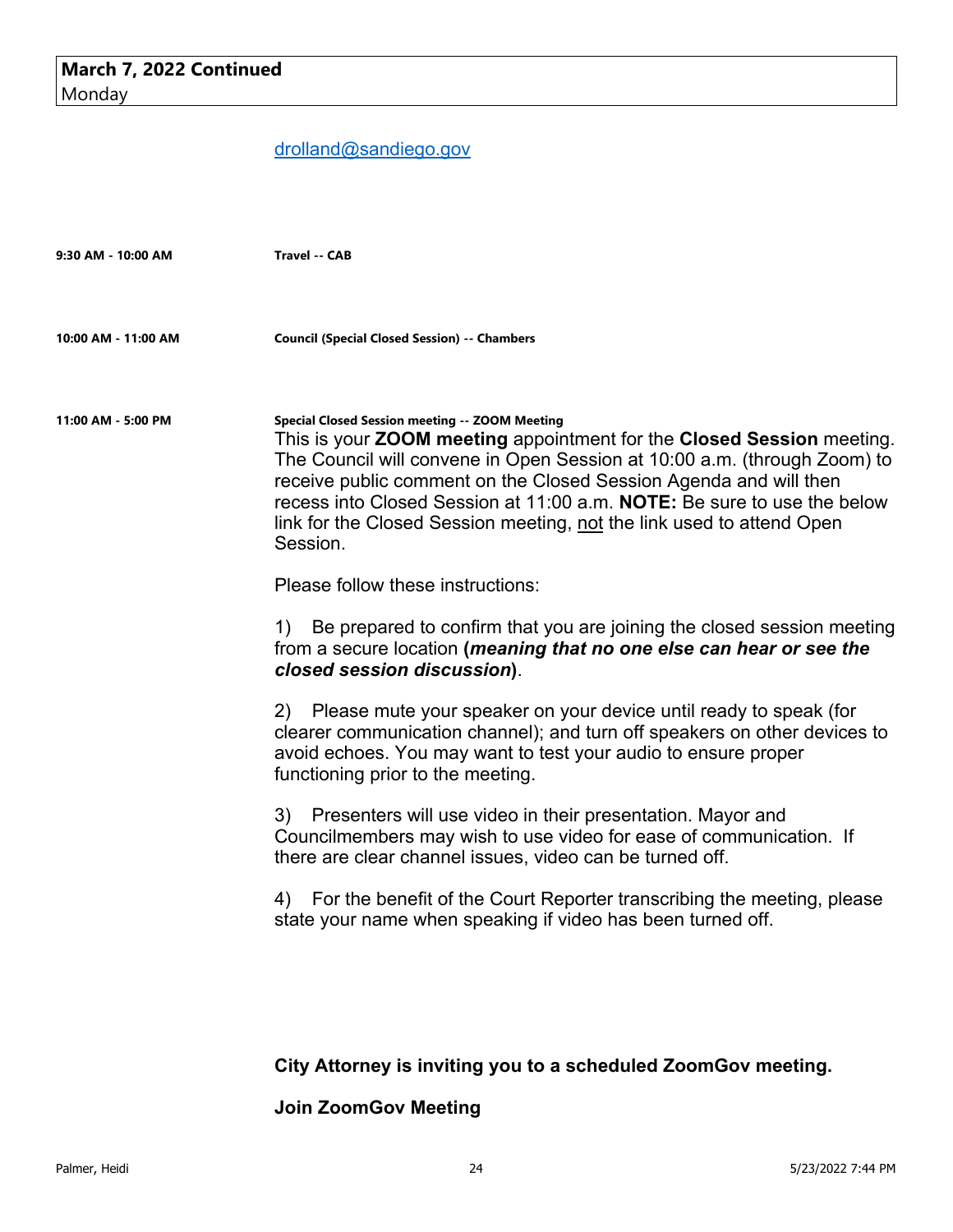**March 7, 2022 Continued**
Monday

drolland@sandiego.gov

**9:30 AM - 10:00 AM** — **Travel -- CAB**

**10:00 AM - 11:00 AM** — **Council (Special Closed Session) -- Chambers**

**11:00 AM - 5:00 PM** — **Special Closed Session meeting -- ZOOM Meeting**

This is your **ZOOM meeting** appointment for the **Closed Session** meeting. The Council will convene in Open Session at 10:00 a.m. (through Zoom) to receive public comment on the Closed Session Agenda and will then recess into Closed Session at 11:00 a.m. **NOTE:** Be sure to use the below link for the Closed Session meeting, not the link used to attend Open Session.

Please follow these instructions:

1) Be prepared to confirm that you are joining the closed session meeting from a secure location **(*meaning that no one else can hear or see the closed session discussion*)**.

2) Please mute your speaker on your device until ready to speak (for clearer communication channel); and turn off speakers on other devices to avoid echoes. You may want to test your audio to ensure proper functioning prior to the meeting.

3) Presenters will use video in their presentation. Mayor and Councilmembers may wish to use video for ease of communication. If there are clear channel issues, video can be turned off.

4) For the benefit of the Court Reporter transcribing the meeting, please state your name when speaking if video has been turned off.

**City Attorney is inviting you to a scheduled ZoomGov meeting.**

**Join ZoomGov Meeting**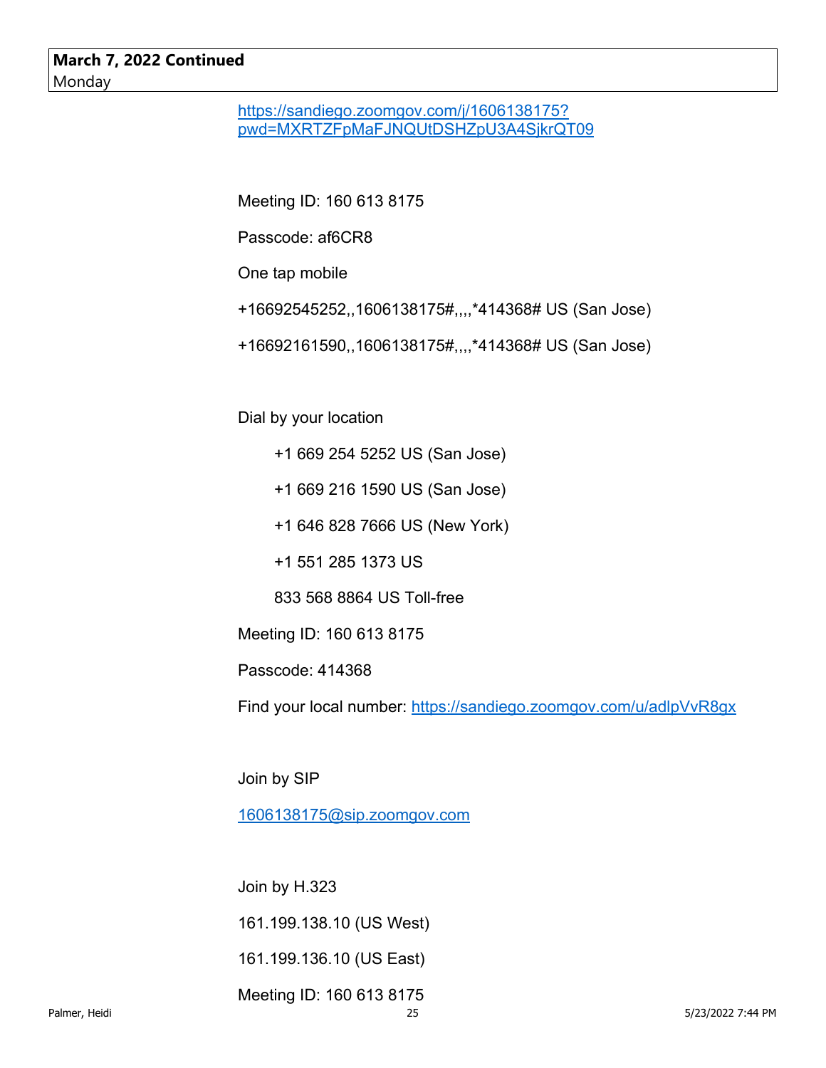**March 7, 2022 Continued**
Monday

https://sandiego.zoomgov.com/j/1606138175?pwd=MXRTZFpMaFJNQUtDSHZpU3A4SjkrQT09

Meeting ID: 160 613 8175

Passcode: af6CR8

One tap mobile

+16692545252,,1606138175#,,,,*414368# US (San Jose)

+16692161590,,1606138175#,,,,*414368# US (San Jose)

Dial by your location

+1 669 254 5252 US (San Jose)

+1 669 216 1590 US (San Jose)

+1 646 828 7666 US (New York)

+1 551 285 1373 US

833 568 8864 US Toll-free

Meeting ID: 160 613 8175

Passcode: 414368

Find your local number: https://sandiego.zoomgov.com/u/adlpVvR8gx

Join by SIP

1606138175@sip.zoomgov.com

Join by H.323

161.199.138.10 (US West)

161.199.136.10 (US East)

Meeting ID: 160 613 8175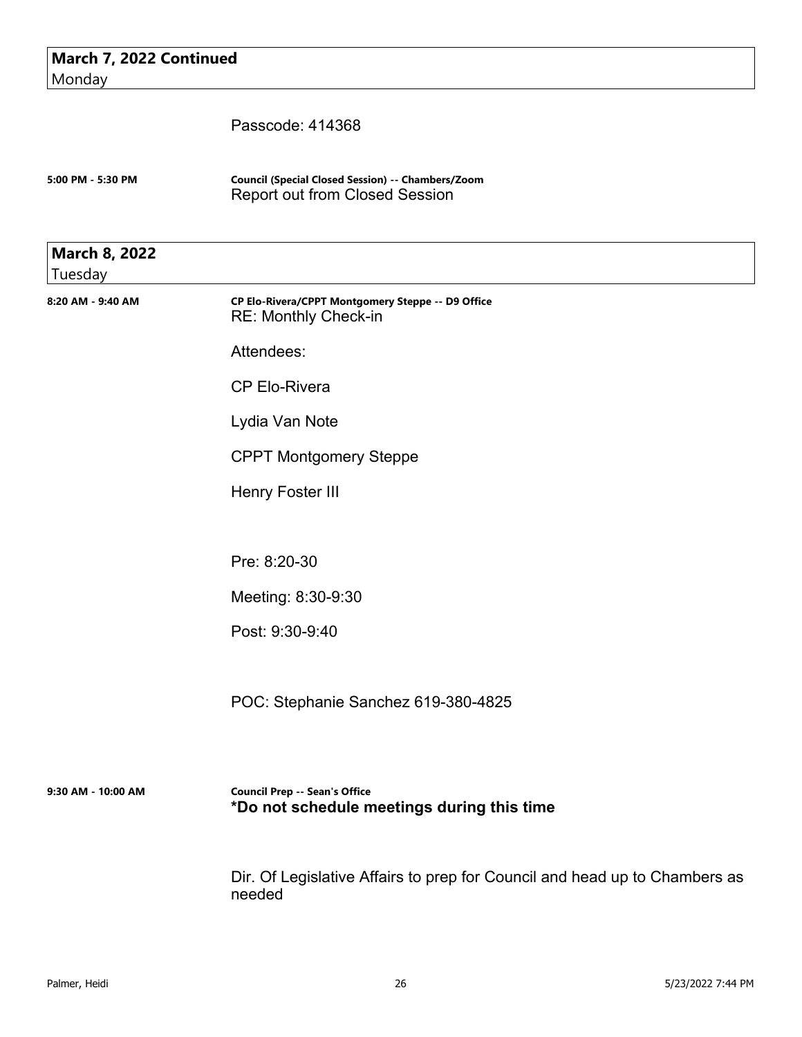**March 7, 2022 Continued**
Monday

Passcode: 414368

**5:00 PM - 5:30 PM** — **Council (Special Closed Session) -- Chambers/Zoom**
Report out from Closed Session

**March 8, 2022**
Tuesday

**8:20 AM - 9:40 AM** — **CP Elo-Rivera/CPPT Montgomery Steppe -- D9 Office**
RE: Monthly Check-in

Attendees:

CP Elo-Rivera

Lydia Van Note

CPPT Montgomery Steppe

Henry Foster III

Pre: 8:20-30

Meeting: 8:30-9:30

Post: 9:30-9:40

POC: Stephanie Sanchez 619-380-4825

**9:30 AM - 10:00 AM** — **Council Prep -- Sean's Office**
**\*Do not schedule meetings during this time**

Dir. Of Legislative Affairs to prep for Council and head up to Chambers as needed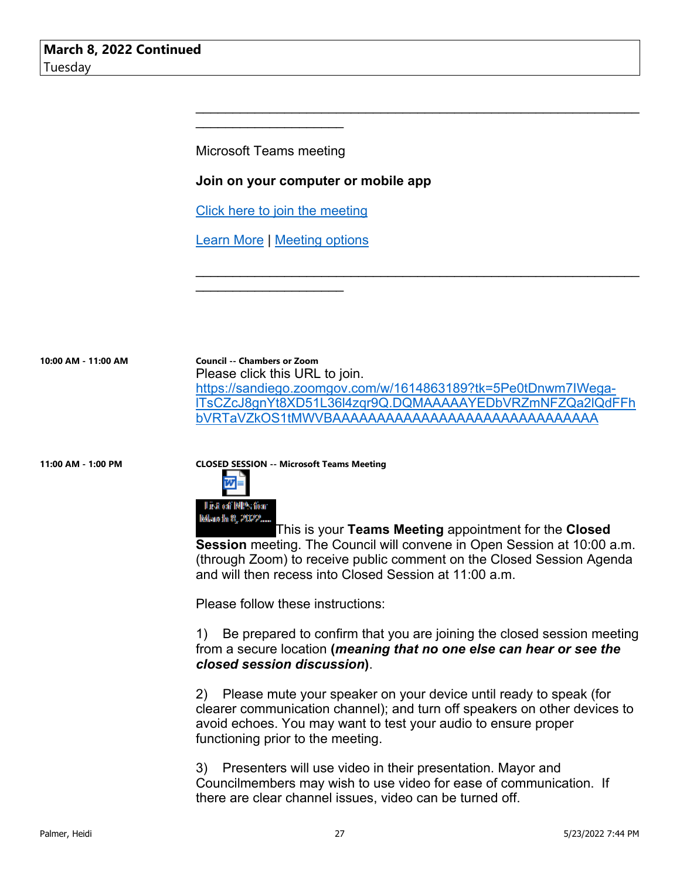**March 8, 2022 Continued**
Tuesday

________________________________________________________________________________

Microsoft Teams meeting

**Join on your computer or mobile app**

Click here to join the meeting

Learn More | Meeting options

________________________________________________________________________________

**10:00 AM - 11:00 AM**

**Council -- Chambers or Zoom**

Please click this URL to join.
https://sandiego.zoomgov.com/w/1614863189?tk=5Pe0tDnwm7IWega-ITsCZcJ8gnYt8XD51L36l4zqr9Q.DQMAAAAAYEDbVRZmNFZQa2lQdFFhbVRTaVZkOS1tMWVBAAAAAAAAAAAAAAAAAAAAAAAAAAAAAA

**11:00 AM - 1:00 PM**

**CLOSED SESSION -- Microsoft Teams Meeting**

List of NPs for March 8, 2022....

This is your **Teams Meeting** appointment for the **Closed Session** meeting. The Council will convene in Open Session at 10:00 a.m. (through Zoom) to receive public comment on the Closed Session Agenda and will then recess into Closed Session at 11:00 a.m.

Please follow these instructions:

1) Be prepared to confirm that you are joining the closed session meeting from a secure location **(*meaning that no one else can hear or see the closed session discussion*)**.

2) Please mute your speaker on your device until ready to speak (for clearer communication channel); and turn off speakers on other devices to avoid echoes. You may want to test your audio to ensure proper functioning prior to the meeting.

3) Presenters will use video in their presentation. Mayor and Councilmembers may wish to use video for ease of communication. If there are clear channel issues, video can be turned off.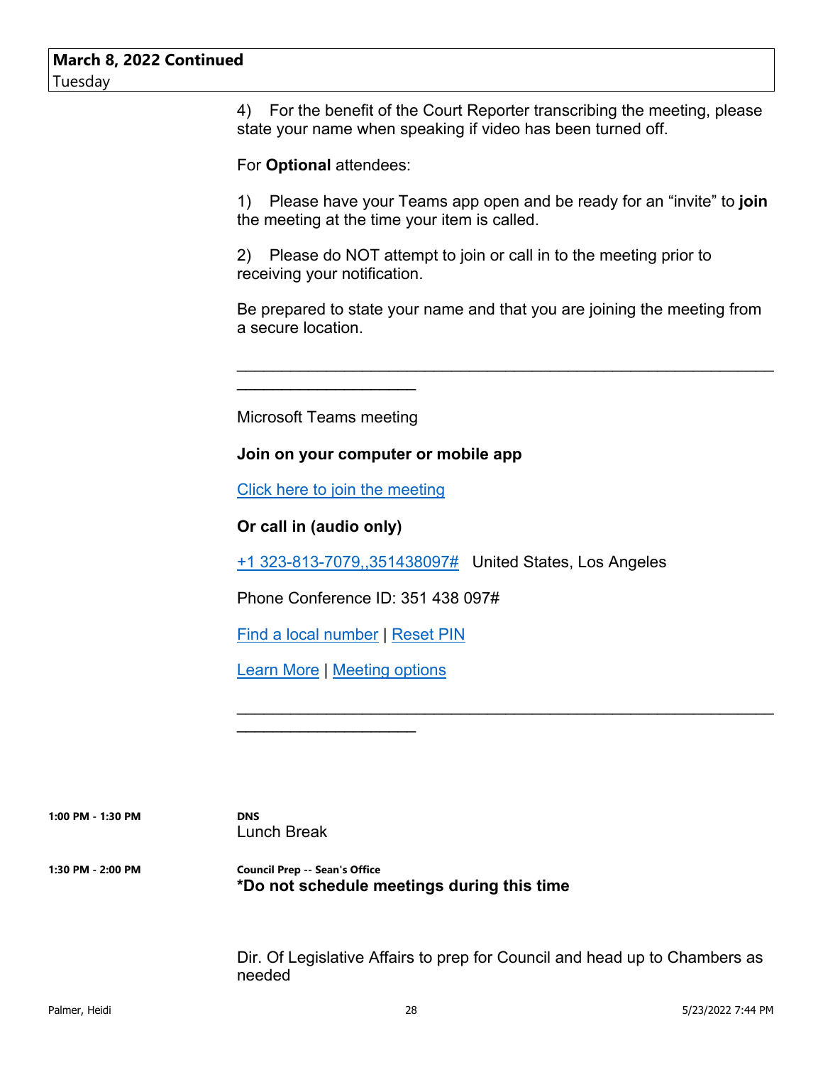## March 8, 2022 Continued
Tuesday

4) For the benefit of the Court Reporter transcribing the meeting, please state your name when speaking if video has been turned off.

For **Optional** attendees:

1) Please have your Teams app open and be ready for an "invite" to **join** the meeting at the time your item is called.

2) Please do NOT attempt to join or call in to the meeting prior to receiving your notification.

Be prepared to state your name and that you are joining the meeting from a secure location.

________________________________________________________________________________

Microsoft Teams meeting

**Join on your computer or mobile app**

Click here to join the meeting

**Or call in (audio only)**

+1 323-813-7079,,351438097# United States, Los Angeles

Phone Conference ID: 351 438 097#

Find a local number | Reset PIN

Learn More | Meeting options

________________________________________________________________________________

**1:00 PM - 1:30 PM** — **DNS**
Lunch Break

**1:30 PM - 2:00 PM** — **Council Prep -- Sean's Office**
**\*Do not schedule meetings during this time**

Dir. Of Legislative Affairs to prep for Council and head up to Chambers as needed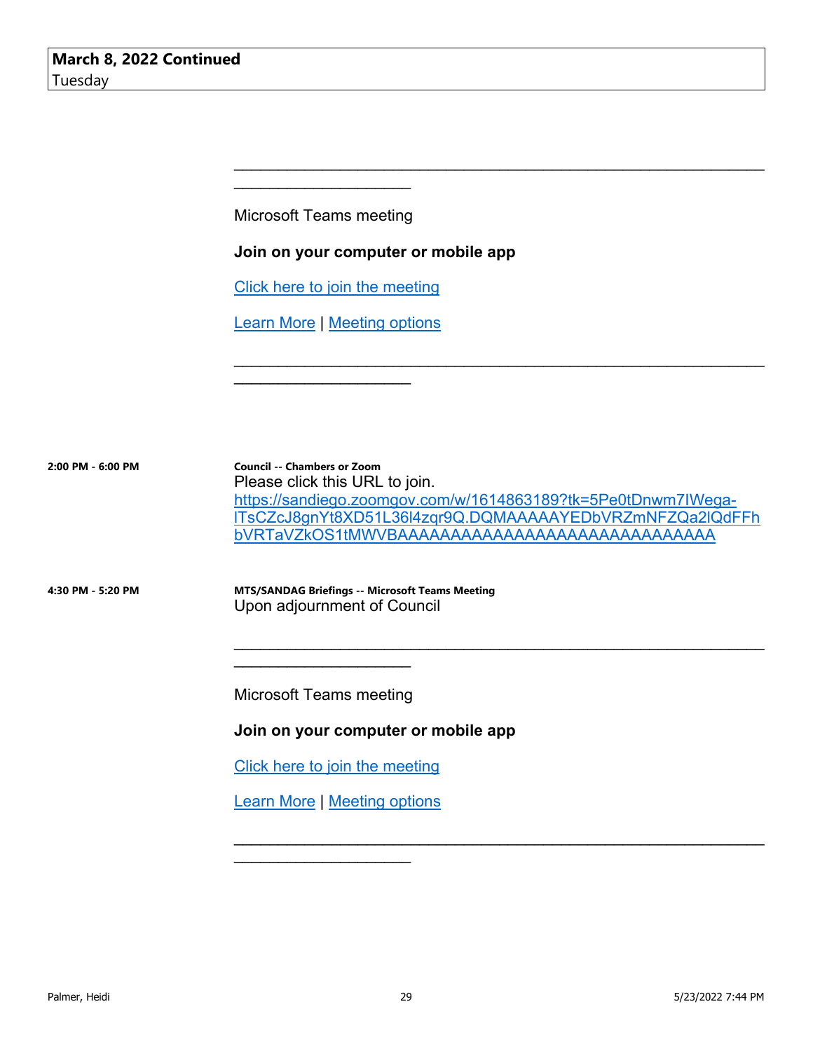**March 8, 2022 Continued**
Tuesday

________________________________________________________________________________

Microsoft Teams meeting

**Join on your computer or mobile app**

Click here to join the meeting

Learn More | Meeting options

________________________________________________________________________________

**2:00 PM - 6:00 PM**

**Council -- Chambers or Zoom**
Please click this URL to join.
https://sandiego.zoomgov.com/w/1614863189?tk=5Pe0tDnwm7IWega-lTsCZcJ8gnYt8XD51L36l4zqr9Q.DQMAAAAAYEDbVRZmNFZQa2lQdFFhbVRTaVZkOS1tMWVBAAAAAAAAAAAAAAAAAAAAAAAAAAAAAA

**4:30 PM - 5:20 PM**

**MTS/SANDAG Briefings -- Microsoft Teams Meeting**
Upon adjournment of Council

________________________________________________________________________________

Microsoft Teams meeting

**Join on your computer or mobile app**

Click here to join the meeting

Learn More | Meeting options

________________________________________________________________________________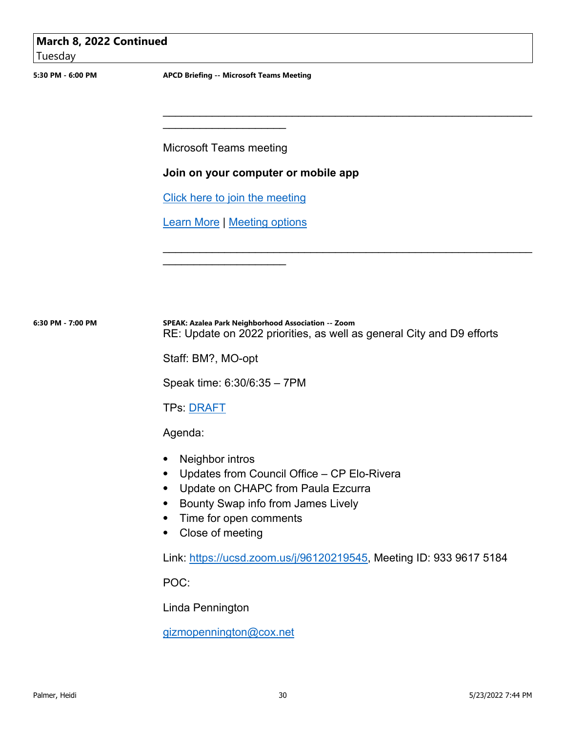**March 8, 2022 Continued**
Tuesday

**5:30 PM - 6:00 PM** **APCD Briefing -- Microsoft Teams Meeting**

________________________________________________________________________________

Microsoft Teams meeting

**Join on your computer or mobile app**

[Click here to join the meeting](#)

[Learn More](#) | [Meeting options](#)

________________________________________________________________________________

**6:30 PM - 7:00 PM** **SPEAK: Azalea Park Neighborhood Association -- Zoom**

RE: Update on 2022 priorities, as well as general City and D9 efforts

Staff: BM?, MO-opt

Speak time: 6:30/6:35 – 7PM

TPs: [DRAFT](#)

Agenda:

- Neighbor intros
- Updates from Council Office – CP Elo-Rivera
- Update on CHAPC from Paula Ezcurra
- Bounty Swap info from James Lively
- Time for open comments
- Close of meeting

Link: [https://ucsd.zoom.us/j/96120219545](https://ucsd.zoom.us/j/96120219545), Meeting ID: 933 9617 5184

POC:

Linda Pennington

[gizmopennington@cox.net](mailto:gizmopennington@cox.net)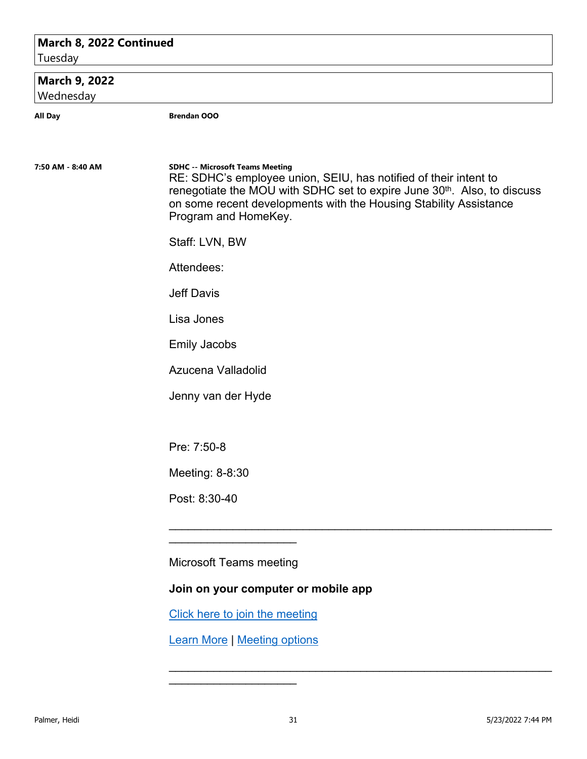**March 8, 2022 Continued**
Tuesday

**March 9, 2022**
Wednesday

**All Day** — **Brendan OOO**

**7:50 AM - 8:40 AM** — **SDHC -- Microsoft Teams Meeting**

RE: SDHC's employee union, SEIU, has notified of their intent to renegotiate the MOU with SDHC set to expire June 30th. Also, to discuss on some recent developments with the Housing Stability Assistance Program and HomeKey.

Staff: LVN, BW

Attendees:

Jeff Davis

Lisa Jones

Emily Jacobs

Azucena Valladolid

Jenny van der Hyde

Pre: 7:50-8

Meeting: 8-8:30

Post: 8:30-40

________________________________________________________________________________

Microsoft Teams meeting

**Join on your computer or mobile app**

Click here to join the meeting

Learn More | Meeting options

________________________________________________________________________________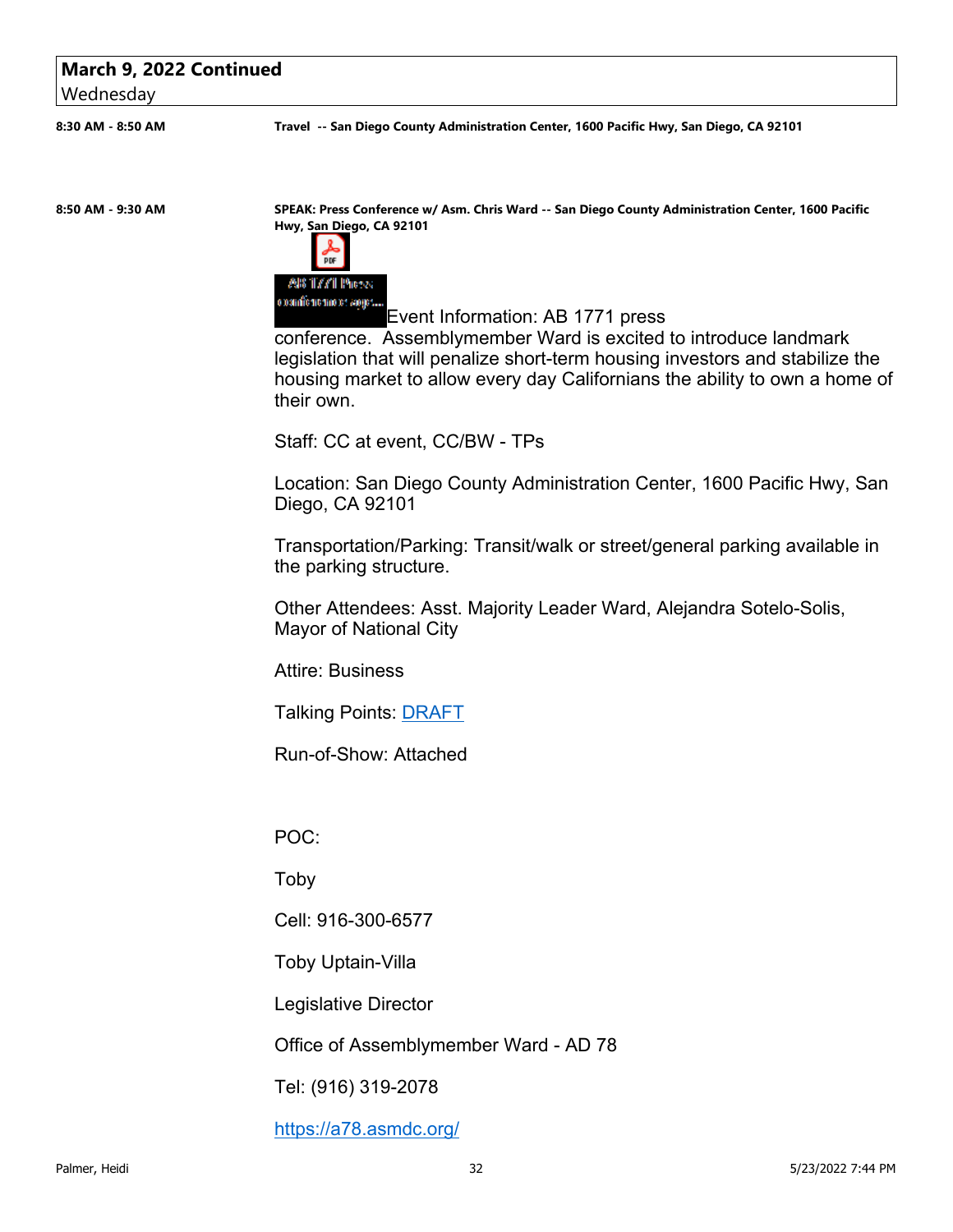**March 9, 2022 Continued**
Wednesday

**8:30 AM - 8:50 AM** — **Travel -- San Diego County Administration Center, 1600 Pacific Hwy, San Diego, CA 92101**

**8:50 AM - 9:30 AM** — **SPEAK: Press Conference w/ Asm. Chris Ward -- San Diego County Administration Center, 1600 Pacific Hwy, San Diego, CA 92101**

AB 1771 Press conference agr...

Event Information: AB 1771 press conference. Assemblymember Ward is excited to introduce landmark legislation that will penalize short-term housing investors and stabilize the housing market to allow every day Californians the ability to own a home of their own.

Staff: CC at event, CC/BW - TPs

Location: San Diego County Administration Center, 1600 Pacific Hwy, San Diego, CA 92101

Transportation/Parking: Transit/walk or street/general parking available in the parking structure.

Other Attendees: Asst. Majority Leader Ward, Alejandra Sotelo-Solis, Mayor of National City

Attire: Business

Talking Points: DRAFT

Run-of-Show: Attached

POC:

Toby

Cell: 916-300-6577

Toby Uptain-Villa

Legislative Director

Office of Assemblymember Ward - AD 78

Tel: (916) 319-2078

https://a78.asmdc.org/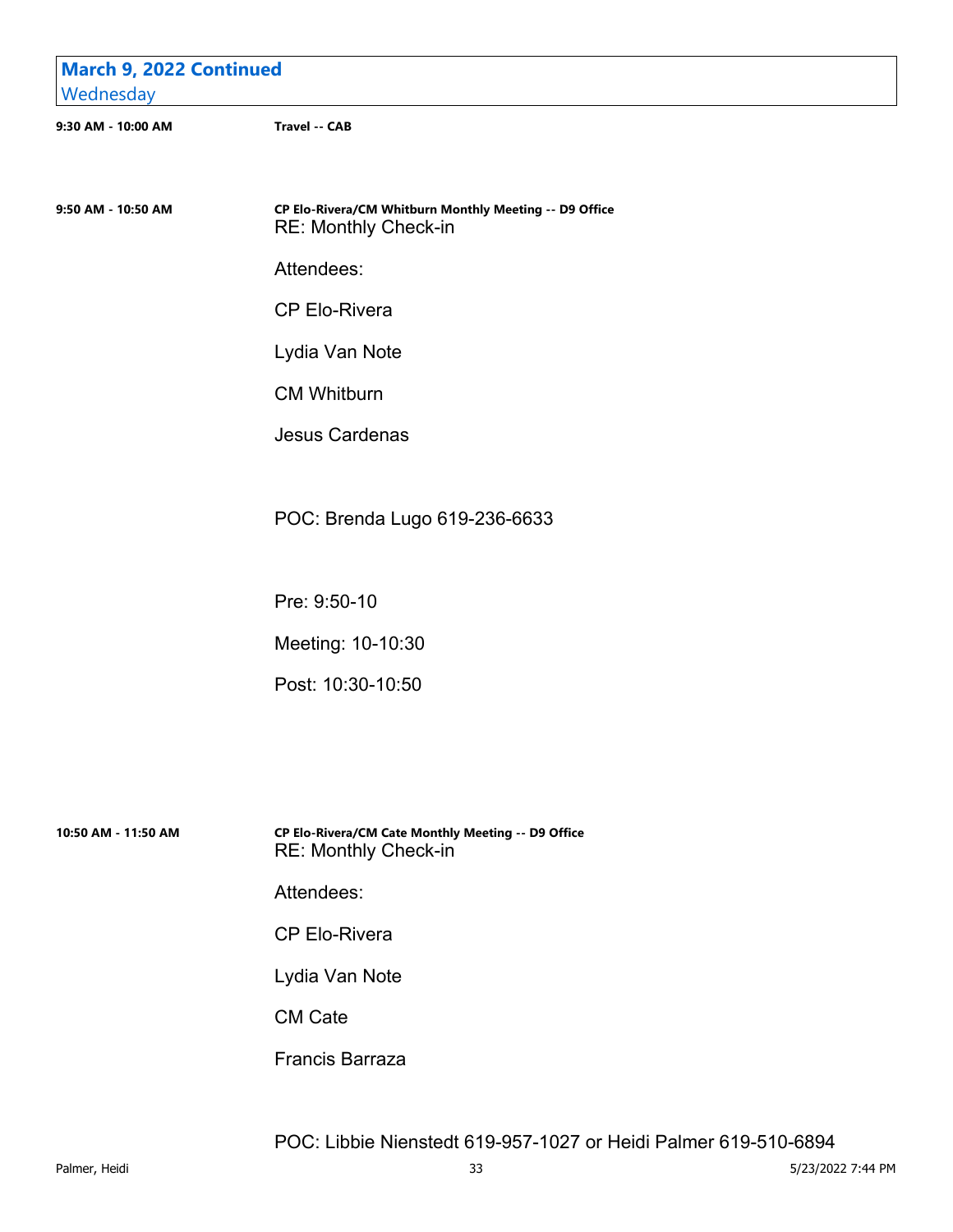## March 9, 2022 Continued
Wednesday

**9:30 AM - 10:00 AM** **Travel -- CAB**

**9:50 AM - 10:50 AM** **CP Elo-Rivera/CM Whitburn Monthly Meeting -- D9 Office**

RE: Monthly Check-in

Attendees:

CP Elo-Rivera

Lydia Van Note

CM Whitburn

Jesus Cardenas

POC: Brenda Lugo 619-236-6633

Pre: 9:50-10

Meeting: 10-10:30

Post: 10:30-10:50

**10:50 AM - 11:50 AM** **CP Elo-Rivera/CM Cate Monthly Meeting -- D9 Office**

RE: Monthly Check-in

Attendees:

CP Elo-Rivera

Lydia Van Note

CM Cate

Francis Barraza

POC: Libbie Nienstedt 619-957-1027 or Heidi Palmer 619-510-6894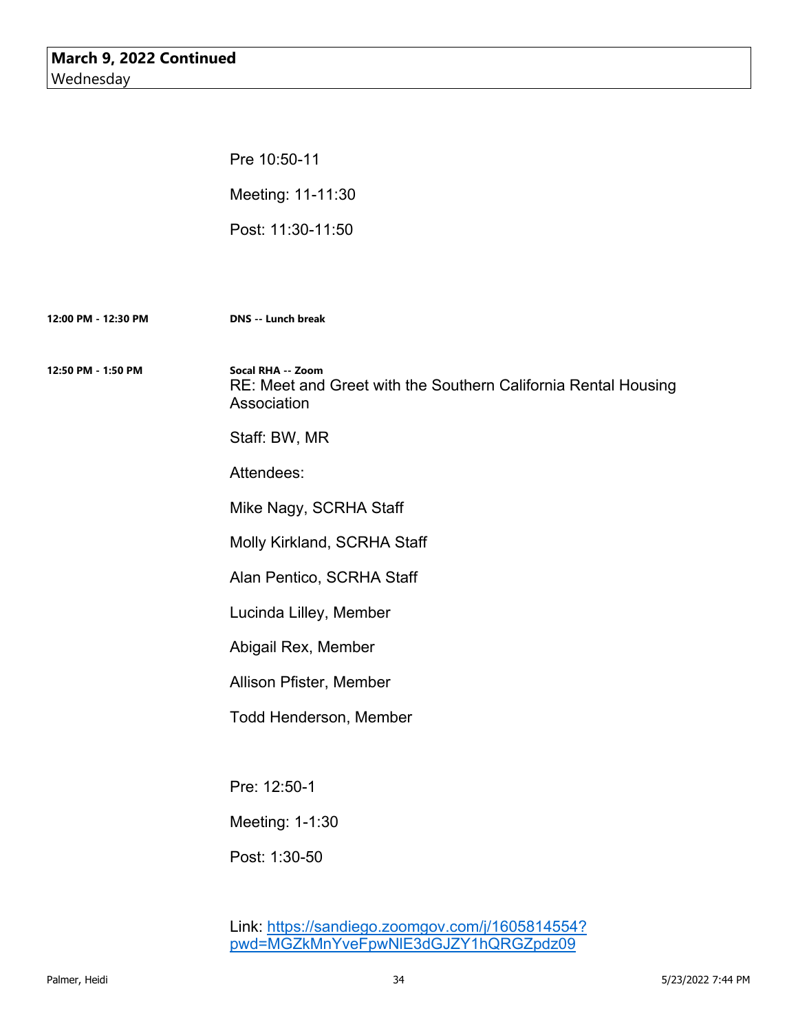**March 9, 2022 Continued**
Wednesday

Pre 10:50-11

Meeting: 11-11:30

Post: 11:30-11:50

**12:00 PM - 12:30 PM** **DNS -- Lunch break**

**12:50 PM - 1:50 PM** **Socal RHA -- Zoom**

RE: Meet and Greet with the Southern California Rental Housing Association

Staff: BW, MR

Attendees:

Mike Nagy, SCRHA Staff

Molly Kirkland, SCRHA Staff

Alan Pentico, SCRHA Staff

Lucinda Lilley, Member

Abigail Rex, Member

Allison Pfister, Member

Todd Henderson, Member

Pre: 12:50-1

Meeting: 1-1:30

Post: 1:30-50

Link: https://sandiego.zoomgov.com/j/1605814554?pwd=MGZkMnYveFpwNlE3dGJZY1hQRGZpdz09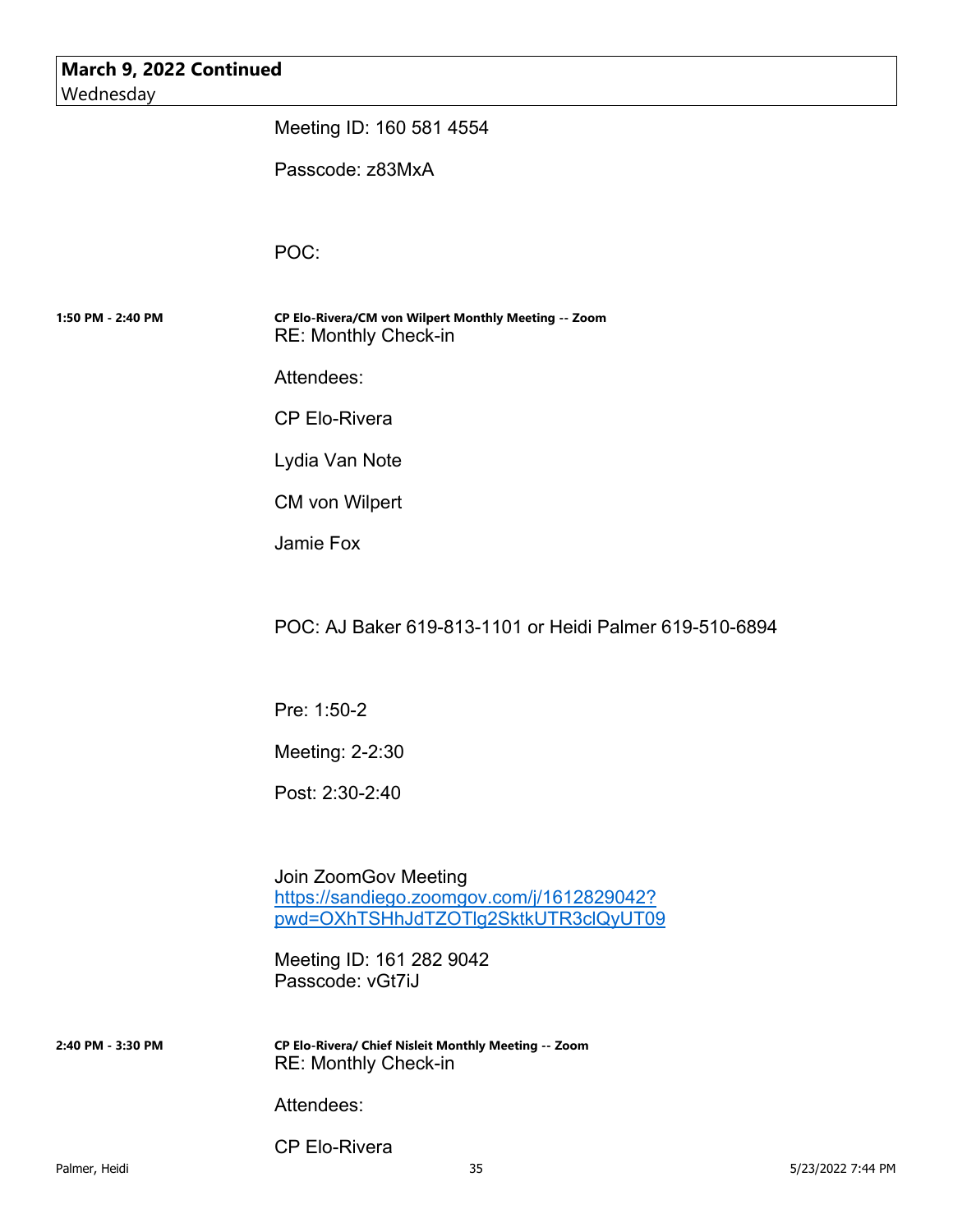**March 9, 2022 Continued**
Wednesday

Meeting ID: 160 581 4554

Passcode: z83MxA

POC:

**1:50 PM - 2:40 PM**

**CP Elo-Rivera/CM von Wilpert Monthly Meeting -- Zoom**
RE: Monthly Check-in

Attendees:

CP Elo-Rivera

Lydia Van Note

CM von Wilpert

Jamie Fox

POC: AJ Baker 619-813-1101 or Heidi Palmer 619-510-6894

Pre: 1:50-2

Meeting: 2-2:30

Post: 2:30-2:40

Join ZoomGov Meeting
[https://sandiego.zoomgov.com/j/1612829042?pwd=OXhTSHhJdTZOTlg2SktkUTR3clQyUT09](https://sandiego.zoomgov.com/j/1612829042?pwd=OXhTSHhJdTZOTlg2SktkUTR3clQyUT09)

Meeting ID: 161 282 9042
Passcode: vGt7iJ

**2:40 PM - 3:30 PM**

**CP Elo-Rivera/ Chief Nisleit Monthly Meeting -- Zoom**
RE: Monthly Check-in

Attendees:

CP Elo-Rivera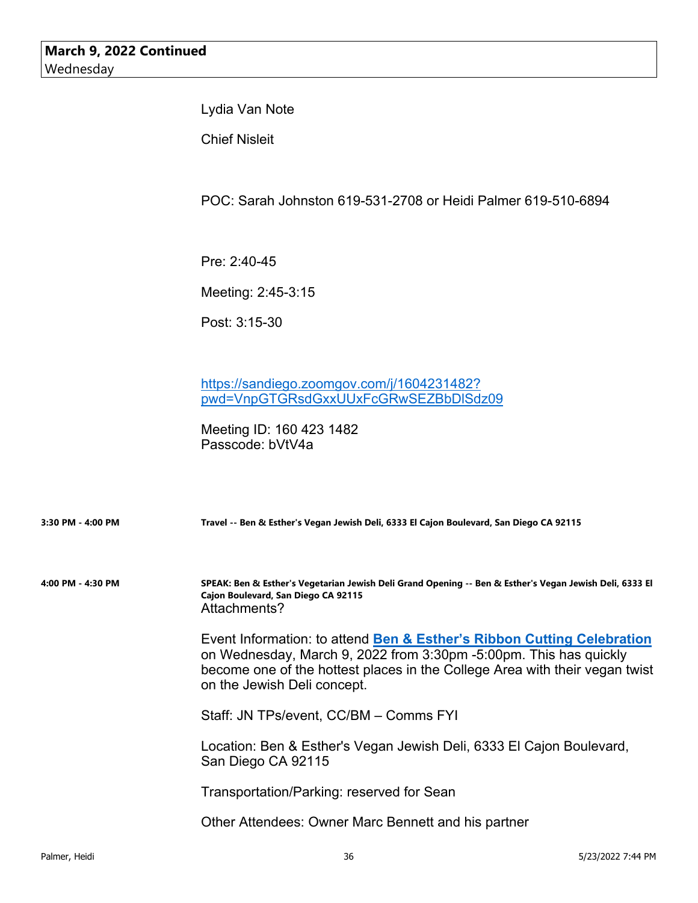**March 9, 2022 Continued**
Wednesday

Lydia Van Note

Chief Nisleit

POC: Sarah Johnston 619-531-2708 or Heidi Palmer 619-510-6894

Pre: 2:40-45

Meeting: 2:45-3:15

Post: 3:15-30

https://sandiego.zoomgov.com/j/1604231482?pwd=VnpGTGRsdGxxUUxFcGRwSEZBbDlSdz09

Meeting ID: 160 423 1482
Passcode: bVtV4a

**3:30 PM - 4:00 PM** — **Travel -- Ben & Esther's Vegan Jewish Deli, 6333 El Cajon Boulevard, San Diego CA 92115**

**4:00 PM - 4:30 PM** — **SPEAK: Ben & Esther's Vegetarian Jewish Deli Grand Opening -- Ben & Esther's Vegan Jewish Deli, 6333 El Cajon Boulevard, San Diego CA 92115**

Attachments?

Event Information: to attend **Ben & Esther's Ribbon Cutting Celebration** on Wednesday, March 9, 2022 from 3:30pm -5:00pm. This has quickly become one of the hottest places in the College Area with their vegan twist on the Jewish Deli concept.

Staff: JN TPs/event, CC/BM – Comms FYI

Location: Ben & Esther's Vegan Jewish Deli, 6333 El Cajon Boulevard, San Diego CA 92115

Transportation/Parking: reserved for Sean

Other Attendees: Owner Marc Bennett and his partner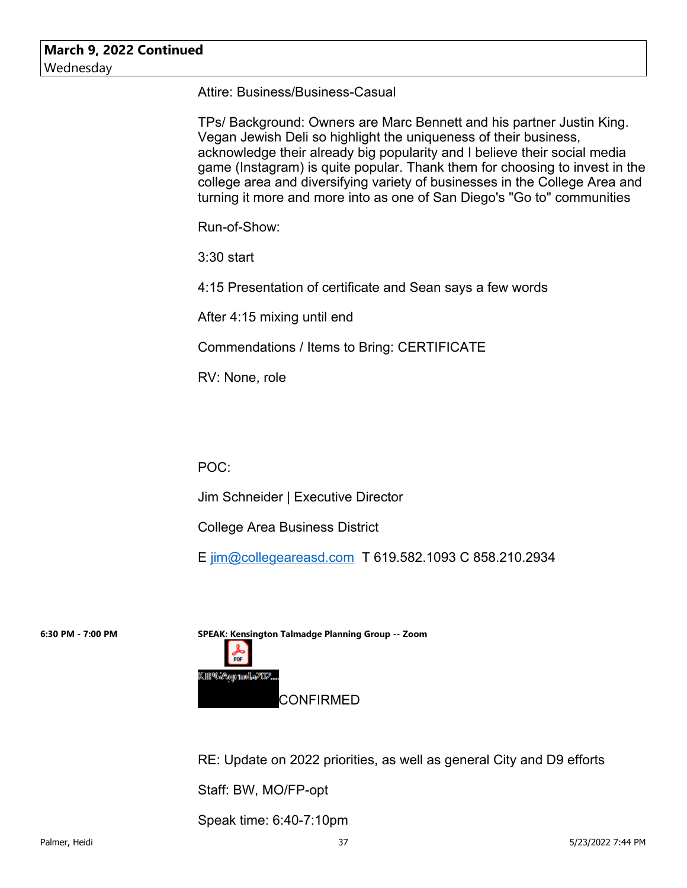**March 9, 2022 Continued**
Wednesday

Attire: Business/Business-Casual

TPs/ Background: Owners are Marc Bennett and his partner Justin King. Vegan Jewish Deli so highlight the uniqueness of their business, acknowledge their already big popularity and I believe their social media game (Instagram) is quite popular. Thank them for choosing to invest in the college area and diversifying variety of businesses in the College Area and turning it more and more into as one of San Diego's "Go to" communities

Run-of-Show:

3:30 start

4:15 Presentation of certificate and Sean says a few words

After 4:15 mixing until end

Commendations / Items to Bring: CERTIFICATE

RV: None, role

POC:

Jim Schneider | Executive Director

College Area Business District

E jim@collegeareasd.com T 619.582.1093 C 858.210.2934

**6:30 PM - 7:00 PM** **SPEAK: Kensington Talmadge Planning Group -- Zoom**

KTPG Agenda...

CONFIRMED

RE: Update on 2022 priorities, as well as general City and D9 efforts

Staff: BW, MO/FP-opt

Speak time: 6:40-7:10pm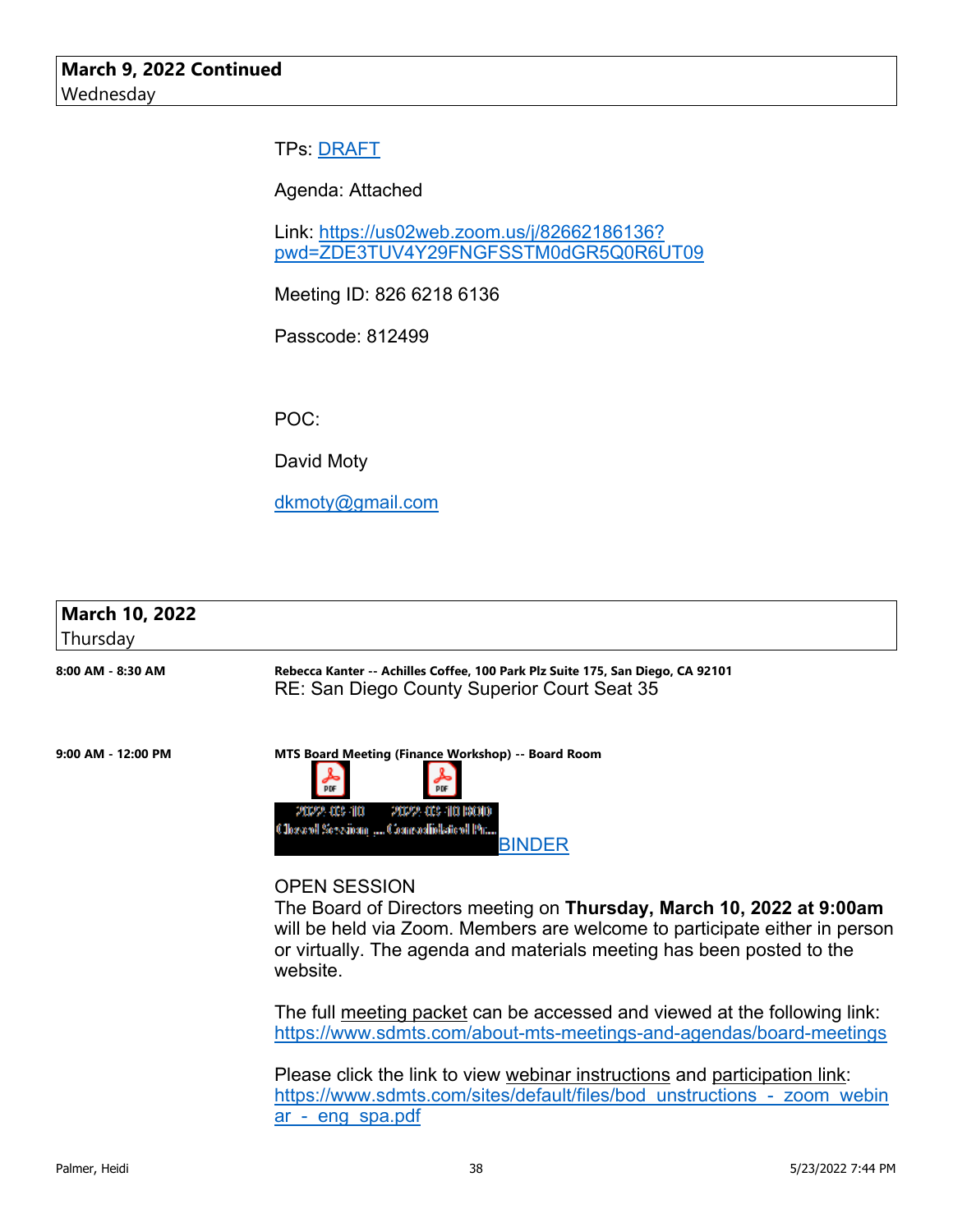**March 9, 2022 Continued**
Wednesday

TPs: DRAFT

Agenda: Attached

Link: https://us02web.zoom.us/j/82662186136?pwd=ZDE3TUV4Y29FNGFSSTM0dGR5Q0R6UT09

Meeting ID: 826 6218 6136

Passcode: 812499

POC:

David Moty

dkmoty@gmail.com

**March 10, 2022**
Thursday

**8:00 AM - 8:30 AM**

**Rebecca Kanter -- Achilles Coffee, 100 Park Plz Suite 175, San Diego, CA 92101**
RE: San Diego County Superior Court Seat 35

**9:00 AM - 12:00 PM**

**MTS Board Meeting (Finance Workshop) -- Board Room**

2022-03-10 Closed Session ... 2022-03-10 BOD Consolidated Pa... BINDER

OPEN SESSION
The Board of Directors meeting on **Thursday, March 10, 2022 at 9:00am** will be held via Zoom. Members are welcome to participate either in person or virtually. The agenda and materials meeting has been posted to the website.

The full meeting packet can be accessed and viewed at the following link: https://www.sdmts.com/about-mts-meetings-and-agendas/board-meetings

Please click the link to view webinar instructions and participation link: https://www.sdmts.com/sites/default/files/bod_unstructions_-_zoom_webinar_-_eng_spa.pdf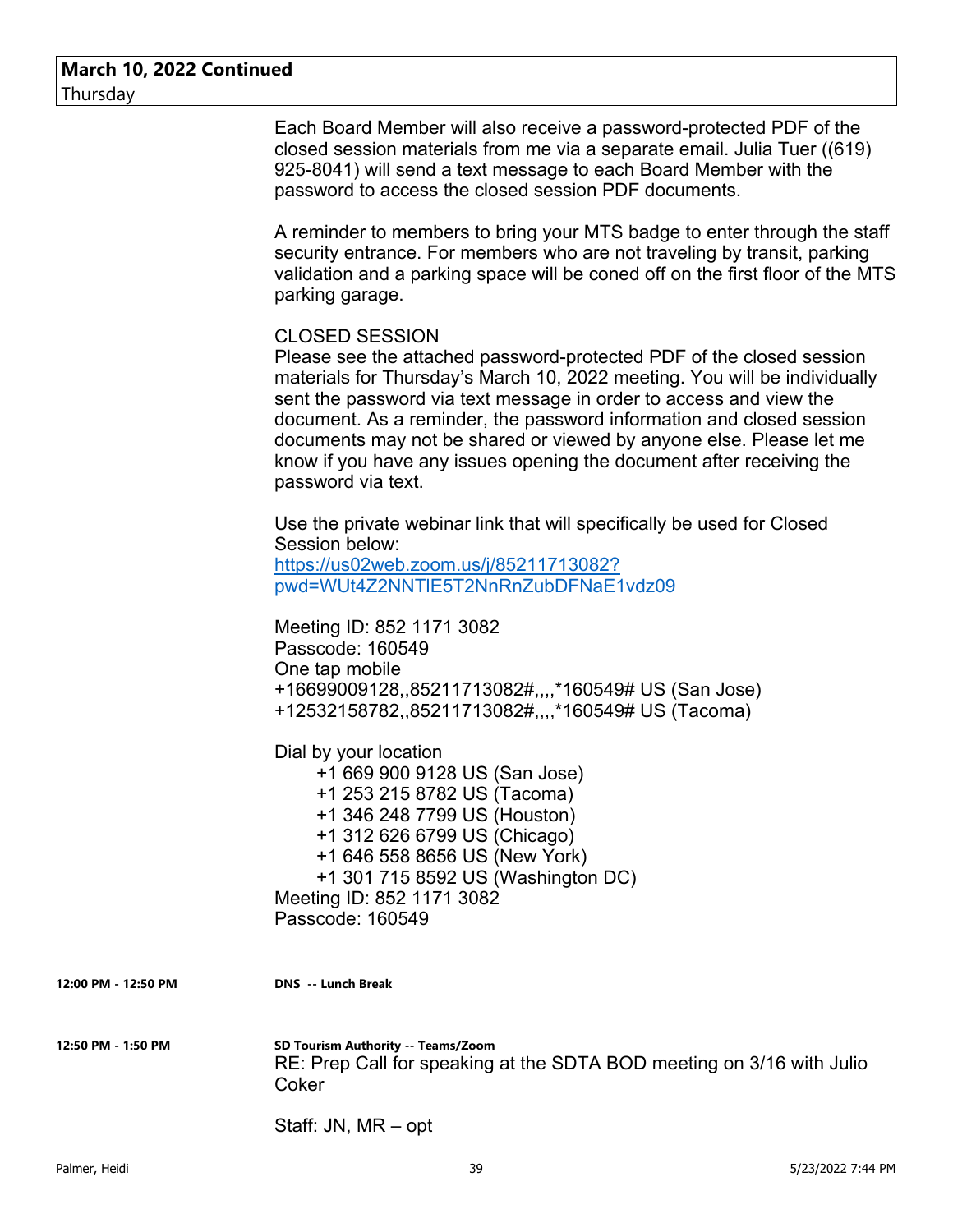**March 10, 2022 Continued**
Thursday

Each Board Member will also receive a password-protected PDF of the closed session materials from me via a separate email. Julia Tuer ((619) 925-8041) will send a text message to each Board Member with the password to access the closed session PDF documents.

A reminder to members to bring your MTS badge to enter through the staff security entrance. For members who are not traveling by transit, parking validation and a parking space will be coned off on the first floor of the MTS parking garage.

CLOSED SESSION
Please see the attached password-protected PDF of the closed session materials for Thursday's March 10, 2022 meeting. You will be individually sent the password via text message in order to access and view the document. As a reminder, the password information and closed session documents may not be shared or viewed by anyone else. Please let me know if you have any issues opening the document after receiving the password via text.

Use the private webinar link that will specifically be used for Closed Session below:
https://us02web.zoom.us/j/85211713082?pwd=WUt4Z2NNTlE5T2NnRnZubDFNaE1vdz09

Meeting ID: 852 1171 3082
Passcode: 160549
One tap mobile
+16699009128,,85211713082#,,,,*160549# US (San Jose)
+12532158782,,85211713082#,,,,*160549# US (Tacoma)

Dial by your location
- +1 669 900 9128 US (San Jose)
- +1 253 215 8782 US (Tacoma)
- +1 346 248 7799 US (Houston)
- +1 312 626 6799 US (Chicago)
- +1 646 558 8656 US (New York)
- +1 301 715 8592 US (Washington DC)

Meeting ID: 852 1171 3082
Passcode: 160549

**12:00 PM - 12:50 PM** **DNS -- Lunch Break**

**12:50 PM - 1:50 PM** **SD Tourism Authority -- Teams/Zoom**
RE: Prep Call for speaking at the SDTA BOD meeting on 3/16 with Julio Coker

Staff: JN, MR – opt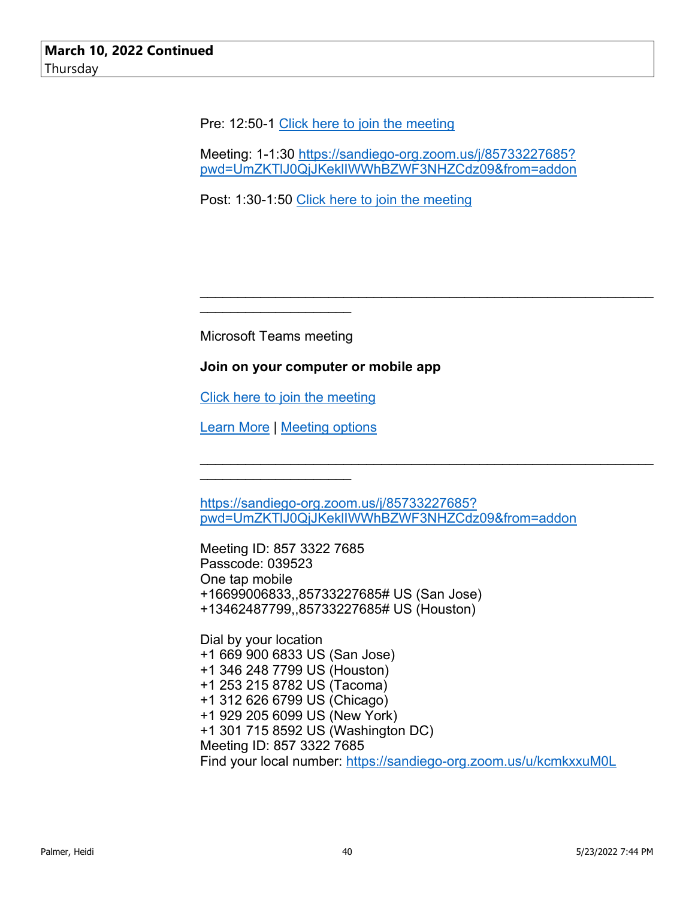**March 10, 2022 Continued**
Thursday

Pre: 12:50-1 Click here to join the meeting

Meeting: 1-1:30 https://sandiego-org.zoom.us/j/85733227685?pwd=UmZKTlJ0QjJKeklIWWhBZWF3NHZCdz09&from=addon

Post: 1:30-1:50 Click here to join the meeting

________________________________________________________________________________

Microsoft Teams meeting

**Join on your computer or mobile app**

Click here to join the meeting

Learn More | Meeting options

________________________________________________________________________________

https://sandiego-org.zoom.us/j/85733227685?pwd=UmZKTlJ0QjJKeklIWWhBZWF3NHZCdz09&from=addon

Meeting ID: 857 3322 7685
Passcode: 039523
One tap mobile
+16699006833,,85733227685# US (San Jose)
+13462487799,,85733227685# US (Houston)

Dial by your location
+1 669 900 6833 US (San Jose)
+1 346 248 7799 US (Houston)
+1 253 215 8782 US (Tacoma)
+1 312 626 6799 US (Chicago)
+1 929 205 6099 US (New York)
+1 301 715 8592 US (Washington DC)
Meeting ID: 857 3322 7685
Find your local number: https://sandiego-org.zoom.us/u/kcmkxxuM0L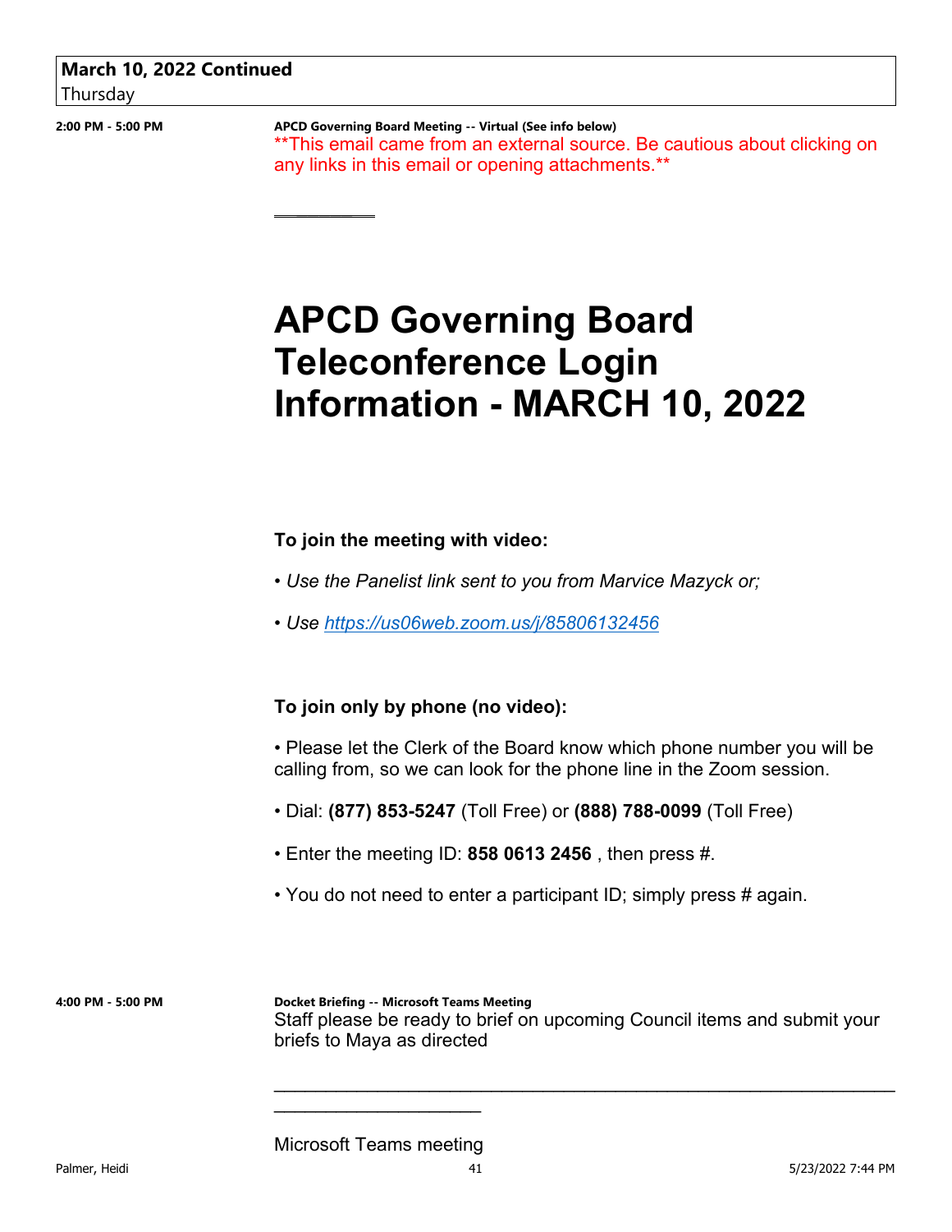**March 10, 2022 Continued**
Thursday

**2:00 PM - 5:00 PM**

**APCD Governing Board Meeting -- Virtual (See info below)**

**This email came from an external source. Be cautious about clicking on any links in this email or opening attachments.**

# APCD Governing Board Teleconference Login Information - MARCH 10, 2022

**To join the meeting with video:**

• *Use the Panelist link sent to you from Marvice Mazyck or;*

• *Use https://us06web.zoom.us/j/85806132456*

**To join only by phone (no video):**

• Please let the Clerk of the Board know which phone number you will be calling from, so we can look for the phone line in the Zoom session.

• Dial: **(877) 853-5247** (Toll Free) or **(888) 788-0099** (Toll Free)

• Enter the meeting ID: **858 0613 2456** , then press #.

• You do not need to enter a participant ID; simply press # again.

**4:00 PM - 5:00 PM**

**Docket Briefing -- Microsoft Teams Meeting**

Staff please be ready to brief on upcoming Council items and submit your briefs to Maya as directed

________________________________________________________________________________

Microsoft Teams meeting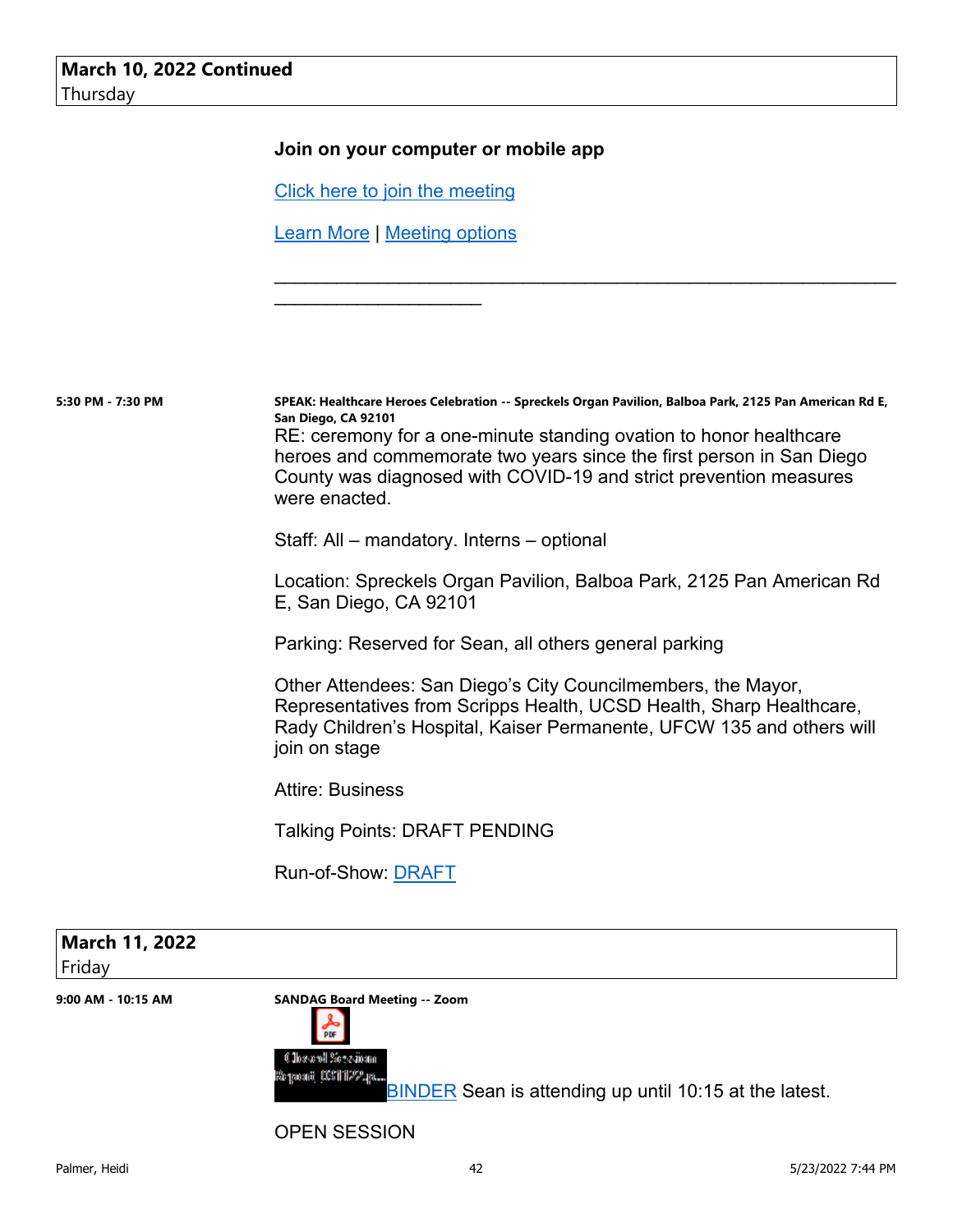**March 10, 2022 Continued**
Thursday

**Join on your computer or mobile app**

Click here to join the meeting

Learn More | Meeting options

________________________________________________________________________________

**5:30 PM - 7:30 PM**

**SPEAK: Healthcare Heroes Celebration -- Spreckels Organ Pavilion, Balboa Park, 2125 Pan American Rd E, San Diego, CA 92101**

RE: ceremony for a one-minute standing ovation to honor healthcare heroes and commemorate two years since the first person in San Diego County was diagnosed with COVID-19 and strict prevention measures were enacted.

Staff: All – mandatory. Interns – optional

Location: Spreckels Organ Pavilion, Balboa Park, 2125 Pan American Rd E, San Diego, CA 92101

Parking: Reserved for Sean, all others general parking

Other Attendees: San Diego's City Councilmembers, the Mayor, Representatives from Scripps Health, UCSD Health, Sharp Healthcare, Rady Children's Hospital, Kaiser Permanente, UFCW 135 and others will join on stage

Attire: Business

Talking Points: DRAFT PENDING

Run-of-Show: DRAFT

**March 11, 2022**
Friday

**9:00 AM - 10:15 AM**

**SANDAG Board Meeting -- Zoom**

Closed Session Report_031122.p...

BINDER Sean is attending up until 10:15 at the latest.

OPEN SESSION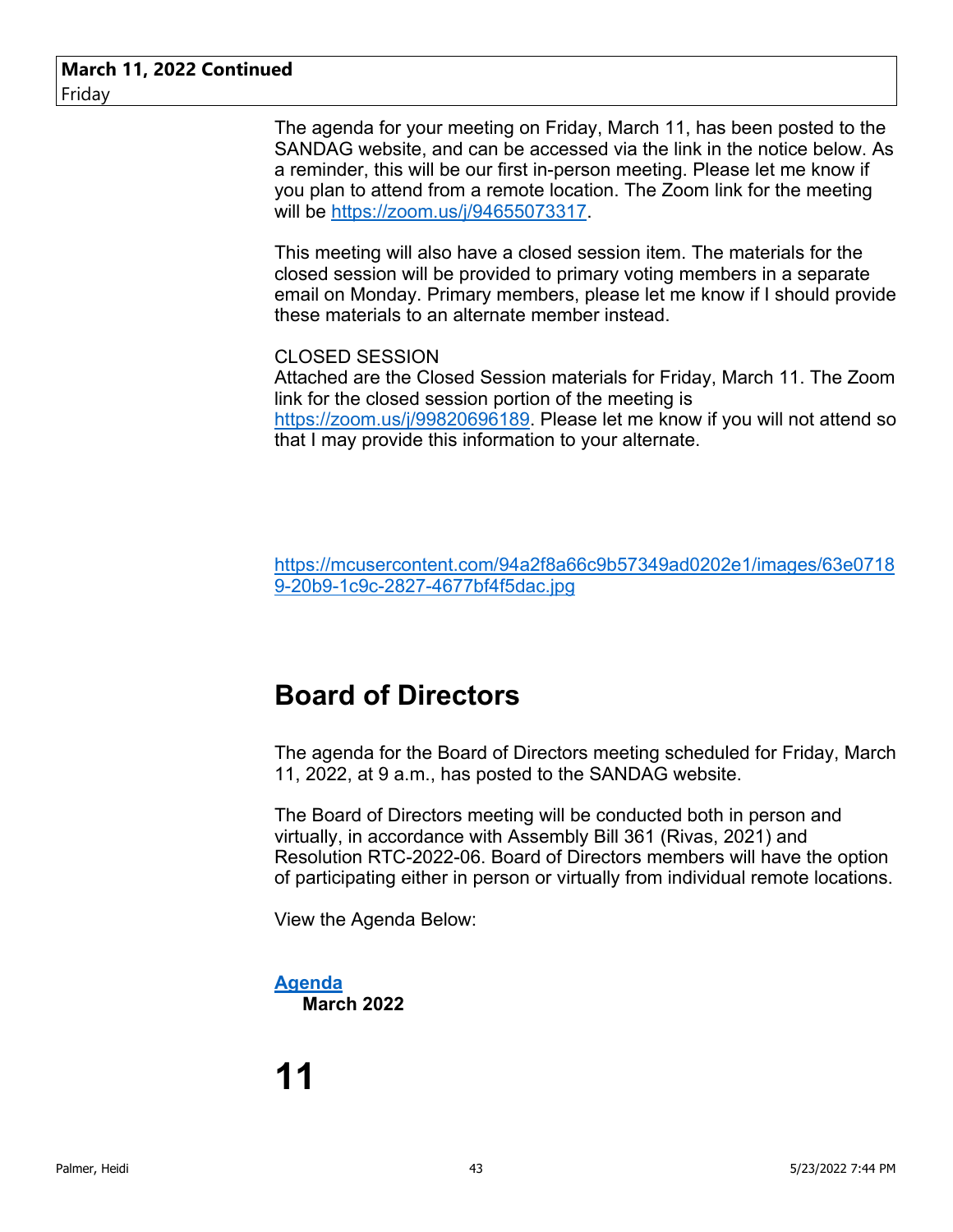**March 11, 2022 Continued**
Friday

The agenda for your meeting on Friday, March 11, has been posted to the SANDAG website, and can be accessed via the link in the notice below. As a reminder, this will be our first in-person meeting. Please let me know if you plan to attend from a remote location. The Zoom link for the meeting will be https://zoom.us/j/94655073317.

This meeting will also have a closed session item. The materials for the closed session will be provided to primary voting members in a separate email on Monday. Primary members, please let me know if I should provide these materials to an alternate member instead.

CLOSED SESSION
Attached are the Closed Session materials for Friday, March 11. The Zoom link for the closed session portion of the meeting is https://zoom.us/j/99820696189. Please let me know if you will not attend so that I may provide this information to your alternate.

https://mcusercontent.com/94a2f8a66c9b57349ad0202e1/images/63e07189-20b9-1c9c-2827-4677bf4f5dac.jpg

## Board of Directors

The agenda for the Board of Directors meeting scheduled for Friday, March 11, 2022, at 9 a.m., has posted to the SANDAG website.

The Board of Directors meeting will be conducted both in person and virtually, in accordance with Assembly Bill 361 (Rivas, 2021) and Resolution RTC-2022-06. Board of Directors members will have the option of participating either in person or virtually from individual remote locations.

View the Agenda Below:

**Agenda**
**March 2022**

# 11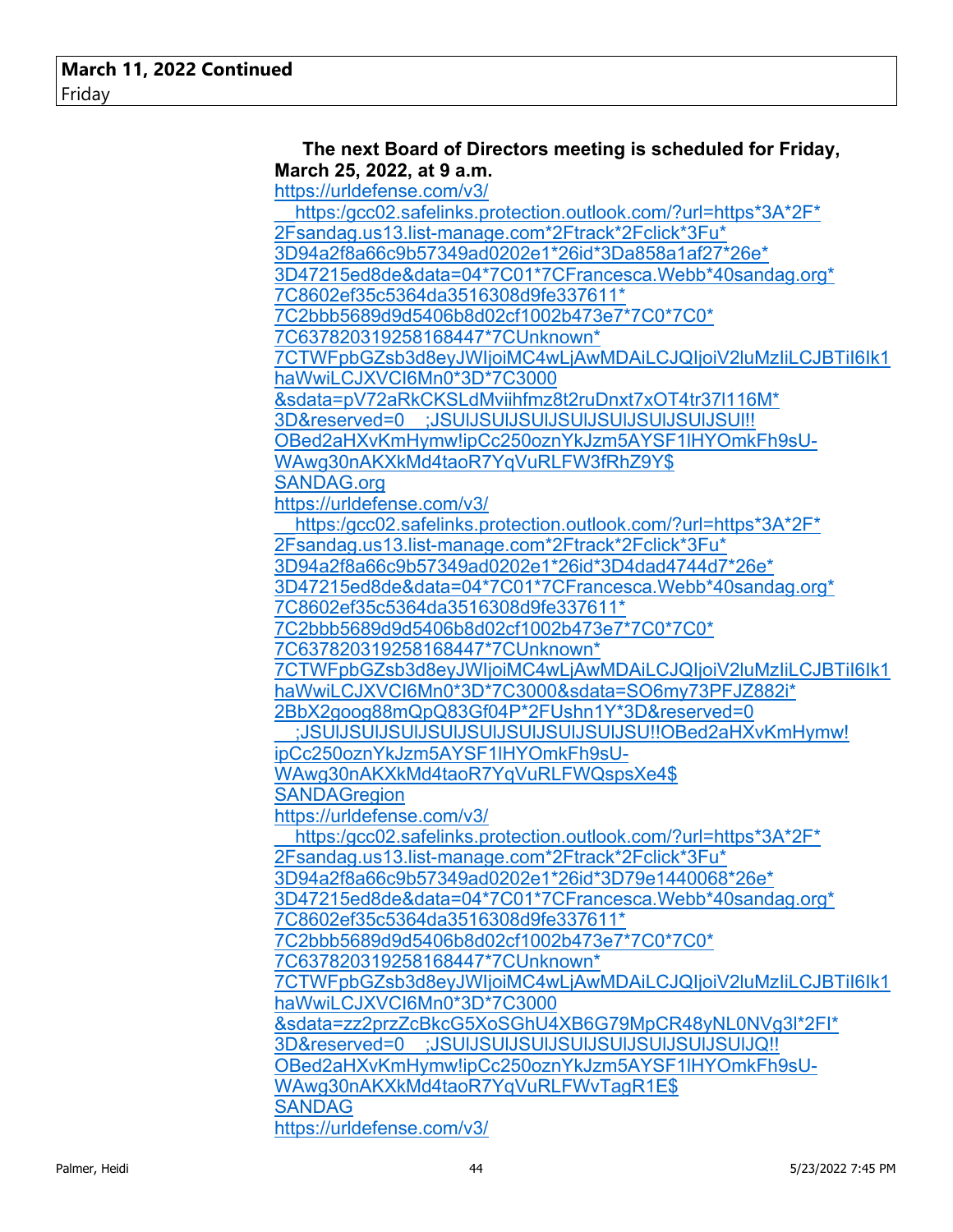**March 11, 2022 Continued**
Friday

**The next Board of Directors meeting is scheduled for Friday, March 25, 2022, at 9 a.m.**

https://urldefense.com/v3/__https:/gcc02.safelinks.protection.outlook.com/?url=https*3A*2F*2Fsandag.us13.list-manage.com*2Ftrack*2Fclick*3Fu*3D94a2f8a66c9b57349ad0202e1*26id*3Da858a1af27*26e*3D47215ed8de&data=04*7C01*7CFrancesca.Webb*40sandag.org*7C8602ef35c5364da3516308d9fe337611*7C2bbb5689d9d5406b8d02cf1002b473e7*7C0*7C0*7C637820319258168447*7CUnknown*7CTWFpbGZsb3d8eyJWIjoiMC4wLjAwMDAiLCJQIjoiV2luMzIiLCJBTiI6Ik1haWwiLCJXVCI6Mn0*3D*7C3000&sdata=pV72aRkCKSLdMviihfmz8t2ruDnxt7xOT4tr37l116M*3D&reserved=0__;JSUlJSUlJSUlJSUlJSUlJSUlJSUl!!OBed2aHXvKmHymw!ipCc250oznYkJzm5AYSF1lHYOmkFh9sU-WAwg30nAKXkMd4taoR7YqVuRLFW3fRhZ9Y$
SANDAG.org

https://urldefense.com/v3/__https:/gcc02.safelinks.protection.outlook.com/?url=https*3A*2F*2Fsandag.us13.list-manage.com*2Ftrack*2Fclick*3Fu*3D94a2f8a66c9b57349ad0202e1*26id*3D4dad4744d7*26e*3D47215ed8de&data=04*7C01*7CFrancesca.Webb*40sandag.org*7C8602ef35c5364da3516308d9fe337611*7C2bbb5689d9d5406b8d02cf1002b473e7*7C0*7C0*7C637820319258168447*7CUnknown*7CTWFpbGZsb3d8eyJWIjoiMC4wLjAwMDAiLCJQIjoiV2luMzIiLCJBTiI6Ik1haWwiLCJXVCI6Mn0*3D*7C3000&sdata=SO6my73PFJZ882i*2BbX2goog88mQpQ83Gf04P*2FUshn1Y*3D&reserved=0__;JSUlJSUlJSUlJSUlJSUlJSUlJSUlJSU!!OBed2aHXvKmHymw!ipCc250oznYkJzm5AYSF1lHYOmkFh9sU-WAwg30nAKXkMd4taoR7YqVuRLFWQspsXe4$
SANDAGregion

https://urldefense.com/v3/__https:/gcc02.safelinks.protection.outlook.com/?url=https*3A*2F*2Fsandag.us13.list-manage.com*2Ftrack*2Fclick*3Fu*3D94a2f8a66c9b57349ad0202e1*26id*3D79e1440068*26e*3D47215ed8de&data=04*7C01*7CFrancesca.Webb*40sandag.org*7C8602ef35c5364da3516308d9fe337611*7C2bbb5689d9d5406b8d02cf1002b473e7*7C0*7C0*7C637820319258168447*7CUnknown*7CTWFpbGZsb3d8eyJWIjoiMC4wLjAwMDAiLCJQIjoiV2luMzIiLCJBTiI6Ik1haWwiLCJXVCI6Mn0*3D*7C3000&sdata=zz2przZcBkcG5XoSGhU4XB6G79MpCR48yNL0NVg3I*2FI*3D&reserved=0__;JSUlJSUlJSUlJSUlJSUlJSUlJSUlJQ!!OBed2aHXvKmHymw!ipCc250oznYkJzm5AYSF1lHYOmkFh9sU-WAwg30nAKXkMd4taoR7YqVuRLFWvTagR1E$
SANDAG

https://urldefense.com/v3/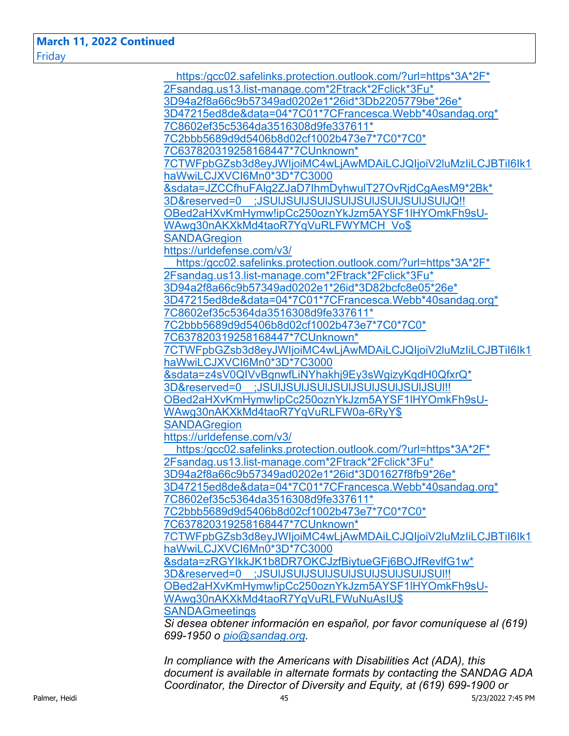**March 11, 2022 Continued**
Friday

__https:/gcc02.safelinks.protection.outlook.com/?url=https*3A*2F*2Fsandag.us13.list-manage.com*2Ftrack*2Fclick*3Fu*3D94a2f8a66c9b57349ad0202e1*26id*3Db2205779be*26e*3D47215ed8de&data=04*7C01*7CFrancesca.Webb*40sandag.org*7C8602ef35c5364da3516308d9fe337611*7C2bbb5689d9d5406b8d02cf1002b473e7*7C0*7C0*7C637820319258168447*7CUnknown*7CTWFpbGZsb3d8eyJWIjoiMC4wLjAwMDAiLCJQIjoiV2luMzIiLCJBTiI6Ik1haWwiLCJXVCI6Mn0*3D*7C3000&sdata=JZCCfhuFAlg2ZJaD7IhmDyhwulT27OvRjdCgAesM9*2Bk*3D&reserved=0__;JSUlJSUlJSUlJSUlJSUlJSUlJSUlJSUlJQ!!OBed2aHXvKmHymw!ipCc250oznYkJzm5AYSF1lHYOmkFh9sU-WAwg30nAKXkMd4taoR7YqVuRLFWYMCH_Vo$
SANDAGregion
https://urldefense.com/v3/
__https:/gcc02.safelinks.protection.outlook.com/?url=https*3A*2F*2Fsandag.us13.list-manage.com*2Ftrack*2Fclick*3Fu*3D94a2f8a66c9b57349ad0202e1*26id*3D82bcfc8e05*26e*3D47215ed8de&data=04*7C01*7CFrancesca.Webb*40sandag.org*7C8602ef35c5364da3516308d9fe337611*7C2bbb5689d9d5406b8d02cf1002b473e7*7C0*7C0*7C637820319258168447*7CUnknown*7CTWFpbGZsb3d8eyJWIjoiMC4wLjAwMDAiLCJQIjoiV2luMzIiLCJBTiI6Ik1haWwiLCJXVCI6Mn0*3D*7C3000&sdata=z4sV0QIVvBgnwfLiNYhakhj9Ey3sWgizyKqdH0QfxrQ*3D&reserved=0__;JSUlJSUlJSUlJSUlJSUlJSUlJSUlJSUl!!OBed2aHXvKmHymw!ipCc250oznYkJzm5AYSF1lHYOmkFh9sU-WAwg30nAKXkMd4taoR7YqVuRLFW0a-6RyY$
SANDAGregion
https://urldefense.com/v3/
__https:/gcc02.safelinks.protection.outlook.com/?url=https*3A*2F*2Fsandag.us13.list-manage.com*2Ftrack*2Fclick*3Fu*3D94a2f8a66c9b57349ad0202e1*26id*3D01627f8fb9*26e*3D47215ed8de&data=04*7C01*7CFrancesca.Webb*40sandag.org*7C8602ef35c5364da3516308d9fe337611*7C2bbb5689d9d5406b8d02cf1002b473e7*7C0*7C0*7C637820319258168447*7CUnknown*7CTWFpbGZsb3d8eyJWIjoiMC4wLjAwMDAiLCJQIjoiV2luMzIiLCJBTiI6Ik1haWwiLCJXVCI6Mn0*3D*7C3000&sdata=zRGYIkkJK1b8DR7OKCJzfBiytueGFj6BOJfRevlfG1w*3D&reserved=0__;JSUlJSUlJSUlJSUlJSUlJSUlJSUlJSUl!!OBed2aHXvKmHymw!ipCc250oznYkJzm5AYSF1lHYOmkFh9sU-WAwg30nAKXkMd4taoR7YqVuRLFWuNuAsIU$
SANDAGmeetings

*Si desea obtener información en español, por favor comuníquese al (619) 699-1950 o pio@sandag.org.*

*In compliance with the Americans with Disabilities Act (ADA), this document is available in alternate formats by contacting the SANDAG ADA Coordinator, the Director of Diversity and Equity, at (619) 699-1900 or*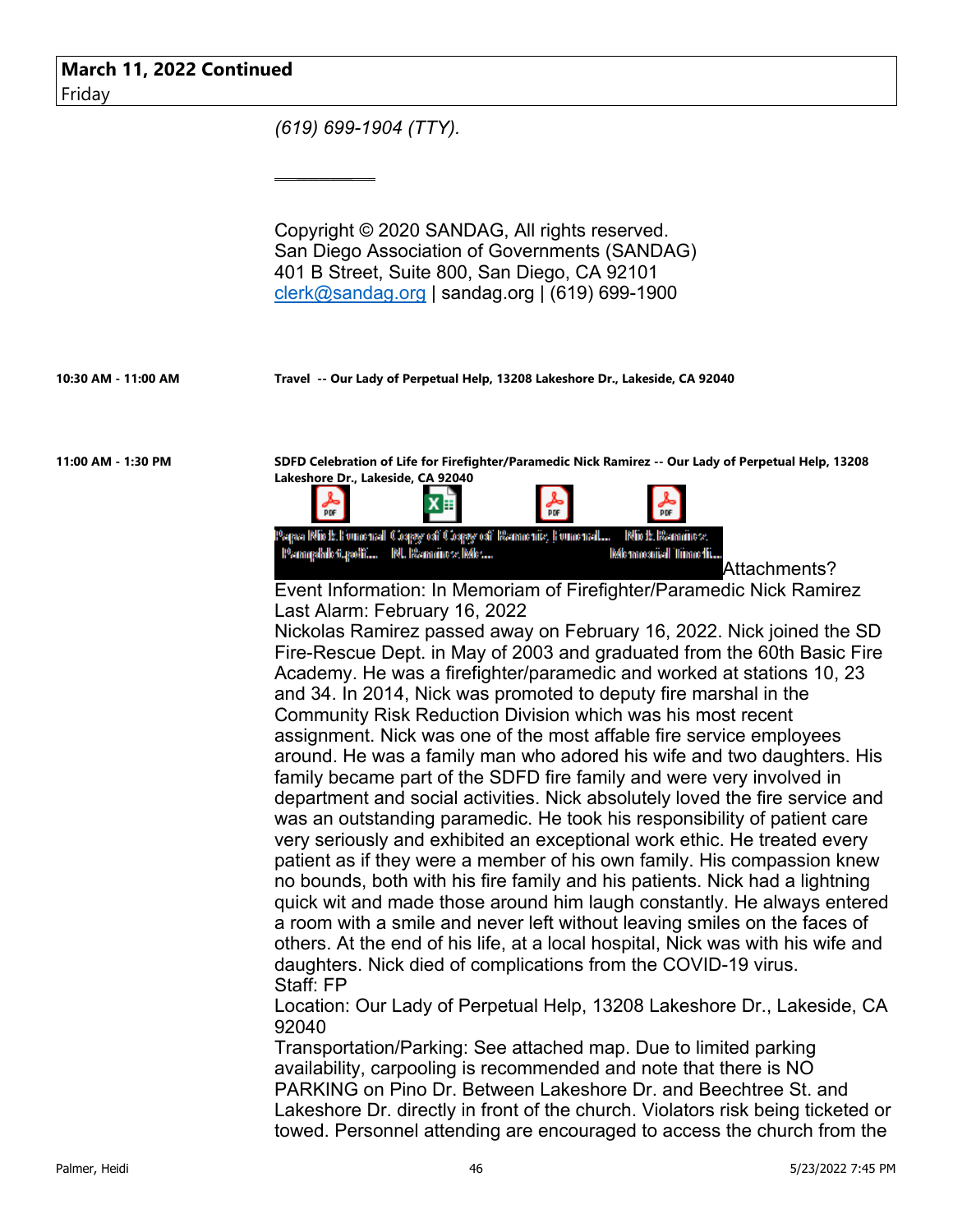**March 11, 2022 Continued**
Friday

*(619) 699-1904 (TTY).*

---

Copyright © 2020 SANDAG, All rights reserved.
San Diego Association of Governments (SANDAG)
401 B Street, Suite 800, San Diego, CA 92101
clerk@sandag.org | sandag.org | (619) 699-1900

**10:30 AM - 11:00 AM** **Travel -- Our Lady of Perpetual Help, 13208 Lakeshore Dr., Lakeside, CA 92040**

**11:00 AM - 1:30 PM** **SDFD Celebration of Life for Firefighter/Paramedic Nick Ramirez -- Our Lady of Perpetual Help, 13208 Lakeshore Dr., Lakeside, CA 92040**

Papa Nick Funeral Pamphlet.pdf... Copy of Copy of N. Ramirez Me... Ramirez Funeral... Nick Ramirez Memorial time li... Attachments?

Event Information: In Memoriam of Firefighter/Paramedic Nick Ramirez
Last Alarm: February 16, 2022
Nickolas Ramirez passed away on February 16, 2022. Nick joined the SD Fire-Rescue Dept. in May of 2003 and graduated from the 60th Basic Fire Academy. He was a firefighter/paramedic and worked at stations 10, 23 and 34. In 2014, Nick was promoted to deputy fire marshal in the Community Risk Reduction Division which was his most recent assignment. Nick was one of the most affable fire service employees around. He was a family man who adored his wife and two daughters. His family became part of the SDFD fire family and were very involved in department and social activities. Nick absolutely loved the fire service and was an outstanding paramedic. He took his responsibility of patient care very seriously and exhibited an exceptional work ethic. He treated every patient as if they were a member of his own family. His compassion knew no bounds, both with his fire family and his patients. Nick had a lightning quick wit and made those around him laugh constantly. He always entered a room with a smile and never left without leaving smiles on the faces of others. At the end of his life, at a local hospital, Nick was with his wife and daughters. Nick died of complications from the COVID-19 virus.
Staff: FP
Location: Our Lady of Perpetual Help, 13208 Lakeshore Dr., Lakeside, CA 92040
Transportation/Parking: See attached map. Due to limited parking availability, carpooling is recommended and note that there is NO PARKING on Pino Dr. Between Lakeshore Dr. and Beechtree St. and Lakeshore Dr. directly in front of the church. Violators risk being ticketed or towed. Personnel attending are encouraged to access the church from the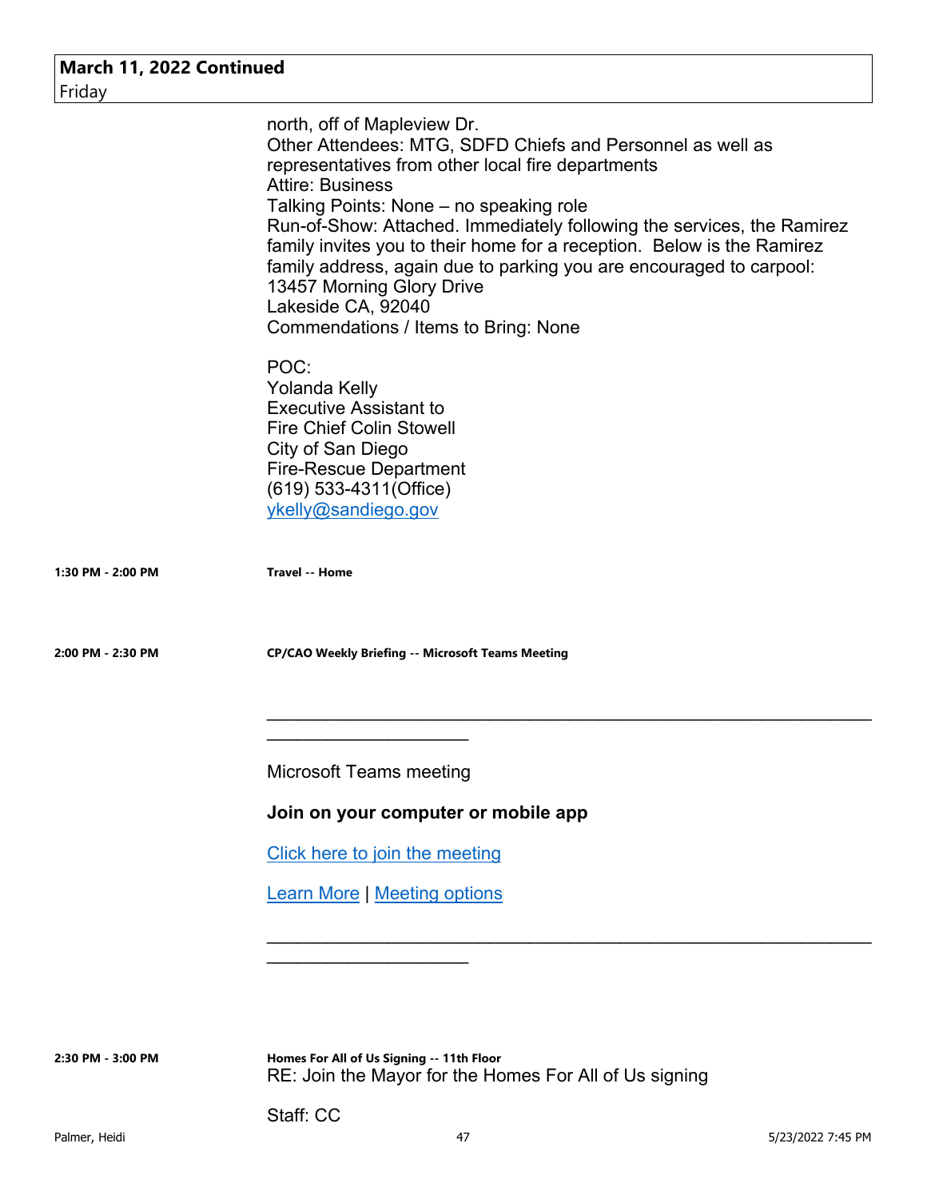## March 11, 2022 Continued
Friday

north, off of Mapleview Dr.
Other Attendees: MTG, SDFD Chiefs and Personnel as well as representatives from other local fire departments
Attire: Business
Talking Points: None – no speaking role
Run-of-Show: Attached. Immediately following the services, the Ramirez family invites you to their home for a reception. Below is the Ramirez family address, again due to parking you are encouraged to carpool:
13457 Morning Glory Drive
Lakeside CA, 92040
Commendations / Items to Bring: None

POC:
Yolanda Kelly
Executive Assistant to
Fire Chief Colin Stowell
City of San Diego
Fire-Rescue Department
(619) 533-4311(Office)
ykelly@sandiego.gov

**1:30 PM - 2:00 PM** **Travel -- Home**

**2:00 PM - 2:30 PM** **CP/CAO Weekly Briefing -- Microsoft Teams Meeting**

________________________________________________________________________________

Microsoft Teams meeting

**Join on your computer or mobile app**

Click here to join the meeting

Learn More | Meeting options

________________________________________________________________________________

**2:30 PM - 3:00 PM** **Homes For All of Us Signing -- 11th Floor**
RE: Join the Mayor for the Homes For All of Us signing

Staff: CC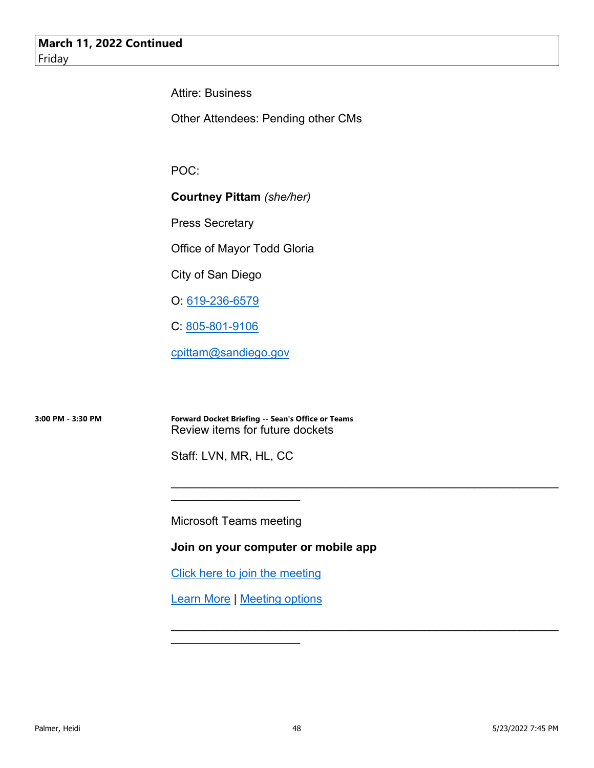**March 11, 2022 Continued**
Friday

Attire: Business

Other Attendees: Pending other CMs

POC:

**Courtney Pittam** *(she/her)*

Press Secretary

Office of Mayor Todd Gloria

City of San Diego

O: 619-236-6579

C: 805-801-9106

cpittam@sandiego.gov

**3:00 PM - 3:30 PM**

**Forward Docket Briefing -- Sean's Office or Teams**
Review items for future dockets

Staff: LVN, MR, HL, CC

________________________________________________________________________________

Microsoft Teams meeting

**Join on your computer or mobile app**

Click here to join the meeting

Learn More | Meeting options

________________________________________________________________________________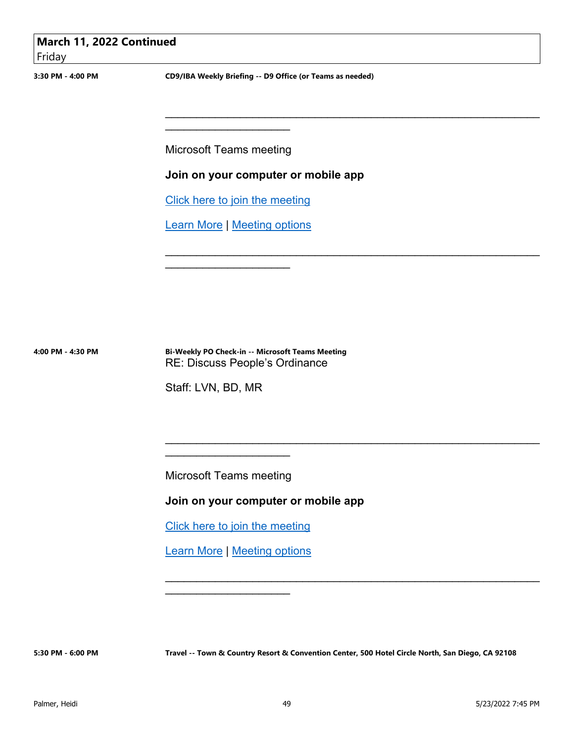## March 11, 2022 Continued
Friday

**3:30 PM - 4:00 PM** **CD9/IBA Weekly Briefing -- D9 Office (or Teams as needed)**

________________________________________________________________________________

Microsoft Teams meeting

**Join on your computer or mobile app**

Click here to join the meeting

Learn More | Meeting options

________________________________________________________________________________

**4:00 PM - 4:30 PM** **Bi-Weekly PO Check-in -- Microsoft Teams Meeting**

RE: Discuss People's Ordinance

Staff: LVN, BD, MR

________________________________________________________________________________

Microsoft Teams meeting

**Join on your computer or mobile app**

Click here to join the meeting

Learn More | Meeting options

________________________________________________________________________________

**5:30 PM - 6:00 PM** **Travel -- Town & Country Resort & Convention Center, 500 Hotel Circle North, San Diego, CA 92108**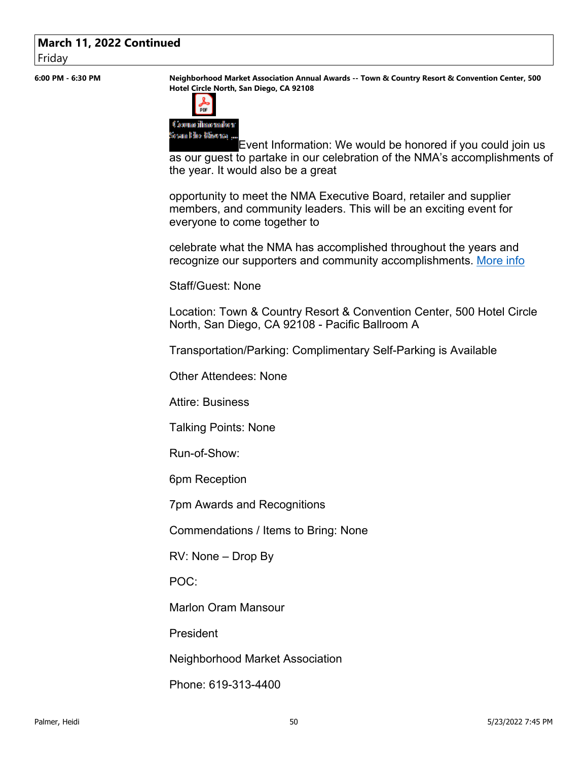## March 11, 2022 Continued
Friday

**6:00 PM - 6:30 PM**

**Neighborhood Market Association Annual Awards -- Town & Country Resort & Convention Center, 500 Hotel Circle North, San Diego, CA 92108**

Councilmember Sean Elo-Rivera ...

Event Information: We would be honored if you could join us as our guest to partake in our celebration of the NMA's accomplishments of the year. It would also be a great

opportunity to meet the NMA Executive Board, retailer and supplier members, and community leaders. This will be an exciting event for everyone to come together to

celebrate what the NMA has accomplished throughout the years and recognize our supporters and community accomplishments. More info

Staff/Guest: None

Location: Town & Country Resort & Convention Center, 500 Hotel Circle North, San Diego, CA 92108 - Pacific Ballroom A

Transportation/Parking: Complimentary Self-Parking is Available

Other Attendees: None

Attire: Business

Talking Points: None

Run-of-Show:

6pm Reception

7pm Awards and Recognitions

Commendations / Items to Bring: None

RV: None – Drop By

POC:

Marlon Oram Mansour

President

Neighborhood Market Association

Phone: 619-313-4400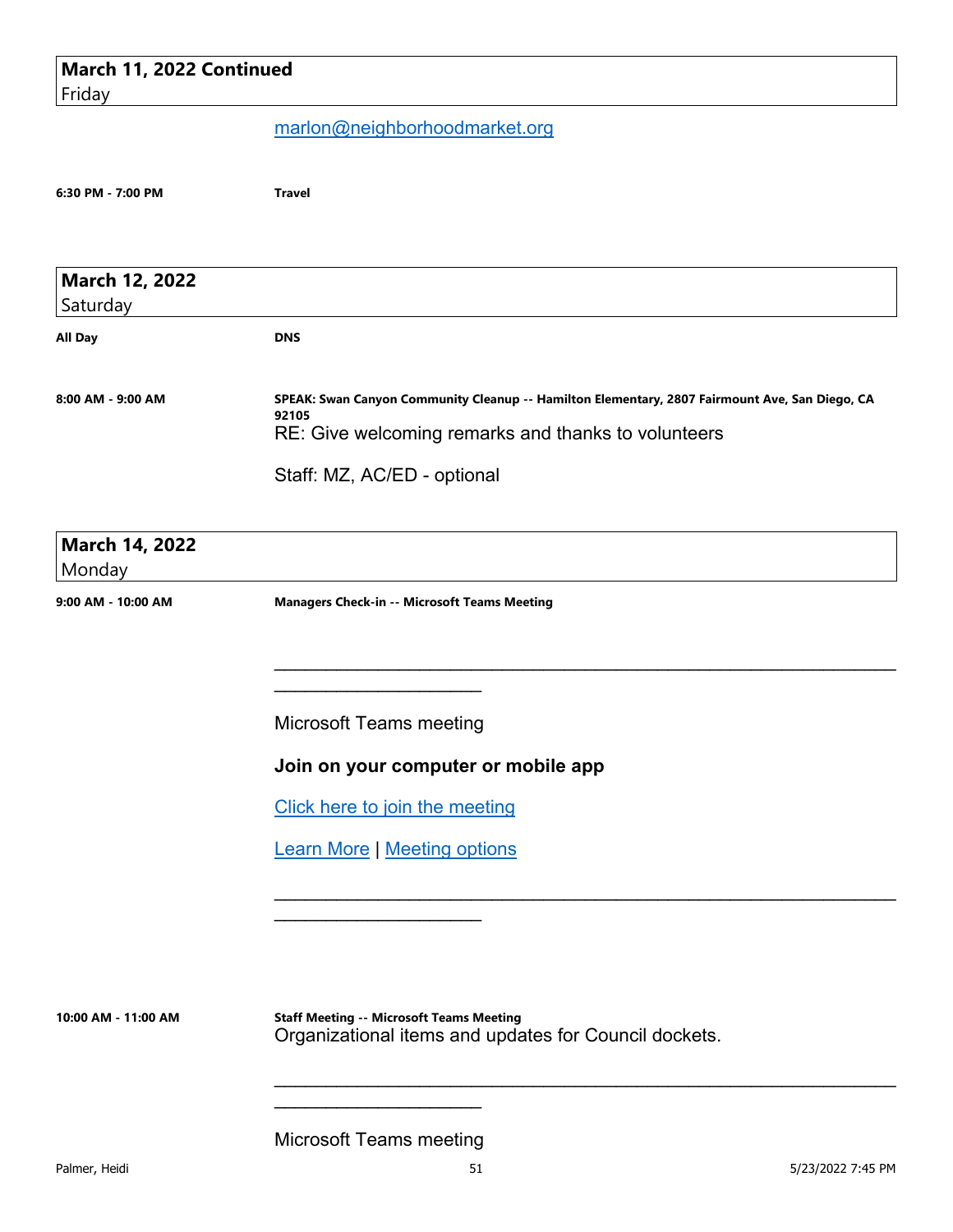## March 11, 2022 Continued
Friday

marlon@neighborhoodmarket.org

**6:30 PM - 7:00 PM** **Travel**

## March 12, 2022
Saturday

**All Day** **DNS**

**8:00 AM - 9:00 AM** **SPEAK: Swan Canyon Community Cleanup -- Hamilton Elementary, 2807 Fairmount Ave, San Diego, CA 92105**

RE: Give welcoming remarks and thanks to volunteers

Staff: MZ, AC/ED - optional

## March 14, 2022
Monday

**9:00 AM - 10:00 AM** **Managers Check-in -- Microsoft Teams Meeting**

________________________________________________________________________________

Microsoft Teams meeting

**Join on your computer or mobile app**

Click here to join the meeting

Learn More | Meeting options

________________________________________________________________________________

**10:00 AM - 11:00 AM** **Staff Meeting -- Microsoft Teams Meeting**

Organizational items and updates for Council dockets.

________________________________________________________________________________

Microsoft Teams meeting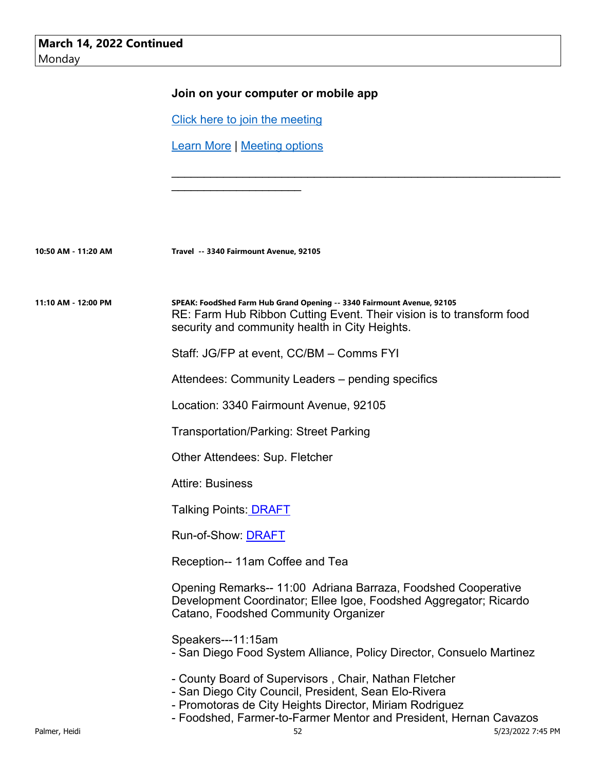**March 14, 2022 Continued**
Monday

**Join on your computer or mobile app**

Click here to join the meeting

Learn More | Meeting options

________________________________________________________________________________

**10:50 AM - 11:20 AM** **Travel -- 3340 Fairmount Avenue, 92105**

**11:10 AM - 12:00 PM** **SPEAK: FoodShed Farm Hub Grand Opening -- 3340 Fairmount Avenue, 92105**

RE: Farm Hub Ribbon Cutting Event. Their vision is to transform food security and community health in City Heights.

Staff: JG/FP at event, CC/BM – Comms FYI

Attendees: Community Leaders – pending specifics

Location: 3340 Fairmount Avenue, 92105

Transportation/Parking: Street Parking

Other Attendees: Sup. Fletcher

Attire: Business

Talking Points: DRAFT

Run-of-Show: DRAFT

Reception-- 11am Coffee and Tea

Opening Remarks-- 11:00 Adriana Barraza, Foodshed Cooperative Development Coordinator; Ellee Igoe, Foodshed Aggregator; Ricardo Catano, Foodshed Community Organizer

Speakers---11:15am
- San Diego Food System Alliance, Policy Director, Consuelo Martinez

- County Board of Supervisors , Chair, Nathan Fletcher
- San Diego City Council, President, Sean Elo-Rivera
- Promotoras de City Heights Director, Miriam Rodriguez
- Foodshed, Farmer-to-Farmer Mentor and President, Hernan Cavazos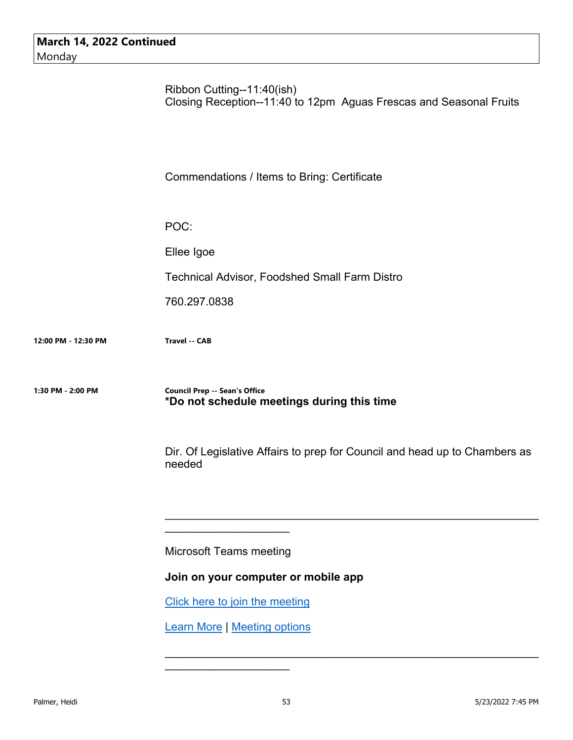**March 14, 2022 Continued**
Monday

Ribbon Cutting--11:40(ish)
Closing Reception--11:40 to 12pm  Aguas Frescas and Seasonal Fruits

Commendations / Items to Bring: Certificate

POC:

Ellee Igoe

Technical Advisor, Foodshed Small Farm Distro

760.297.0838

**12:00 PM - 12:30 PM** **Travel -- CAB**

**1:30 PM - 2:00 PM** **Council Prep -- Sean's Office**
***Do not schedule meetings during this time**

Dir. Of Legislative Affairs to prep for Council and head up to Chambers as needed

________________________________________________________________________________

Microsoft Teams meeting

**Join on your computer or mobile app**

Click here to join the meeting

Learn More | Meeting options

________________________________________________________________________________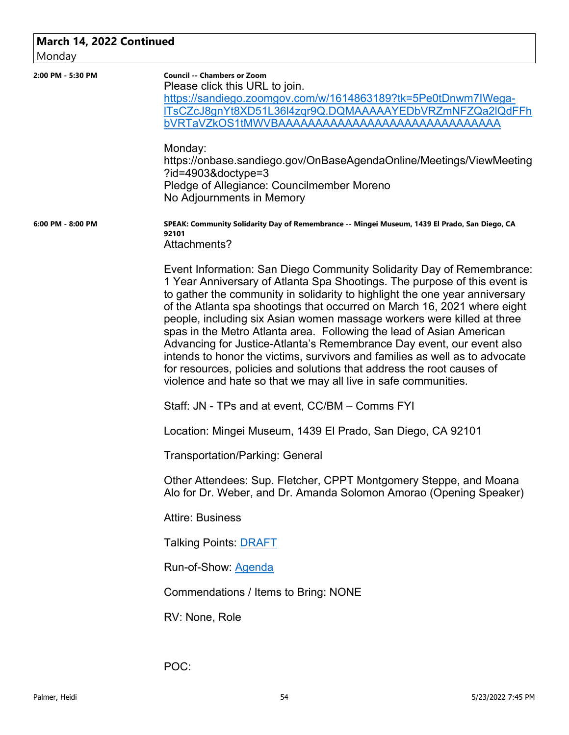## March 14, 2022 Continued
Monday

**2:00 PM - 5:30 PM**

**Council -- Chambers or Zoom**

Please click this URL to join.
https://sandiego.zoomgov.com/w/1614863189?tk=5Pe0tDnwm7IWega-lTsCZcJ8gnYt8XD51L36l4zqr9Q.DQMAAAAAYEDbVRZmNFZQa2lQdFFhbVRTaVZkOS1tMWVBAAAAAAAAAAAAAAAAAAAAAAAAAAAAAA

Monday:
https://onbase.sandiego.gov/OnBaseAgendaOnline/Meetings/ViewMeeting?id=4903&doctype=3
Pledge of Allegiance: Councilmember Moreno
No Adjournments in Memory

**6:00 PM - 8:00 PM**

**SPEAK: Community Solidarity Day of Remembrance -- Mingei Museum, 1439 El Prado, San Diego, CA 92101**

Attachments?

Event Information: San Diego Community Solidarity Day of Remembrance: 1 Year Anniversary of Atlanta Spa Shootings. The purpose of this event is to gather the community in solidarity to highlight the one year anniversary of the Atlanta spa shootings that occurred on March 16, 2021 where eight people, including six Asian women massage workers were killed at three spas in the Metro Atlanta area. Following the lead of Asian American Advancing for Justice-Atlanta's Remembrance Day event, our event also intends to honor the victims, survivors and families as well as to advocate for resources, policies and solutions that address the root causes of violence and hate so that we may all live in safe communities.

Staff: JN - TPs and at event, CC/BM – Comms FYI

Location: Mingei Museum, 1439 El Prado, San Diego, CA 92101

Transportation/Parking: General

Other Attendees: Sup. Fletcher, CPPT Montgomery Steppe, and Moana Alo for Dr. Weber, and Dr. Amanda Solomon Amorao (Opening Speaker)

Attire: Business

Talking Points: DRAFT

Run-of-Show: Agenda

Commendations / Items to Bring: NONE

RV: None, Role

POC: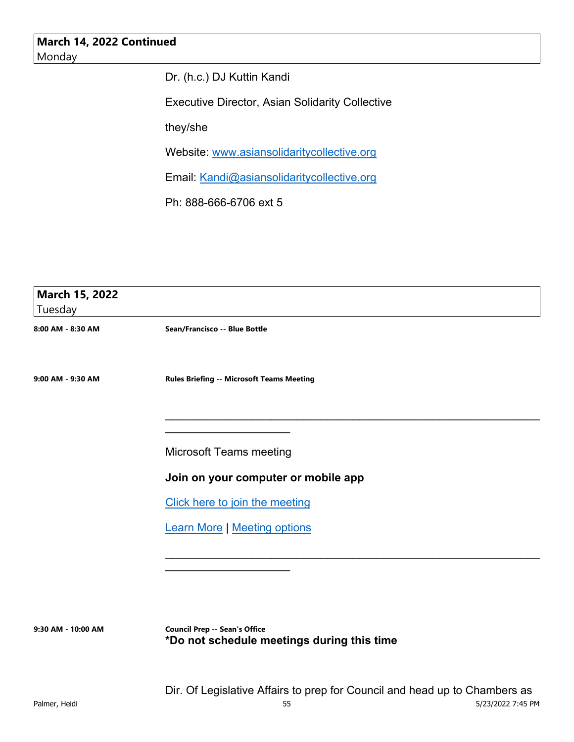**March 14, 2022 Continued**
Monday

Dr. (h.c.) DJ Kuttin Kandi

Executive Director, Asian Solidarity Collective

they/she

Website: [www.asiansolidaritycollective.org](www.asiansolidaritycollective.org)

Email: [Kandi@asiansolidaritycollective.org](mailto:Kandi@asiansolidaritycollective.org)

Ph: 888-666-6706 ext 5

**March 15, 2022**
Tuesday

**8:00 AM - 8:30 AM** — **Sean/Francisco -- Blue Bottle**

**9:00 AM - 9:30 AM** — **Rules Briefing -- Microsoft Teams Meeting**

________________________________________________________________________________

Microsoft Teams meeting

**Join on your computer or mobile app**

Click here to join the meeting

Learn More | Meeting options

________________________________________________________________________________

**9:30 AM - 10:00 AM** — **Council Prep -- Sean's Office**

***Do not schedule meetings during this time**

Dir. Of Legislative Affairs to prep for Council and head up to Chambers as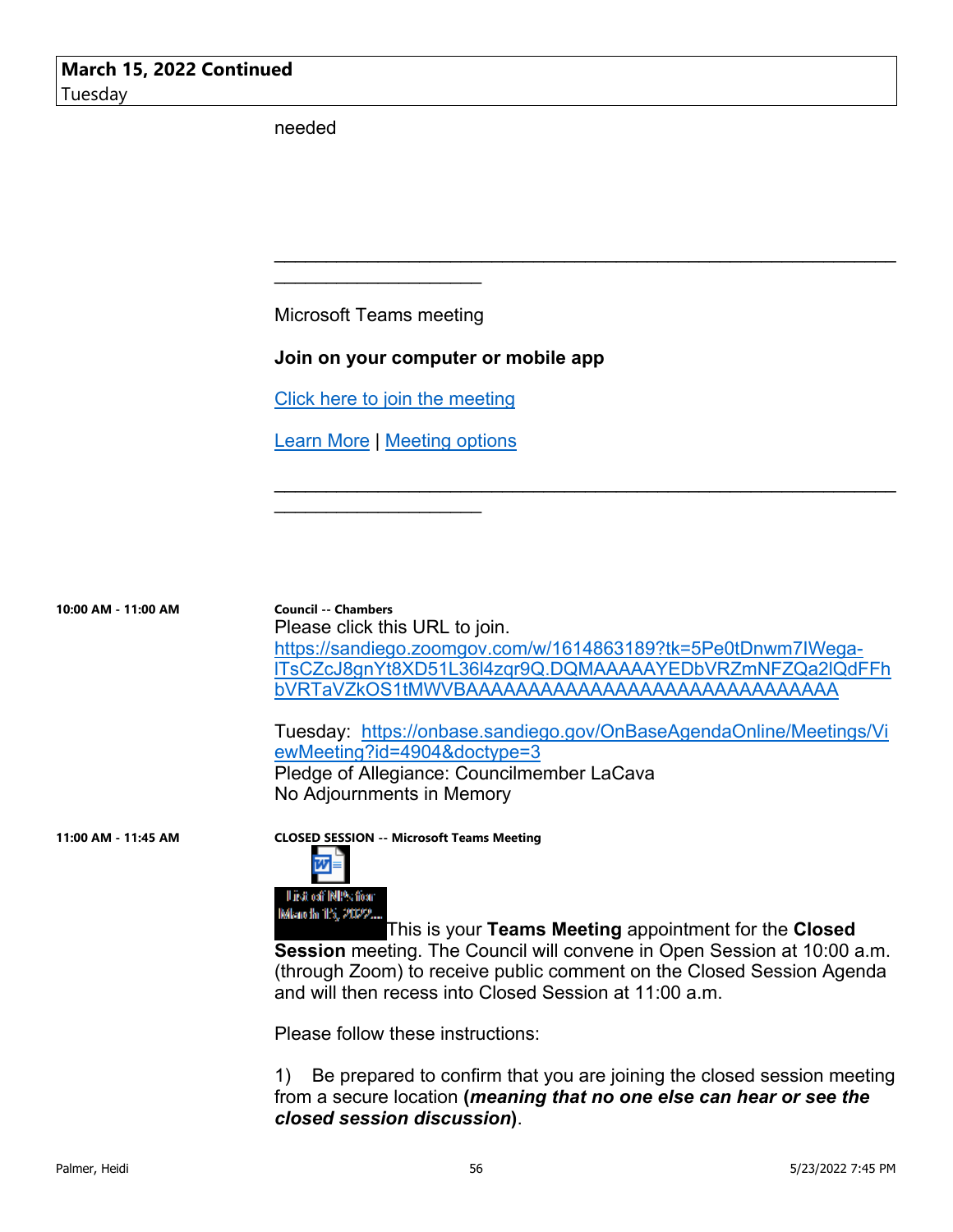**March 15, 2022 Continued**
Tuesday

needed

________________________________________________________________________________

Microsoft Teams meeting

**Join on your computer or mobile app**

Click here to join the meeting

Learn More | Meeting options

________________________________________________________________________________

**10:00 AM - 11:00 AM** — **Council -- Chambers**

Please click this URL to join.
https://sandiego.zoomgov.com/w/1614863189?tk=5Pe0tDnwm7IWega-ITsCZcJ8gnYt8XD51L36l4zqr9Q.DQMAAAAAYEDbVRZmNFZQa2lQdFFhbVRTaVZkOS1tMWVBAAAAAAAAAAAAAAAAAAAAAAAAAAAAAA

Tuesday: https://onbase.sandiego.gov/OnBaseAgendaOnline/Meetings/ViewMeeting?id=4904&doctype=3
Pledge of Allegiance: Councilmember LaCava
No Adjournments in Memory

**11:00 AM - 11:45 AM** — **CLOSED SESSION -- Microsoft Teams Meeting**

List of NIPs for March 15, 2022...

This is your **Teams Meeting** appointment for the **Closed Session** meeting. The Council will convene in Open Session at 10:00 a.m. (through Zoom) to receive public comment on the Closed Session Agenda and will then recess into Closed Session at 11:00 a.m.

Please follow these instructions:

1) Be prepared to confirm that you are joining the closed session meeting from a secure location (***meaning that no one else can hear or see the closed session discussion***).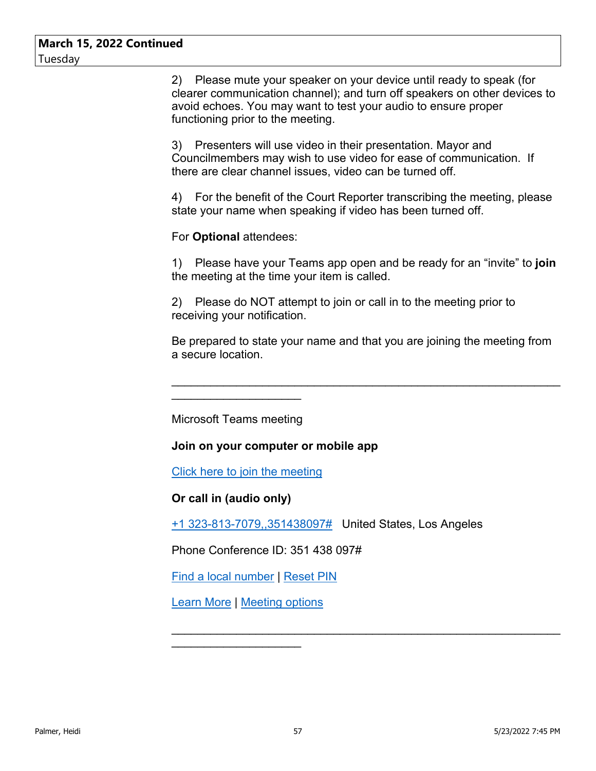**March 15, 2022 Continued**
Tuesday

2) Please mute your speaker on your device until ready to speak (for clearer communication channel); and turn off speakers on other devices to avoid echoes. You may want to test your audio to ensure proper functioning prior to the meeting.

3) Presenters will use video in their presentation. Mayor and Councilmembers may wish to use video for ease of communication. If there are clear channel issues, video can be turned off.

4) For the benefit of the Court Reporter transcribing the meeting, please state your name when speaking if video has been turned off.

For **Optional** attendees:

1) Please have your Teams app open and be ready for an “invite” to **join** the meeting at the time your item is called.

2) Please do NOT attempt to join or call in to the meeting prior to receiving your notification.

Be prepared to state your name and that you are joining the meeting from a secure location.

________________________________________________________________________________

Microsoft Teams meeting

**Join on your computer or mobile app**

Click here to join the meeting

**Or call in (audio only)**

+1 323-813-7079,,351438097# United States, Los Angeles

Phone Conference ID: 351 438 097#

Find a local number | Reset PIN

Learn More | Meeting options

________________________________________________________________________________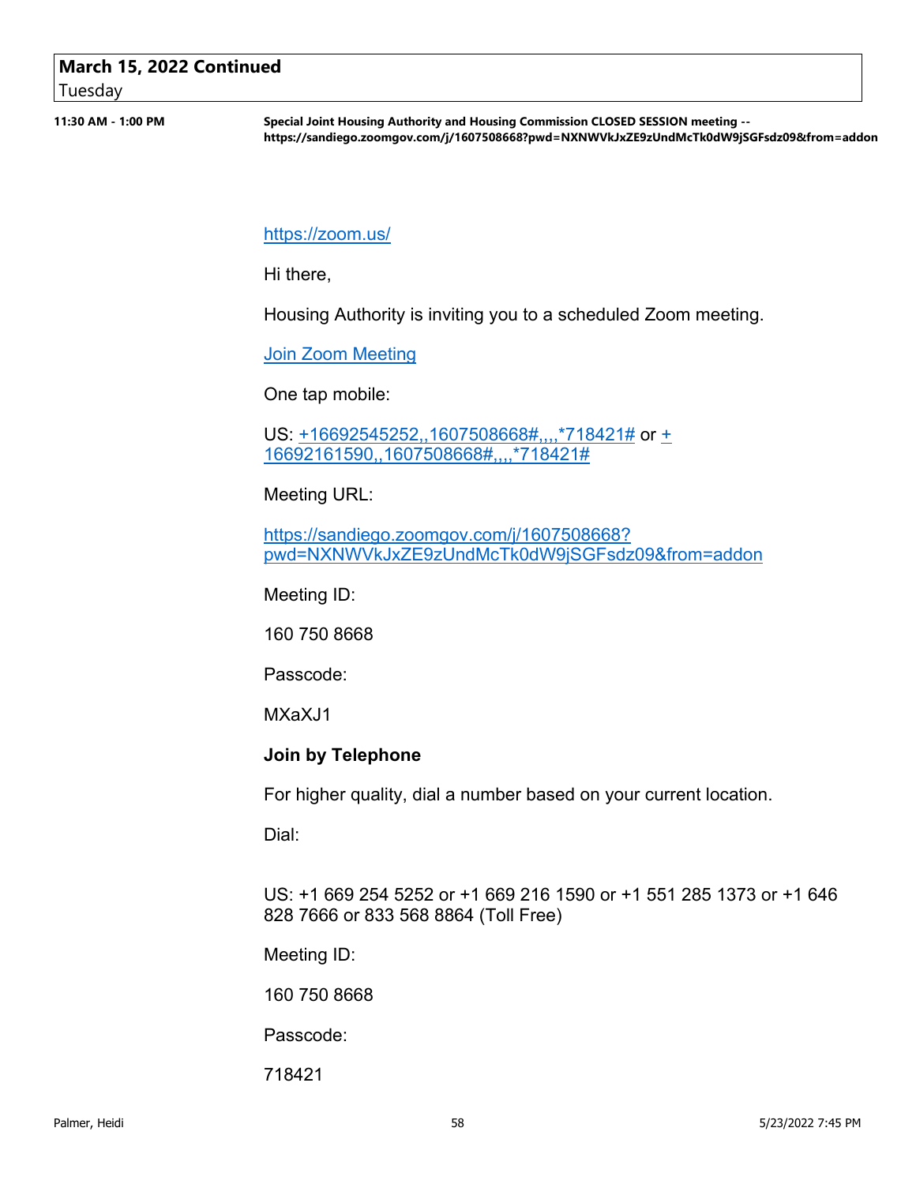**March 15, 2022 Continued**
Tuesday

**11:30 AM - 1:00 PM** **Special Joint Housing Authority and Housing Commission CLOSED SESSION meeting -- https://sandiego.zoomgov.com/j/1607508668?pwd=NXNWVkJxZE9zUndMcTk0dW9jSGFsdz09&from=addon**

https://zoom.us/

Hi there,

Housing Authority is inviting you to a scheduled Zoom meeting.

Join Zoom Meeting

One tap mobile:

US: +16692545252,,1607508668#,,,,*718421# or +16692161590,,1607508668#,,,,*718421#

Meeting URL:

https://sandiego.zoomgov.com/j/1607508668?pwd=NXNWVkJxZE9zUndMcTk0dW9jSGFsdz09&from=addon

Meeting ID:

160 750 8668

Passcode:

MXaXJ1

**Join by Telephone**

For higher quality, dial a number based on your current location.

Dial:

US: +1 669 254 5252 or +1 669 216 1590 or +1 551 285 1373 or +1 646 828 7666 or 833 568 8864 (Toll Free)

Meeting ID:

160 750 8668

Passcode:

718421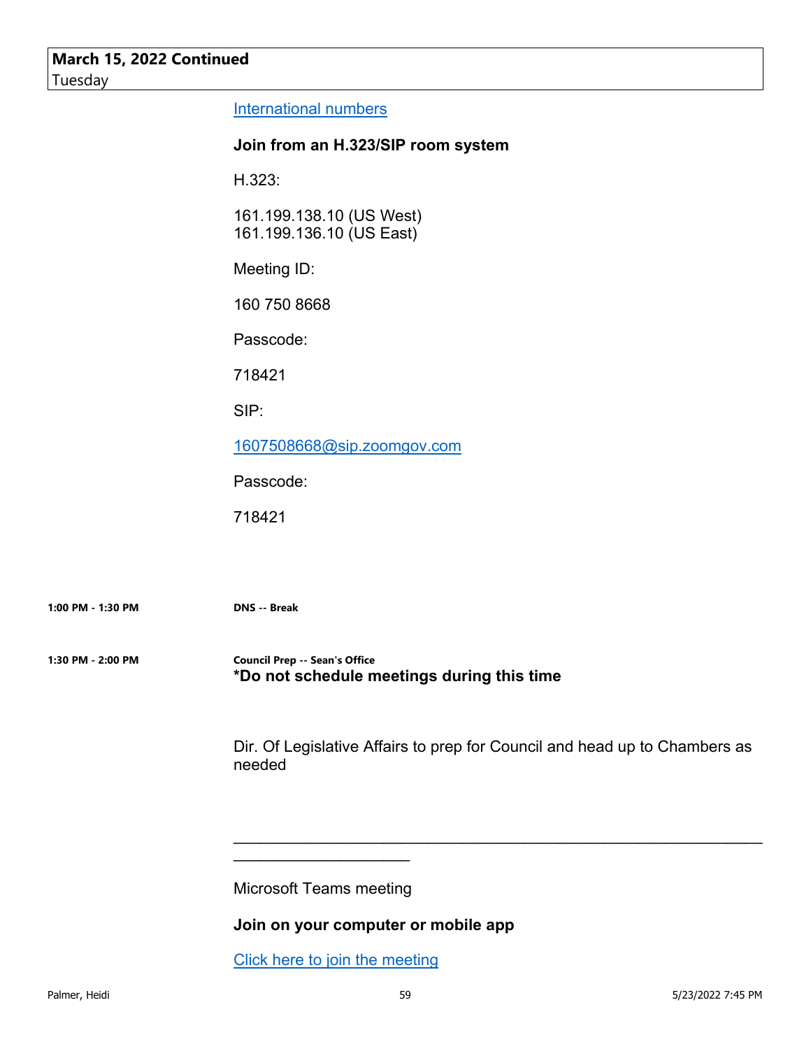**March 15, 2022 Continued**
Tuesday

International numbers

**Join from an H.323/SIP room system**

H.323:

161.199.138.10 (US West)
161.199.136.10 (US East)

Meeting ID:

160 750 8668

Passcode:

718421

SIP:

1607508668@sip.zoomgov.com

Passcode:

718421

**1:00 PM - 1:30 PM** **DNS -- Break**

**1:30 PM - 2:00 PM** **Council Prep -- Sean's Office**

***Do not schedule meetings during this time**

Dir. Of Legislative Affairs to prep for Council and head up to Chambers as needed

________________________________________________________________________________

Microsoft Teams meeting

**Join on your computer or mobile app**

Click here to join the meeting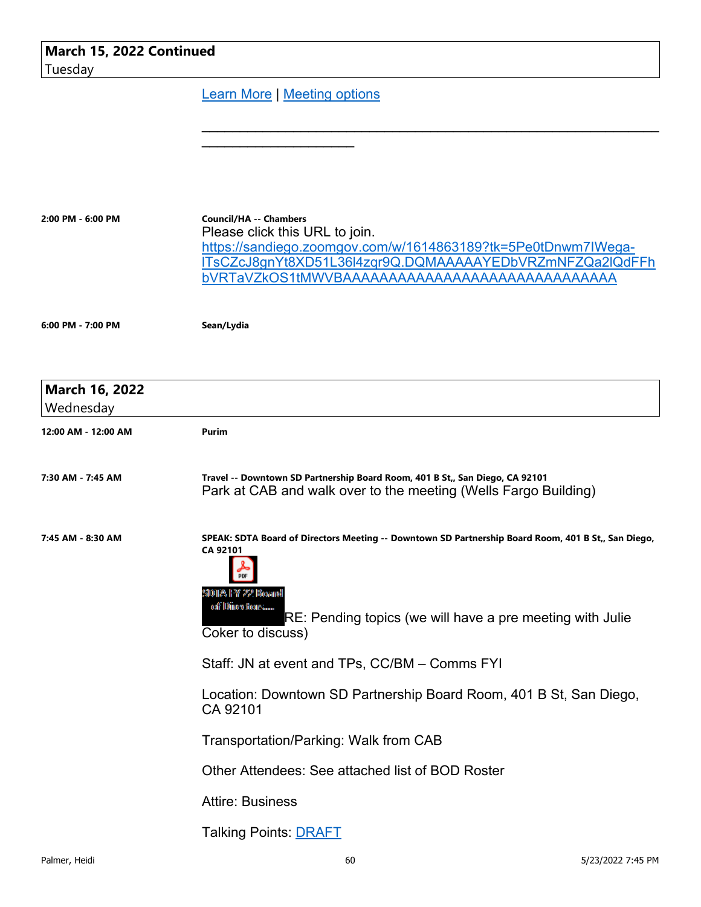**March 15, 2022 Continued**
Tuesday

Learn More | Meeting options

________________________________________________________________________________

**2:00 PM - 6:00 PM**

**Council/HA -- Chambers**
Please click this URL to join.
https://sandiego.zoomgov.com/w/1614863189?tk=5Pe0tDnwm7IWega-ITsCZcJ8gnYt8XD51L36l4zqr9Q.DQMAAAAAYEDbVRZmNFZQa2lQdFFhbVRTaVZkOS1tMWVBAAAAAAAAAAAAAAAAAAAAAAAAAAAA

**6:00 PM - 7:00 PM**

**Sean/Lydia**

**March 16, 2022**
Wednesday

**12:00 AM - 12:00 AM**

**Purim**

**7:30 AM - 7:45 AM**

**Travel -- Downtown SD Partnership Board Room, 401 B St,, San Diego, CA 92101**
Park at CAB and walk over to the meeting (Wells Fargo Building)

**7:45 AM - 8:30 AM**

**SPEAK: SDTA Board of Directors Meeting -- Downtown SD Partnership Board Room, 401 B St,, San Diego, CA 92101**

SDTA FY 22 Board of Directors....

RE: Pending topics (we will have a pre meeting with Julie Coker to discuss)

Staff: JN at event and TPs, CC/BM – Comms FYI

Location: Downtown SD Partnership Board Room, 401 B St, San Diego, CA 92101

Transportation/Parking: Walk from CAB

Other Attendees: See attached list of BOD Roster

Attire: Business

Talking Points: DRAFT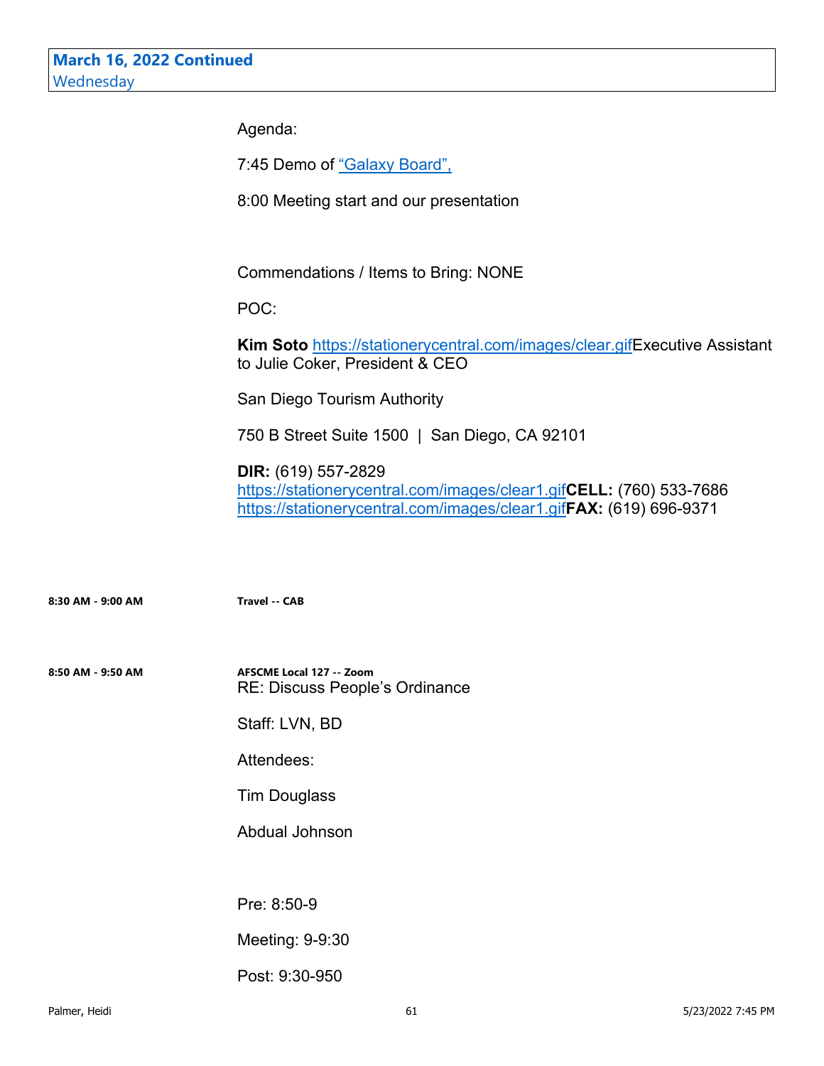**March 16, 2022 Continued**
Wednesday

Agenda:

7:45 Demo of “Galaxy Board”,

8:00 Meeting start and our presentation

Commendations / Items to Bring: NONE

POC:

**Kim Soto** https://stationerycentral.com/images/clear.gifExecutive Assistant to Julie Coker, President & CEO

San Diego Tourism Authority

750 B Street Suite 1500 | San Diego, CA 92101

**DIR:** (619) 557-2829
https://stationerycentral.com/images/clear1.gif**CELL:** (760) 533-7686
https://stationerycentral.com/images/clear1.gif**FAX:** (619) 696-9371

**8:30 AM - 9:00 AM** **Travel -- CAB**

**8:50 AM - 9:50 AM** **AFSCME Local 127 -- Zoom**
RE: Discuss People’s Ordinance

Staff: LVN, BD

Attendees:

Tim Douglass

Abdual Johnson

Pre: 8:50-9

Meeting: 9-9:30

Post: 9:30-950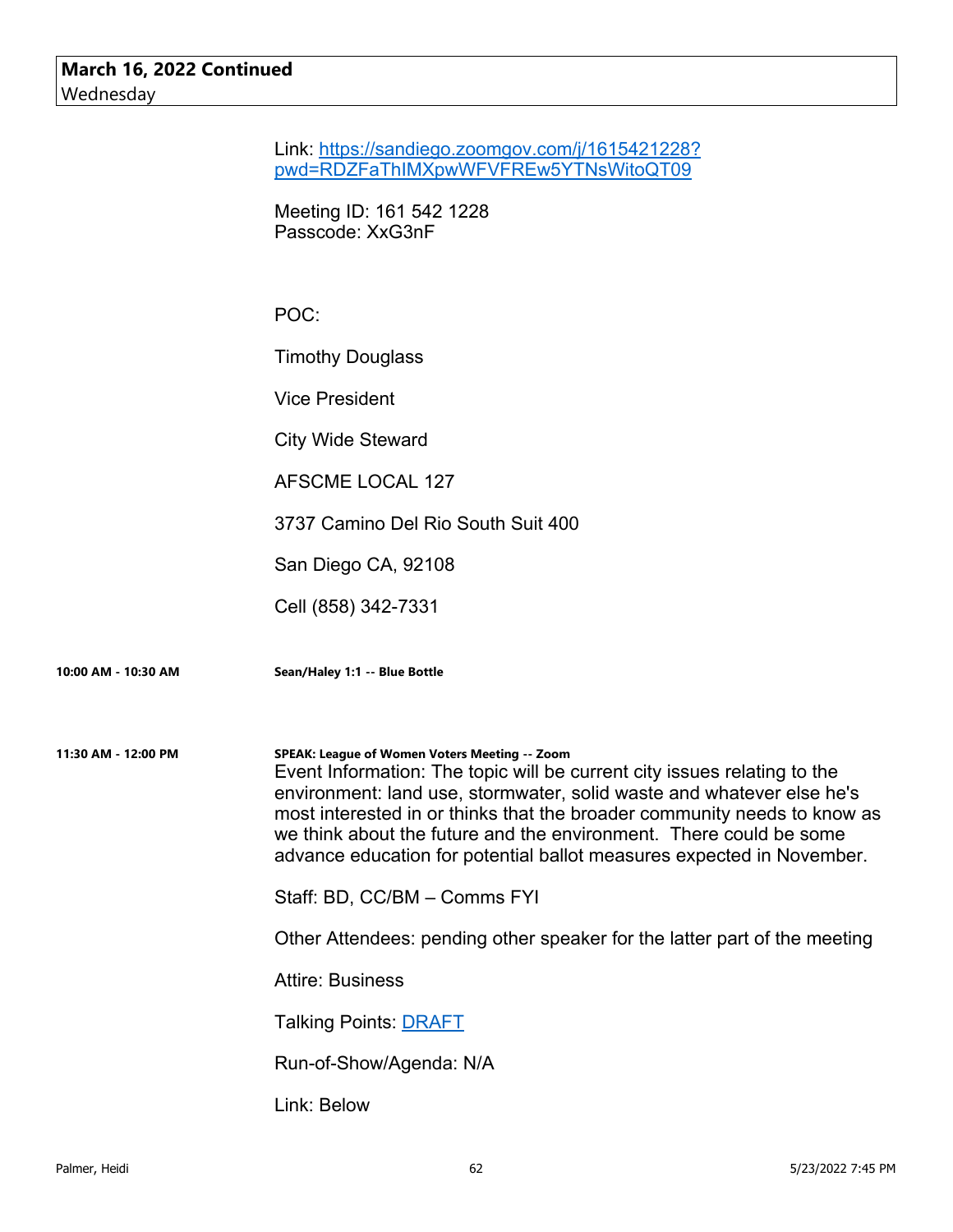**March 16, 2022 Continued**
Wednesday

Link: [https://sandiego.zoomgov.com/j/1615421228?pwd=RDZFaThIMXpwWFVFREw5YTNsWitoQT09](https://sandiego.zoomgov.com/j/1615421228?pwd=RDZFaThIMXpwWFVFREw5YTNsWitoQT09)

Meeting ID: 161 542 1228
Passcode: XxG3nF

POC:

Timothy Douglass

Vice President

City Wide Steward

AFSCME LOCAL 127

3737 Camino Del Rio South Suit 400

San Diego CA, 92108

Cell (858) 342-7331

**10:00 AM - 10:30 AM** **Sean/Haley 1:1 -- Blue Bottle**

**11:30 AM - 12:00 PM** **SPEAK: League of Women Voters Meeting -- Zoom**

Event Information: The topic will be current city issues relating to the environment: land use, stormwater, solid waste and whatever else he's most interested in or thinks that the broader community needs to know as we think about the future and the environment. There could be some advance education for potential ballot measures expected in November.

Staff: BD, CC/BM – Comms FYI

Other Attendees: pending other speaker for the latter part of the meeting

Attire: Business

Talking Points: DRAFT

Run-of-Show/Agenda: N/A

Link: Below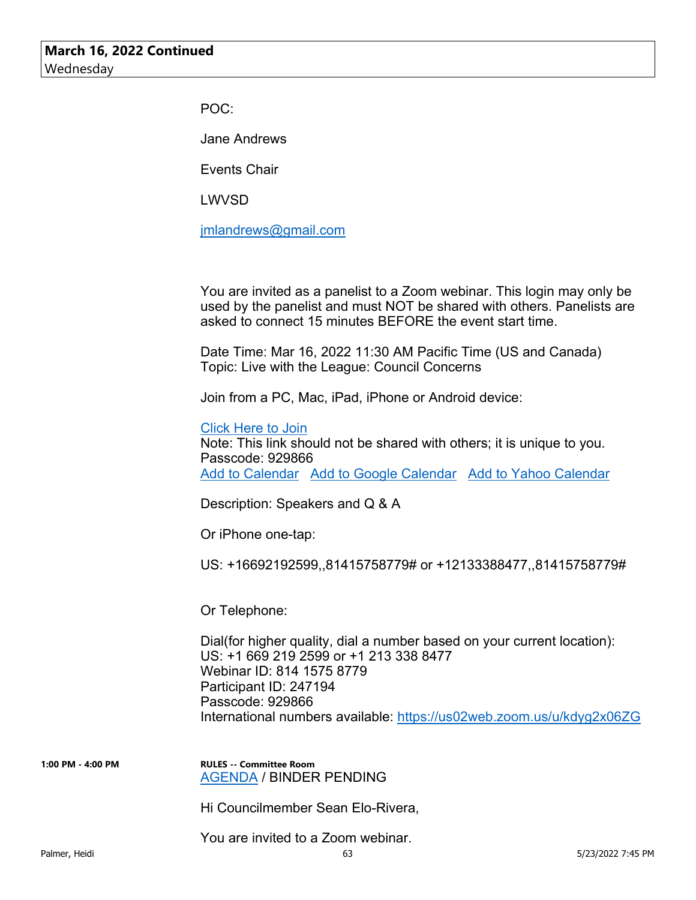**March 16, 2022 Continued**
Wednesday

POC:

Jane Andrews

Events Chair

LWVSD

jmlandrews@gmail.com

You are invited as a panelist to a Zoom webinar. This login may only be used by the panelist and must NOT be shared with others. Panelists are asked to connect 15 minutes BEFORE the event start time.

Date Time: Mar 16, 2022 11:30 AM Pacific Time (US and Canada)
Topic: Live with the League: Council Concerns

Join from a PC, Mac, iPad, iPhone or Android device:

Click Here to Join
Note: This link should not be shared with others; it is unique to you.
Passcode: 929866
Add to Calendar   Add to Google Calendar   Add to Yahoo Calendar

Description: Speakers and Q & A

Or iPhone one-tap:

US: +16692192599,,81415758779# or +12133388477,,81415758779#

Or Telephone:

Dial(for higher quality, dial a number based on your current location):
US: +1 669 219 2599 or +1 213 338 8477
Webinar ID: 814 1575 8779
Participant ID: 247194
Passcode: 929866
International numbers available: https://us02web.zoom.us/u/kdyg2x06ZG

**1:00 PM - 4:00 PM**

**RULES -- Committee Room**
AGENDA / BINDER PENDING

Hi Councilmember Sean Elo-Rivera,

You are invited to a Zoom webinar.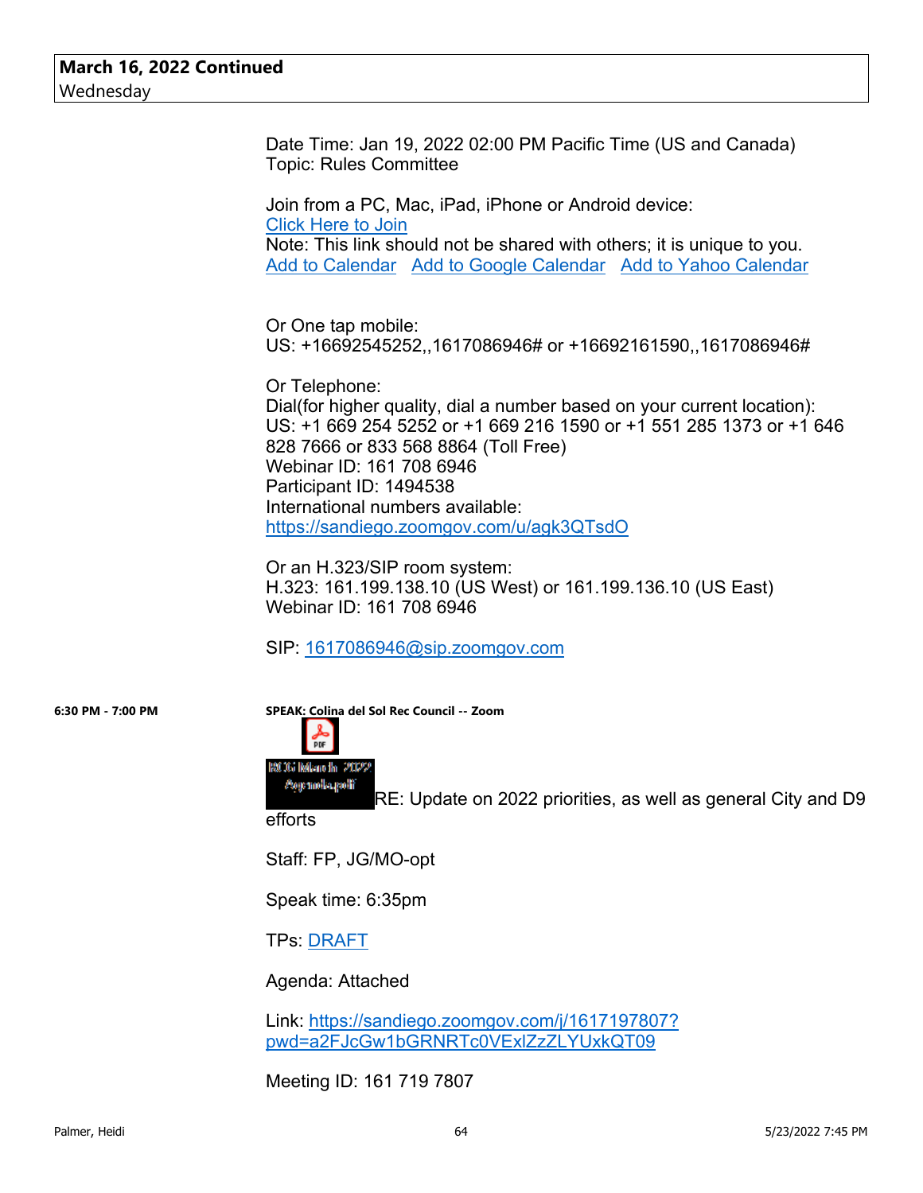**March 16, 2022 Continued**
Wednesday

Date Time: Jan 19, 2022 02:00 PM Pacific Time (US and Canada)
Topic: Rules Committee

Join from a PC, Mac, iPad, iPhone or Android device:
Click Here to Join
Note: This link should not be shared with others; it is unique to you.
Add to Calendar   Add to Google Calendar   Add to Yahoo Calendar

Or One tap mobile:
US: +16692545252,,1617086946# or +16692161590,,1617086946#

Or Telephone:
Dial(for higher quality, dial a number based on your current location):
US: +1 669 254 5252 or +1 669 216 1590 or +1 551 285 1373 or +1 646 828 7666 or 833 568 8864 (Toll Free)
Webinar ID: 161 708 6946
Participant ID: 1494538
International numbers available:
https://sandiego.zoomgov.com/u/agk3QTsdO

Or an H.323/SIP room system:
H.323: 161.199.138.10 (US West) or 161.199.136.10 (US East)
Webinar ID: 161 708 6946

SIP: 1617086946@sip.zoomgov.com

**6:30 PM - 7:00 PM** **SPEAK: Colina del Sol Rec Council -- Zoom**

RCC March 2022 Agenda.pdf

RE: Update on 2022 priorities, as well as general City and D9 efforts

Staff: FP, JG/MO-opt

Speak time: 6:35pm

TPs: DRAFT

Agenda: Attached

Link: https://sandiego.zoomgov.com/j/1617197807?pwd=a2FJcGw1bGRNRTc0VExlZzZLYUxkQT09

Meeting ID: 161 719 7807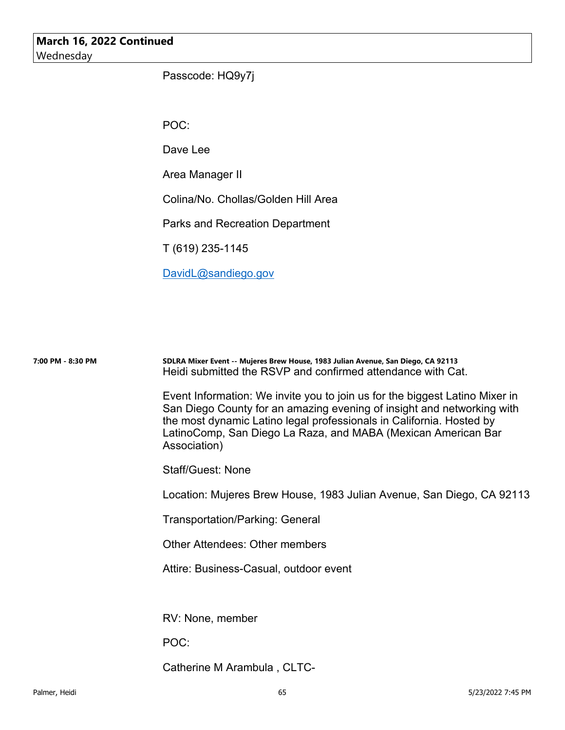**March 16, 2022 Continued**
Wednesday

Passcode: HQ9y7j

POC:

Dave Lee

Area Manager II

Colina/No. Chollas/Golden Hill Area

Parks and Recreation Department

T (619) 235-1145

DavidL@sandiego.gov

**7:00 PM - 8:30 PM**

**SDLRA Mixer Event -- Mujeres Brew House, 1983 Julian Avenue, San Diego, CA 92113**
Heidi submitted the RSVP and confirmed attendance with Cat.

Event Information: We invite you to join us for the biggest Latino Mixer in San Diego County for an amazing evening of insight and networking with the most dynamic Latino legal professionals in California. Hosted by LatinoComp, San Diego La Raza, and MABA (Mexican American Bar Association)

Staff/Guest: None

Location: Mujeres Brew House, 1983 Julian Avenue, San Diego, CA 92113

Transportation/Parking: General

Other Attendees: Other members

Attire: Business-Casual, outdoor event

RV: None, member

POC:

Catherine M Arambula , CLTC-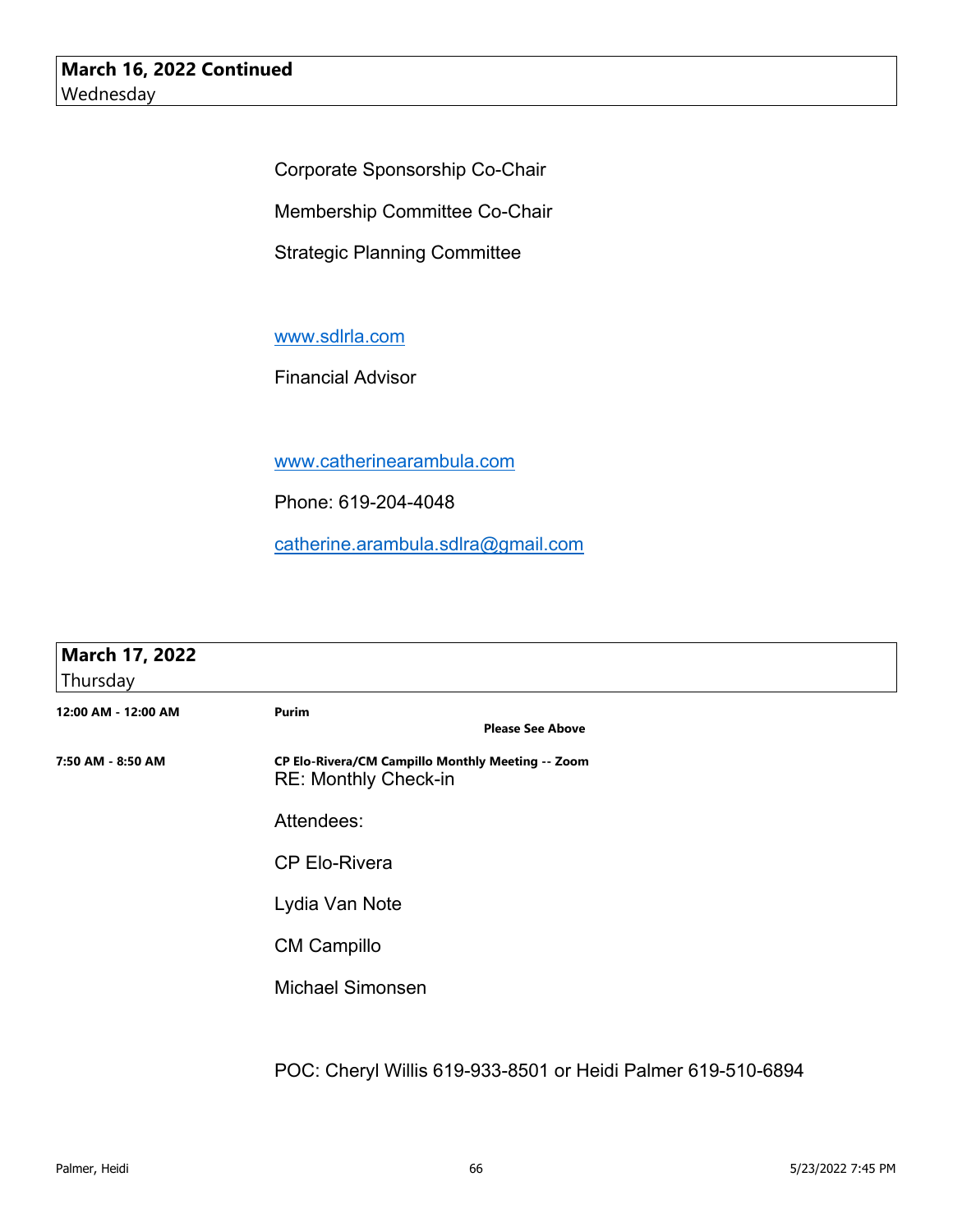## March 16, 2022 Continued
Wednesday

Corporate Sponsorship Co-Chair

Membership Committee Co-Chair

Strategic Planning Committee

www.sdlrla.com

Financial Advisor

www.catherinearambula.com

Phone: 619-204-4048

catherine.arambula.sdlra@gmail.com

## March 17, 2022
Thursday

**12:00 AM - 12:00 AM** **Purim**

**Please See Above**

**7:50 AM - 8:50 AM** **CP Elo-Rivera/CM Campillo Monthly Meeting -- Zoom**

RE: Monthly Check-in

Attendees:

CP Elo-Rivera

Lydia Van Note

CM Campillo

Michael Simonsen

POC: Cheryl Willis 619-933-8501 or Heidi Palmer 619-510-6894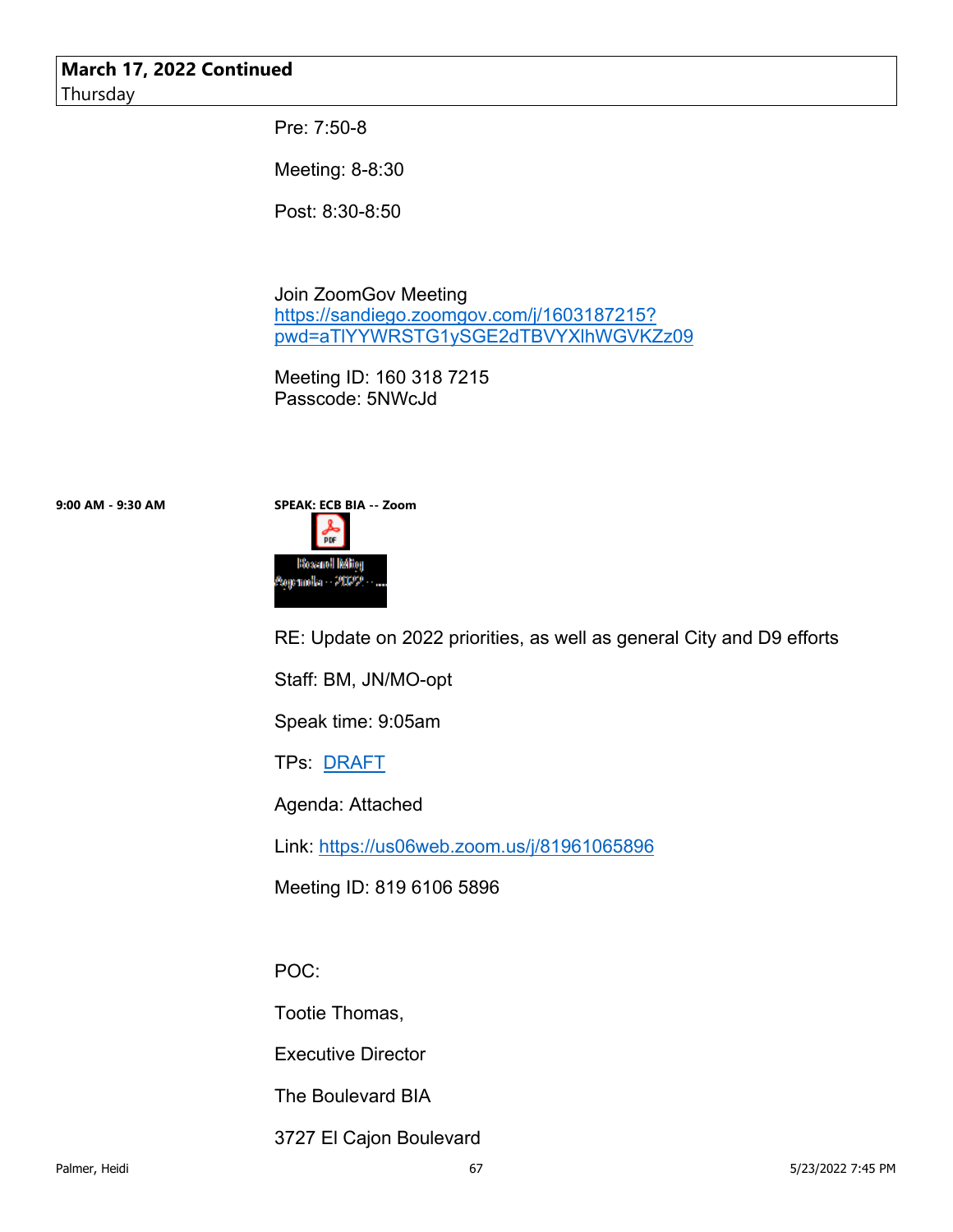**March 17, 2022 Continued**
Thursday

Pre: 7:50-8

Meeting: 8-8:30

Post: 8:30-8:50

Join ZoomGov Meeting
https://sandiego.zoomgov.com/j/1603187215?pwd=aTlYYWRSTG1ySGE2dTBVYXlhWGVKZz09

Meeting ID: 160 318 7215
Passcode: 5NWcJd

**9:00 AM - 9:30 AM** **SPEAK: ECB BIA -- Zoom**

Board Mtg Agenda - 2022 - ...

RE: Update on 2022 priorities, as well as general City and D9 efforts

Staff: BM, JN/MO-opt

Speak time: 9:05am

TPs: DRAFT

Agenda: Attached

Link: https://us06web.zoom.us/j/81961065896

Meeting ID: 819 6106 5896

POC:

Tootie Thomas,

Executive Director

The Boulevard BIA

3727 El Cajon Boulevard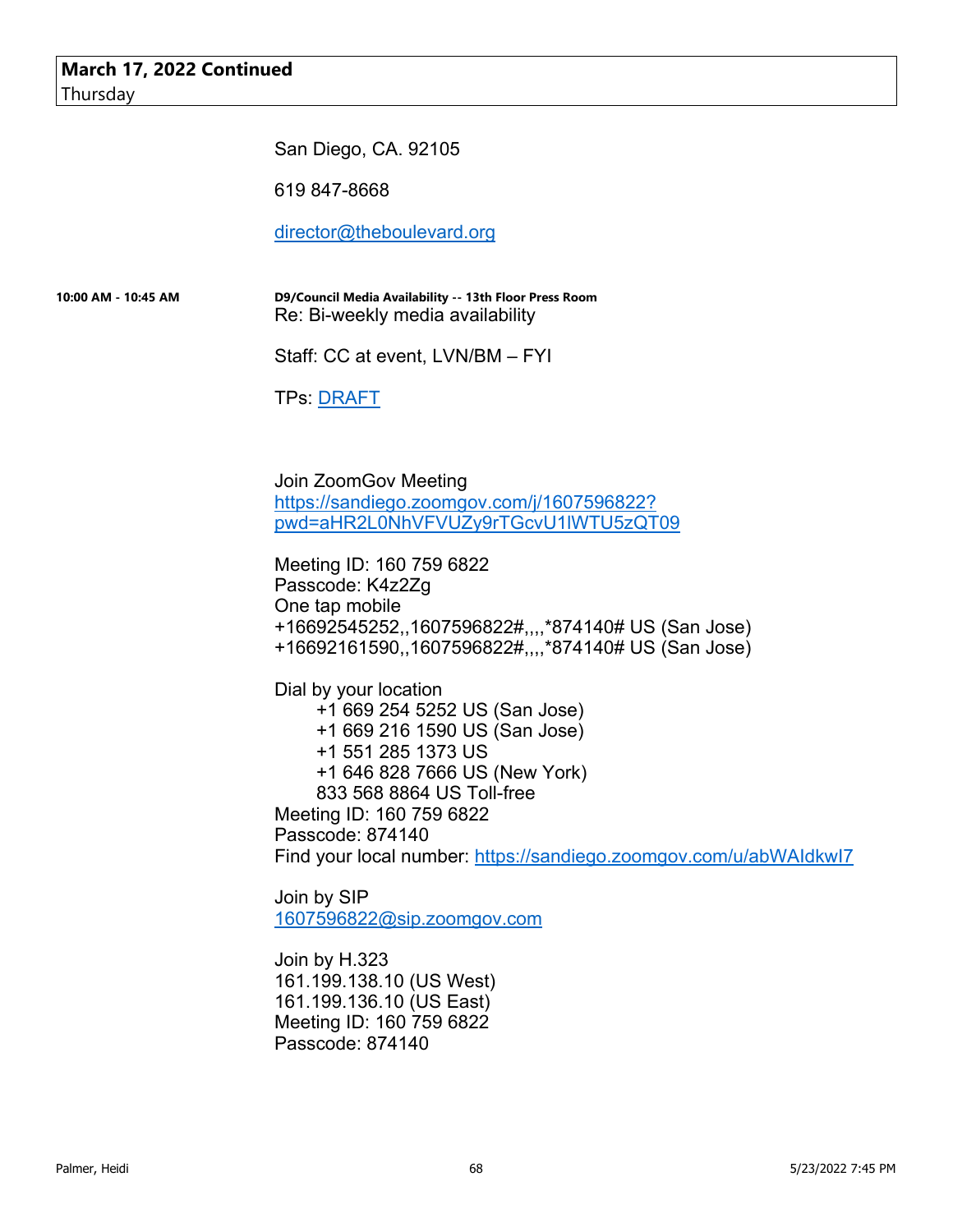**March 17, 2022 Continued**
Thursday

San Diego, CA. 92105

619 847-8668

director@theboulevard.org

**10:00 AM - 10:45 AM** **D9/Council Media Availability -- 13th Floor Press Room**
Re: Bi-weekly media availability

Staff: CC at event, LVN/BM – FYI

TPs: DRAFT

Join ZoomGov Meeting
https://sandiego.zoomgov.com/j/1607596822?pwd=aHR2L0NhVFVUZy9rTGcvU1lWTU5zQT09

Meeting ID: 160 759 6822
Passcode: K4z2Zg
One tap mobile
+16692545252,,1607596822#,,,,*874140# US (San Jose)
+16692161590,,1607596822#,,,,*874140# US (San Jose)

Dial by your location
+1 669 254 5252 US (San Jose)
+1 669 216 1590 US (San Jose)
+1 551 285 1373 US
+1 646 828 7666 US (New York)
833 568 8864 US Toll-free
Meeting ID: 160 759 6822
Passcode: 874140
Find your local number: https://sandiego.zoomgov.com/u/abWAIdkwI7

Join by SIP
1607596822@sip.zoomgov.com

Join by H.323
161.199.138.10 (US West)
161.199.136.10 (US East)
Meeting ID: 160 759 6822
Passcode: 874140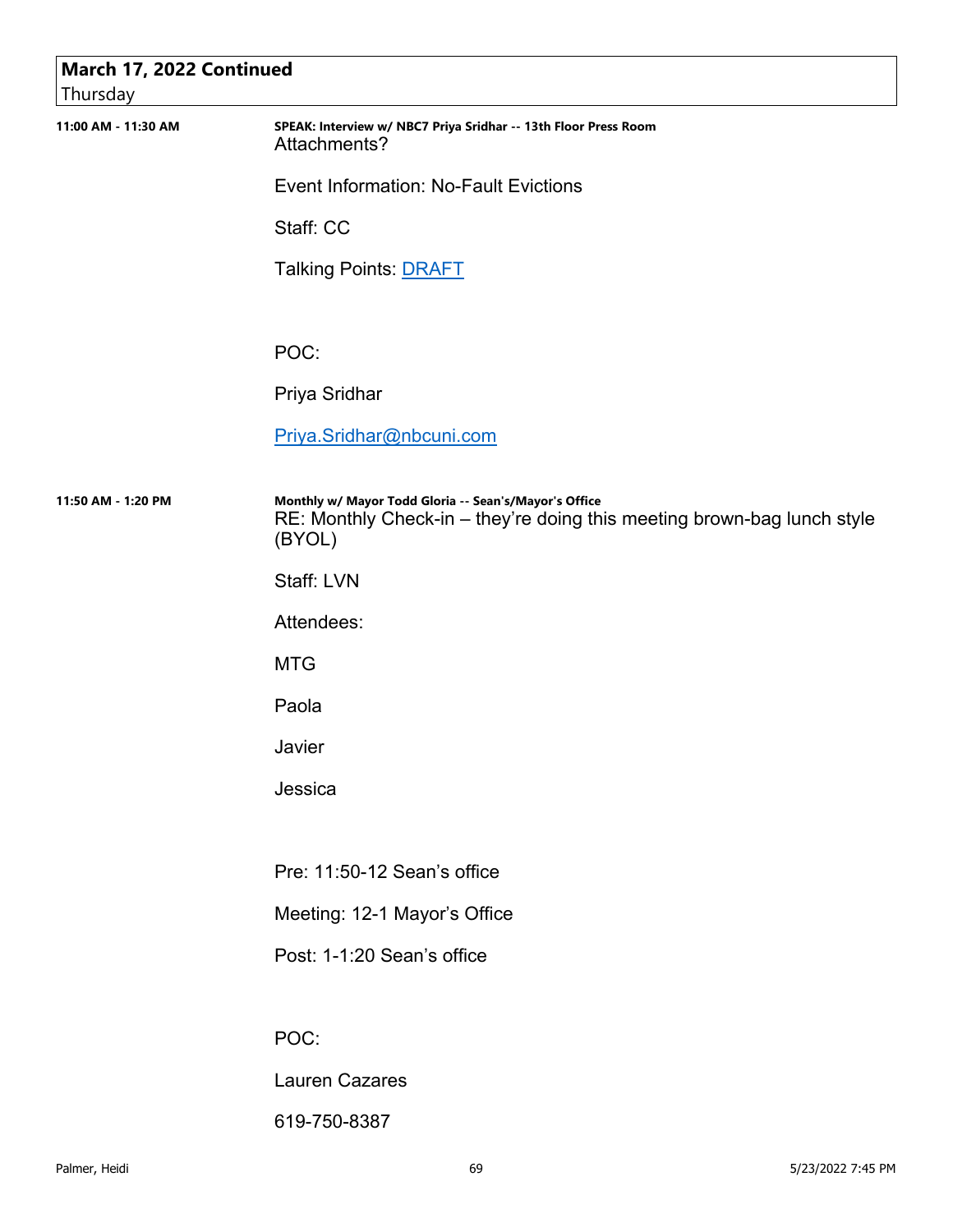## March 17, 2022 Continued
Thursday

**11:00 AM - 11:30 AM**

**SPEAK: Interview w/ NBC7 Priya Sridhar -- 13th Floor Press Room**

Attachments?

Event Information: No-Fault Evictions

Staff: CC

Talking Points: DRAFT

POC:

Priya Sridhar

Priya.Sridhar@nbcuni.com

**11:50 AM - 1:20 PM**

**Monthly w/ Mayor Todd Gloria -- Sean's/Mayor's Office**

RE: Monthly Check-in – they're doing this meeting brown-bag lunch style (BYOL)

Staff: LVN

Attendees:

MTG

Paola

Javier

Jessica

Pre: 11:50-12 Sean's office

Meeting: 12-1 Mayor's Office

Post: 1-1:20 Sean's office

POC:

Lauren Cazares

619-750-8387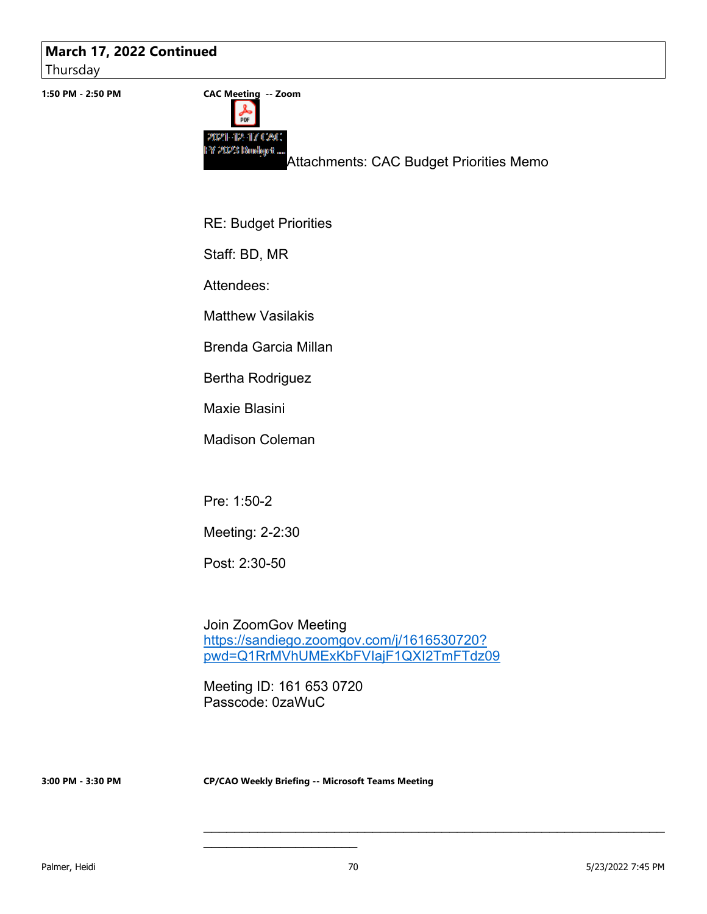## March 17, 2022 Continued
Thursday

**1:50 PM - 2:50 PM** **CAC Meeting -- Zoom**

2021-12-17 CAC FY 2023 Budget ...

Attachments: CAC Budget Priorities Memo

RE: Budget Priorities

Staff: BD, MR

Attendees:

Matthew Vasilakis

Brenda Garcia Millan

Bertha Rodriguez

Maxie Blasini

Madison Coleman

Pre: 1:50-2

Meeting: 2-2:30

Post: 2:30-50

Join ZoomGov Meeting
https://sandiego.zoomgov.com/j/1616530720?pwd=Q1RrMVhUMExKbFVIajF1QXI2TmFTdz09

Meeting ID: 161 653 0720
Passcode: 0zaWuC

**3:00 PM - 3:30 PM** **CP/CAO Weekly Briefing -- Microsoft Teams Meeting**

________________________________________________________________________________

________________________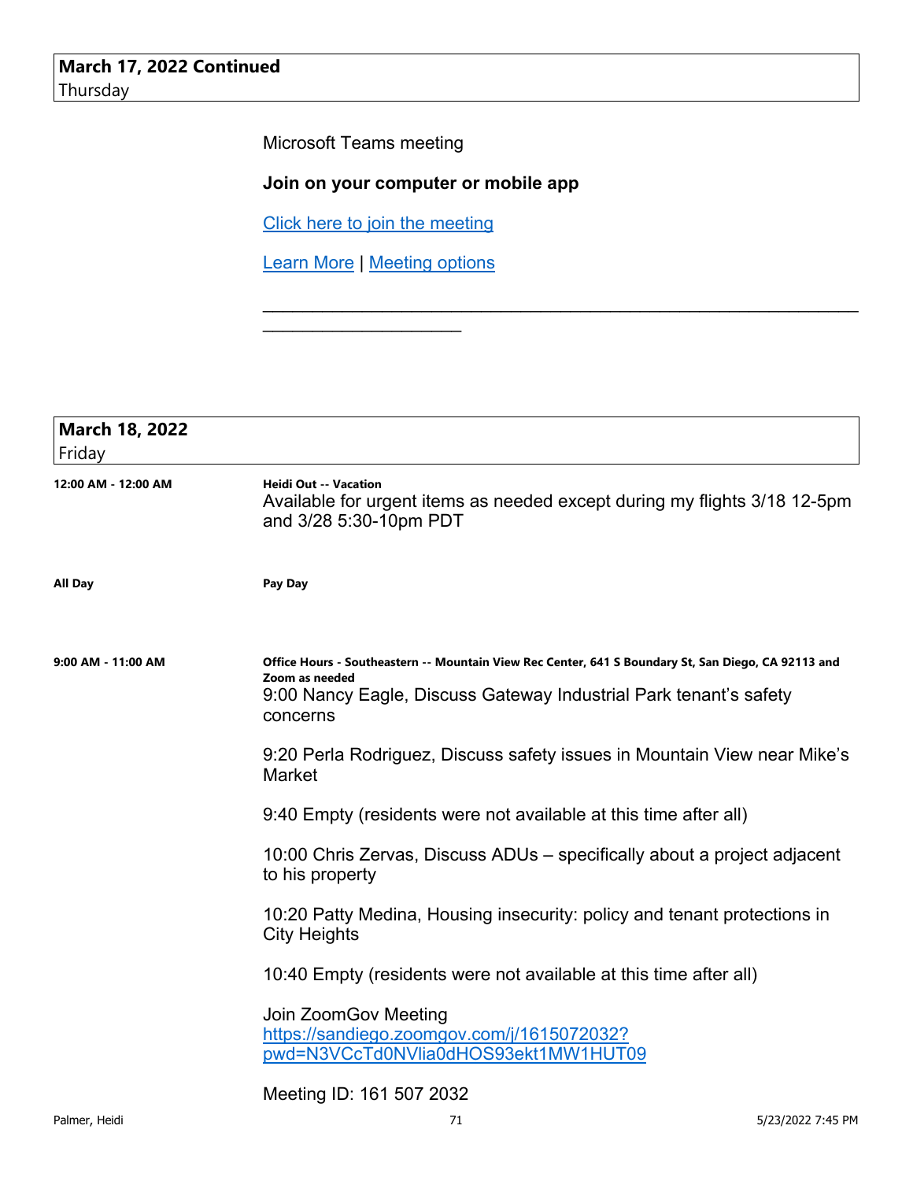**March 17, 2022 Continued**
Thursday

Microsoft Teams meeting

**Join on your computer or mobile app**

Click here to join the meeting

Learn More | Meeting options

________________________________________________________________________________

**March 18, 2022**
Friday

**12:00 AM - 12:00 AM**

**Heidi Out -- Vacation**
Available for urgent items as needed except during my flights 3/18 12-5pm and 3/28 5:30-10pm PDT

**All Day**

**Pay Day**

**9:00 AM - 11:00 AM**

**Office Hours - Southeastern -- Mountain View Rec Center, 641 S Boundary St, San Diego, CA 92113 and Zoom as needed**
9:00 Nancy Eagle, Discuss Gateway Industrial Park tenant's safety concerns

9:20 Perla Rodriguez, Discuss safety issues in Mountain View near Mike's Market

9:40 Empty (residents were not available at this time after all)

10:00 Chris Zervas, Discuss ADUs – specifically about a project adjacent to his property

10:20 Patty Medina, Housing insecurity: policy and tenant protections in City Heights

10:40 Empty (residents were not available at this time after all)

Join ZoomGov Meeting
https://sandiego.zoomgov.com/j/1615072032?pwd=N3VCcTd0NVlia0dHOS93ekt1MW1HUT09

Meeting ID: 161 507 2032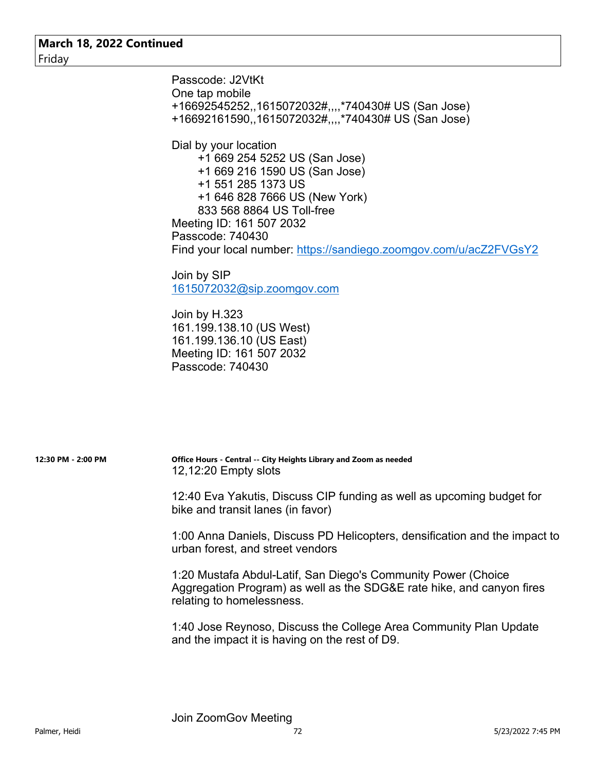**March 18, 2022 Continued**
Friday

Passcode: J2VtKt
One tap mobile
+16692545252,,1615072032#,,,,*740430# US (San Jose)
+16692161590,,1615072032#,,,,*740430# US (San Jose)

Dial by your location
  +1 669 254 5252 US (San Jose)
  +1 669 216 1590 US (San Jose)
  +1 551 285 1373 US
  +1 646 828 7666 US (New York)
  833 568 8864 US Toll-free
Meeting ID: 161 507 2032
Passcode: 740430
Find your local number: https://sandiego.zoomgov.com/u/acZ2FVGsY2

Join by SIP
1615072032@sip.zoomgov.com

Join by H.323
161.199.138.10 (US West)
161.199.136.10 (US East)
Meeting ID: 161 507 2032
Passcode: 740430

**12:30 PM - 2:00 PM** — **Office Hours - Central -- City Heights Library and Zoom as needed**

12,12:20 Empty slots

12:40 Eva Yakutis, Discuss CIP funding as well as upcoming budget for bike and transit lanes (in favor)

1:00 Anna Daniels, Discuss PD Helicopters, densification and the impact to urban forest, and street vendors

1:20 Mustafa Abdul-Latif, San Diego's Community Power (Choice Aggregation Program) as well as the SDG&E rate hike, and canyon fires relating to homelessness.

1:40 Jose Reynoso, Discuss the College Area Community Plan Update and the impact it is having on the rest of D9.

Join ZoomGov Meeting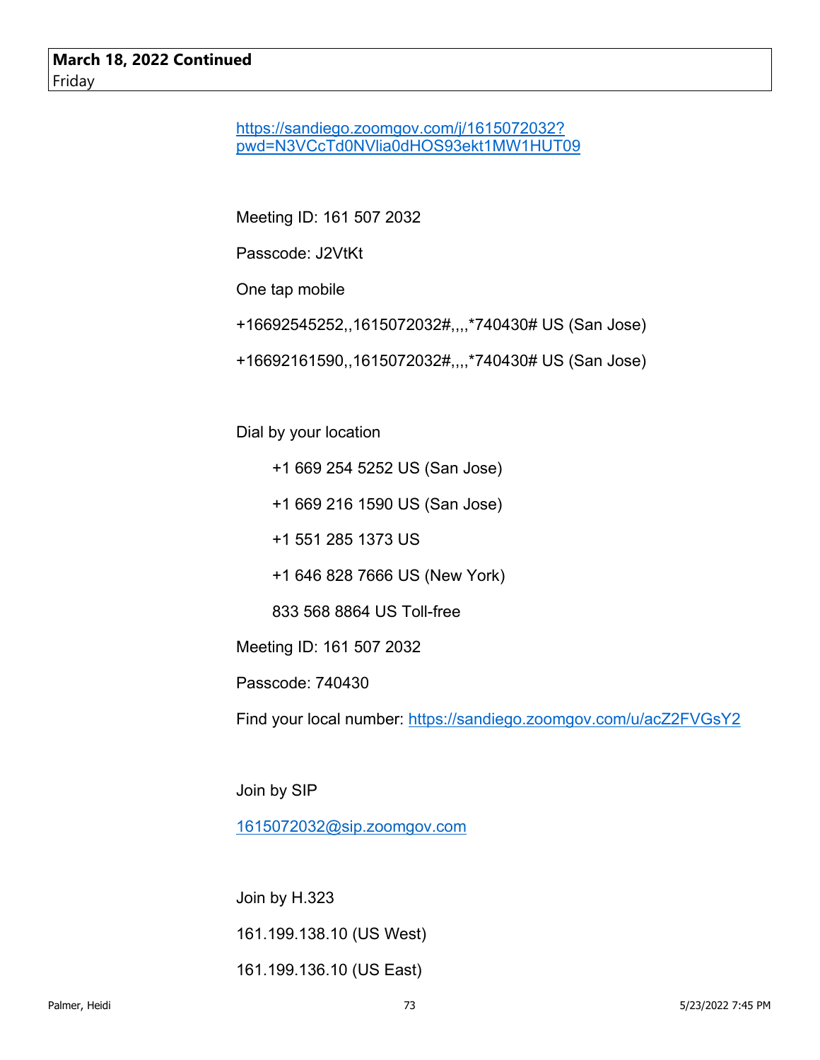**March 18, 2022 Continued**
Friday

https://sandiego.zoomgov.com/j/1615072032?pwd=N3VCcTd0NVlia0dHOS93ekt1MW1HUT09

Meeting ID: 161 507 2032

Passcode: J2VtKt

One tap mobile

+16692545252,,1615072032#,,,,*740430# US (San Jose)

+16692161590,,1615072032#,,,,*740430# US (San Jose)

Dial by your location

+1 669 254 5252 US (San Jose)

+1 669 216 1590 US (San Jose)

+1 551 285 1373 US

+1 646 828 7666 US (New York)

833 568 8864 US Toll-free

Meeting ID: 161 507 2032

Passcode: 740430

Find your local number: https://sandiego.zoomgov.com/u/acZ2FVGsY2

Join by SIP

1615072032@sip.zoomgov.com

Join by H.323

161.199.138.10 (US West)

161.199.136.10 (US East)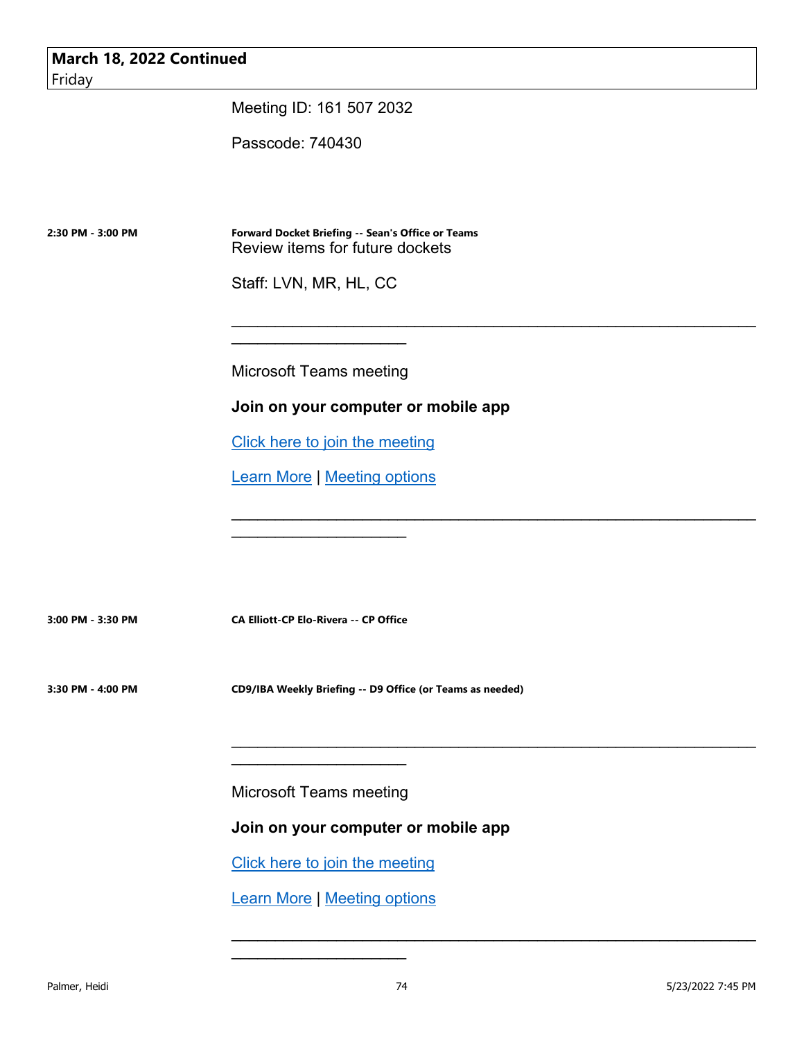**March 18, 2022 Continued**
Friday

Meeting ID: 161 507 2032

Passcode: 740430

**2:30 PM - 3:00 PM**

**Forward Docket Briefing -- Sean's Office or Teams**
Review items for future dockets

Staff: LVN, MR, HL, CC

________________________________________________________________________________

Microsoft Teams meeting

**Join on your computer or mobile app**

Click here to join the meeting

Learn More | Meeting options

________________________________________________________________________________

**3:00 PM - 3:30 PM**

**CA Elliott-CP Elo-Rivera -- CP Office**

**3:30 PM - 4:00 PM**

**CD9/IBA Weekly Briefing -- D9 Office (or Teams as needed)**

________________________________________________________________________________

Microsoft Teams meeting

**Join on your computer or mobile app**

Click here to join the meeting

Learn More | Meeting options

________________________________________________________________________________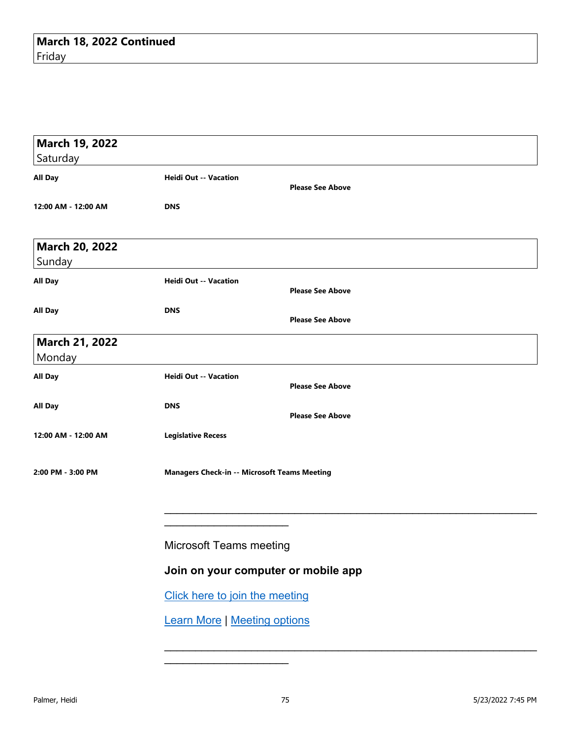**March 18, 2022 Continued**
Friday

**March 19, 2022**
Saturday

| | | |
|---|---|---|
| **All Day** | **Heidi Out -- Vacation** | **Please See Above** |
| **12:00 AM - 12:00 AM** | **DNS** | |

**March 20, 2022**
Sunday

| | | |
|---|---|---|
| **All Day** | **Heidi Out -- Vacation** | **Please See Above** |
| **All Day** | **DNS** | **Please See Above** |

**March 21, 2022**
Monday

| | | |
|---|---|---|
| **All Day** | **Heidi Out -- Vacation** | **Please See Above** |
| **All Day** | **DNS** | **Please See Above** |
| **12:00 AM - 12:00 AM** | **Legislative Recess** | |
| **2:00 PM - 3:00 PM** | **Managers Check-in -- Microsoft Teams Meeting** | |

________________________________________________________________________________

Microsoft Teams meeting

**Join on your computer or mobile app**

Click here to join the meeting

Learn More | Meeting options

________________________________________________________________________________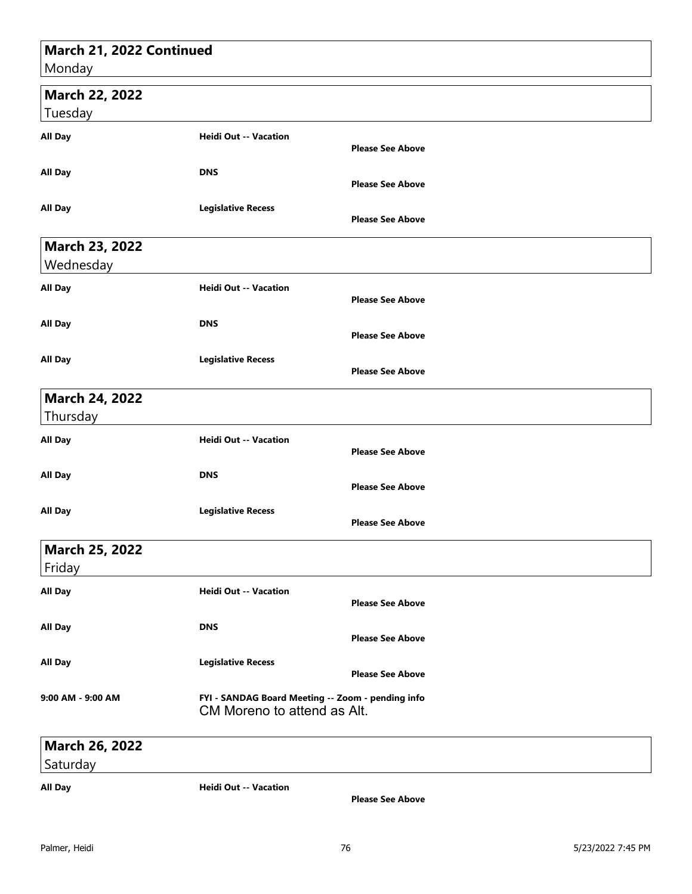## March 21, 2022 Continued
Monday

## March 22, 2022
Tuesday

| | | |
|---|---|---|
| **All Day** | **Heidi Out -- Vacation** | **Please See Above** |
| **All Day** | **DNS** | **Please See Above** |
| **All Day** | **Legislative Recess** | **Please See Above** |

## March 23, 2022
Wednesday

| | | |
|---|---|---|
| **All Day** | **Heidi Out -- Vacation** | **Please See Above** |
| **All Day** | **DNS** | **Please See Above** |
| **All Day** | **Legislative Recess** | **Please See Above** |

## March 24, 2022
Thursday

| | | |
|---|---|---|
| **All Day** | **Heidi Out -- Vacation** | **Please See Above** |
| **All Day** | **DNS** | **Please See Above** |
| **All Day** | **Legislative Recess** | **Please See Above** |

## March 25, 2022
Friday

| | | |
|---|---|---|
| **All Day** | **Heidi Out -- Vacation** | **Please See Above** |
| **All Day** | **DNS** | **Please See Above** |
| **All Day** | **Legislative Recess** | **Please See Above** |
| **9:00 AM - 9:00 AM** | **FYI - SANDAG Board Meeting -- Zoom - pending info** CM Moreno to attend as Alt. | |

## March 26, 2022
Saturday

| | | |
|---|---|---|
| **All Day** | **Heidi Out -- Vacation** | **Please See Above** |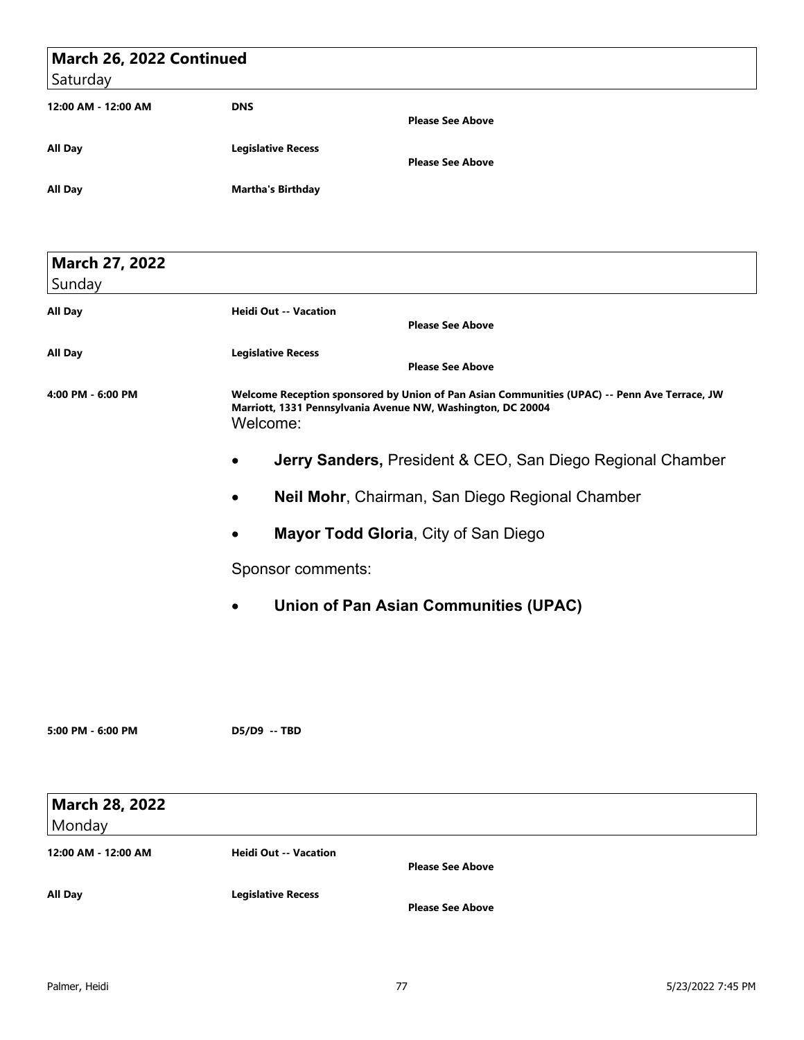## March 26, 2022 Continued
Saturday

| | | |
|---|---|---|
| **12:00 AM - 12:00 AM** | **DNS** | **Please See Above** |
| **All Day** | **Legislative Recess** | **Please See Above** |
| **All Day** | **Martha's Birthday** | |

## March 27, 2022
Sunday

| | | |
|---|---|---|
| **All Day** | **Heidi Out -- Vacation** | **Please See Above** |
| **All Day** | **Legislative Recess** | **Please See Above** |

**4:00 PM - 6:00 PM** **Welcome Reception sponsored by Union of Pan Asian Communities (UPAC) -- Penn Ave Terrace, JW Marriott, 1331 Pennsylvania Avenue NW, Washington, DC 20004**

Welcome:

- **Jerry Sanders,** President & CEO, San Diego Regional Chamber
- **Neil Mohr**, Chairman, San Diego Regional Chamber
- **Mayor Todd Gloria**, City of San Diego

Sponsor comments:

- **Union of Pan Asian Communities (UPAC)**

**5:00 PM - 6:00 PM** **D5/D9 -- TBD**

## March 28, 2022
Monday

| | | |
|---|---|---|
| **12:00 AM - 12:00 AM** | **Heidi Out -- Vacation** | **Please See Above** |
| **All Day** | **Legislative Recess** | **Please See Above** |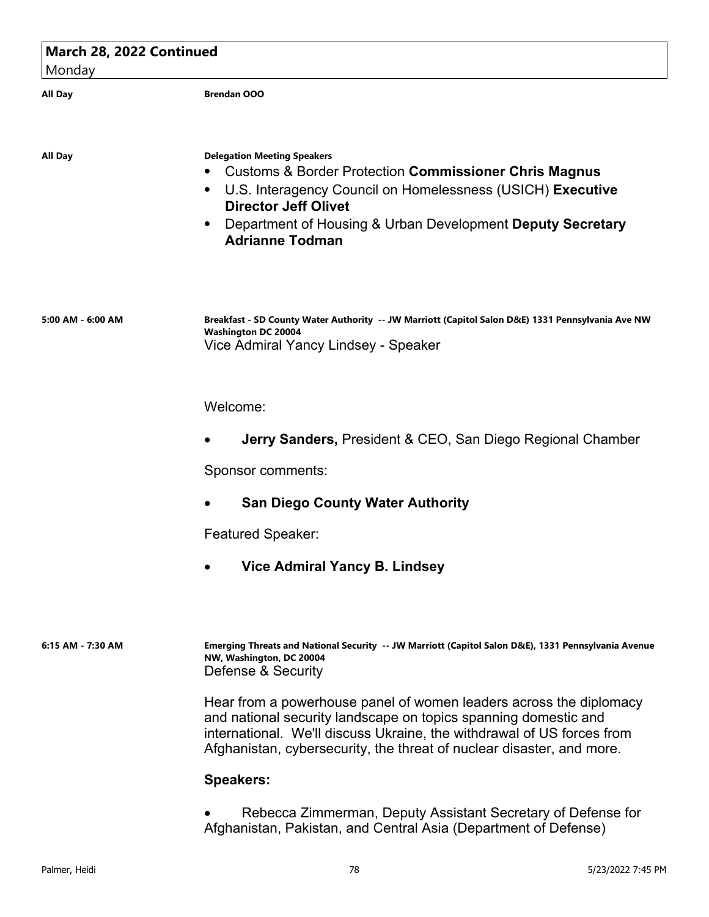## March 28, 2022 Continued
Monday

**All Day** — **Brendan OOO**

**All Day** — **Delegation Meeting Speakers**

- Customs & Border Protection **Commissioner Chris Magnus**
- U.S. Interagency Council on Homelessness (USICH) **Executive Director Jeff Olivet**
- Department of Housing & Urban Development **Deputy Secretary Adrianne Todman**

**5:00 AM - 6:00 AM** — **Breakfast - SD County Water Authority -- JW Marriott (Capitol Salon D&E) 1331 Pennsylvania Ave NW Washington DC 20004**

Vice Admiral Yancy Lindsey - Speaker

Welcome:

- **Jerry Sanders,** President & CEO, San Diego Regional Chamber

Sponsor comments:

- **San Diego County Water Authority**

Featured Speaker:

- **Vice Admiral Yancy B. Lindsey**

**6:15 AM - 7:30 AM** — **Emerging Threats and National Security -- JW Marriott (Capitol Salon D&E), 1331 Pennsylvania Avenue NW, Washington, DC 20004**

Defense & Security

Hear from a powerhouse panel of women leaders across the diplomacy and national security landscape on topics spanning domestic and international. We'll discuss Ukraine, the withdrawal of US forces from Afghanistan, cybersecurity, the threat of nuclear disaster, and more.

**Speakers:**

- Rebecca Zimmerman, Deputy Assistant Secretary of Defense for Afghanistan, Pakistan, and Central Asia (Department of Defense)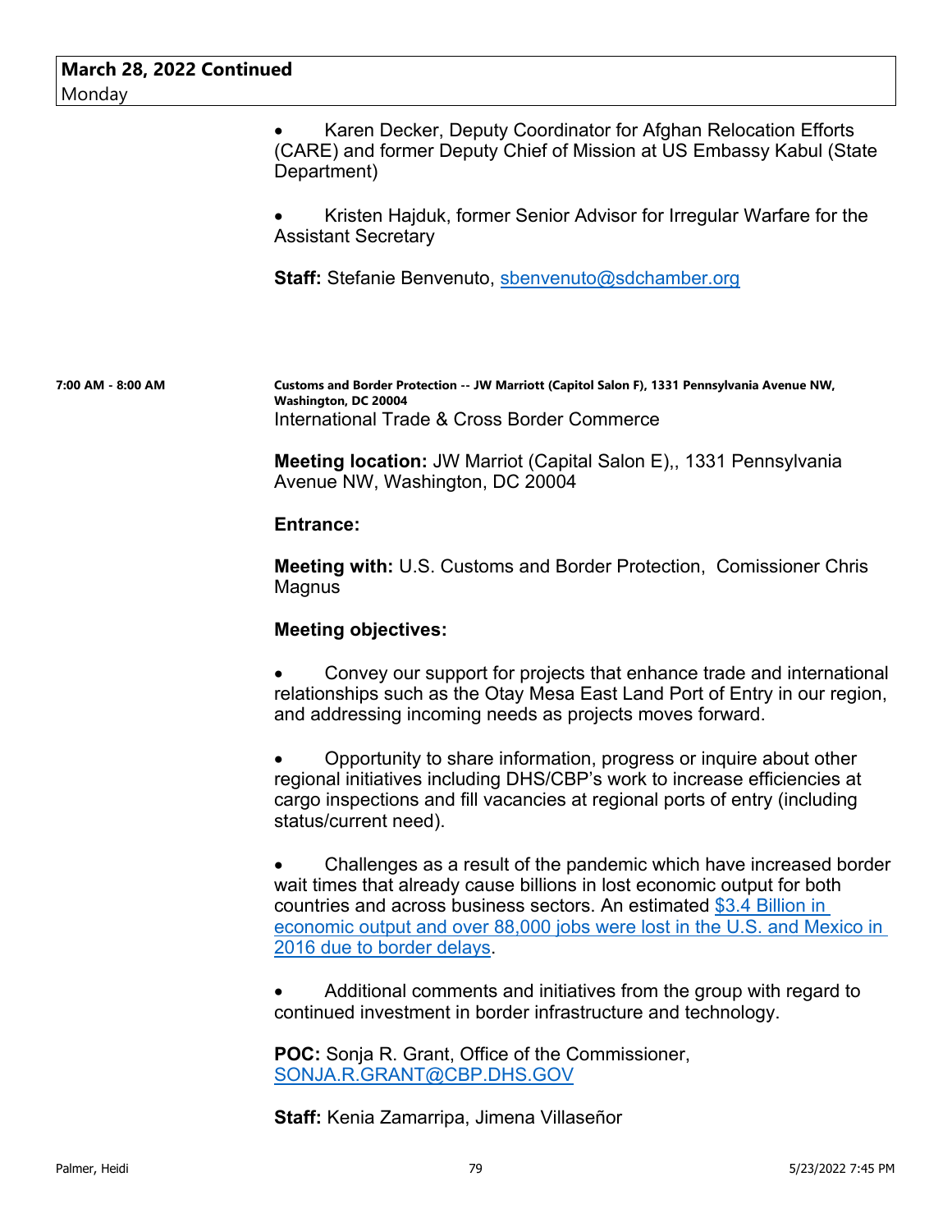**March 28, 2022 Continued**
Monday

- Karen Decker, Deputy Coordinator for Afghan Relocation Efforts (CARE) and former Deputy Chief of Mission at US Embassy Kabul (State Department)

- Kristen Hajduk, former Senior Advisor for Irregular Warfare for the Assistant Secretary

**Staff:** Stefanie Benvenuto, sbenvenuto@sdchamber.org

**7:00 AM - 8:00 AM**

**Customs and Border Protection -- JW Marriott (Capitol Salon F), 1331 Pennsylvania Avenue NW, Washington, DC 20004**

International Trade & Cross Border Commerce

**Meeting location:** JW Marriot (Capital Salon E),, 1331 Pennsylvania Avenue NW, Washington, DC 20004

**Entrance:**

**Meeting with:** U.S. Customs and Border Protection, Comissioner Chris Magnus

**Meeting objectives:**

- Convey our support for projects that enhance trade and international relationships such as the Otay Mesa East Land Port of Entry in our region, and addressing incoming needs as projects moves forward.

- Opportunity to share information, progress or inquire about other regional initiatives including DHS/CBP's work to increase efficiencies at cargo inspections and fill vacancies at regional ports of entry (including status/current need).

- Challenges as a result of the pandemic which have increased border wait times that already cause billions in lost economic output for both countries and across business sectors. An estimated $3.4 Billion in economic output and over 88,000 jobs were lost in the U.S. and Mexico in 2016 due to border delays.

- Additional comments and initiatives from the group with regard to continued investment in border infrastructure and technology.

**POC:** Sonja R. Grant, Office of the Commissioner, SONJA.R.GRANT@CBP.DHS.GOV

**Staff:** Kenia Zamarripa, Jimena Villaseñor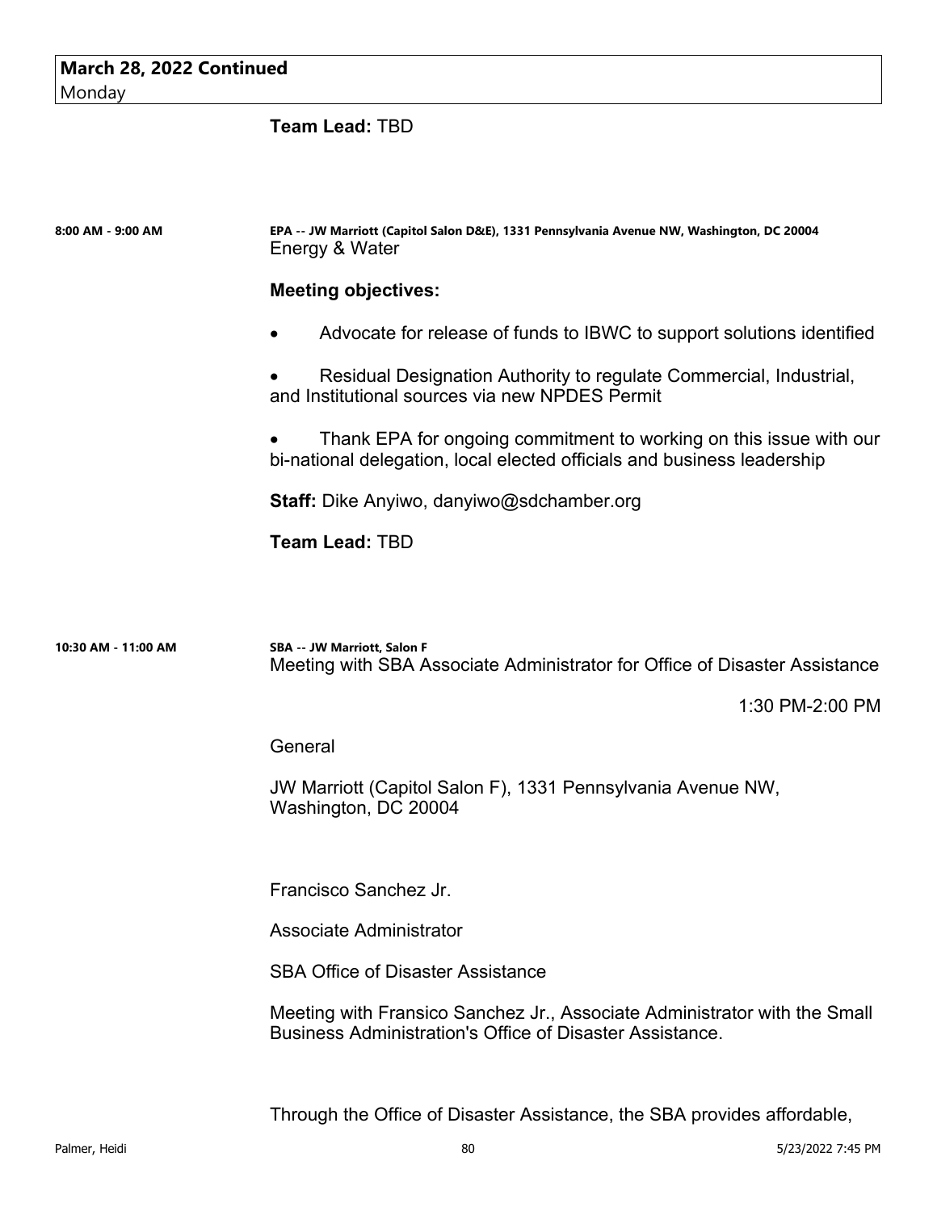**March 28, 2022 Continued**
Monday

**Team Lead:** TBD

**8:00 AM - 9:00 AM**

**EPA -- JW Marriott (Capitol Salon D&E), 1331 Pennsylvania Avenue NW, Washington, DC 20004**
Energy & Water

**Meeting objectives:**

- Advocate for release of funds to IBWC to support solutions identified
- Residual Designation Authority to regulate Commercial, Industrial, and Institutional sources via new NPDES Permit
- Thank EPA for ongoing commitment to working on this issue with our bi-national delegation, local elected officials and business leadership

**Staff:** Dike Anyiwo, danyiwo@sdchamber.org

**Team Lead:** TBD

**10:30 AM - 11:00 AM**

**SBA -- JW Marriott, Salon F**
Meeting with SBA Associate Administrator for Office of Disaster Assistance

1:30 PM-2:00 PM

General

JW Marriott (Capitol Salon F), 1331 Pennsylvania Avenue NW, Washington, DC 20004

Francisco Sanchez Jr.

Associate Administrator

SBA Office of Disaster Assistance

Meeting with Fransico Sanchez Jr., Associate Administrator with the Small Business Administration's Office of Disaster Assistance.

Through the Office of Disaster Assistance, the SBA provides affordable,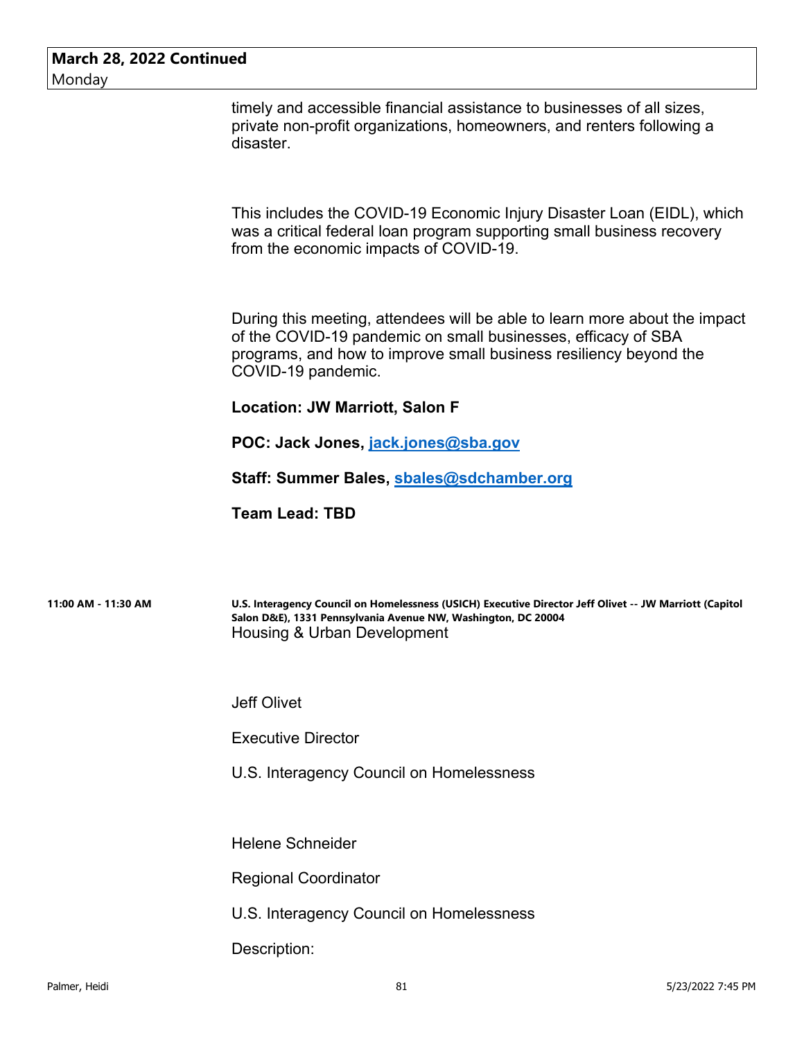**March 28, 2022 Continued**
Monday

timely and accessible financial assistance to businesses of all sizes, private non-profit organizations, homeowners, and renters following a disaster.

This includes the COVID-19 Economic Injury Disaster Loan (EIDL), which was a critical federal loan program supporting small business recovery from the economic impacts of COVID-19.

During this meeting, attendees will be able to learn more about the impact of the COVID-19 pandemic on small businesses, efficacy of SBA programs, and how to improve small business resiliency beyond the COVID-19 pandemic.

**Location: JW Marriott, Salon F**

**POC: Jack Jones, jack.jones@sba.gov**

**Staff: Summer Bales, sbales@sdchamber.org**

**Team Lead: TBD**

**11:00 AM - 11:30 AM**

**U.S. Interagency Council on Homelessness (USICH) Executive Director Jeff Olivet -- JW Marriott (Capitol Salon D&E), 1331 Pennsylvania Avenue NW, Washington, DC 20004**
Housing & Urban Development

Jeff Olivet

Executive Director

U.S. Interagency Council on Homelessness

Helene Schneider

Regional Coordinator

U.S. Interagency Council on Homelessness

Description: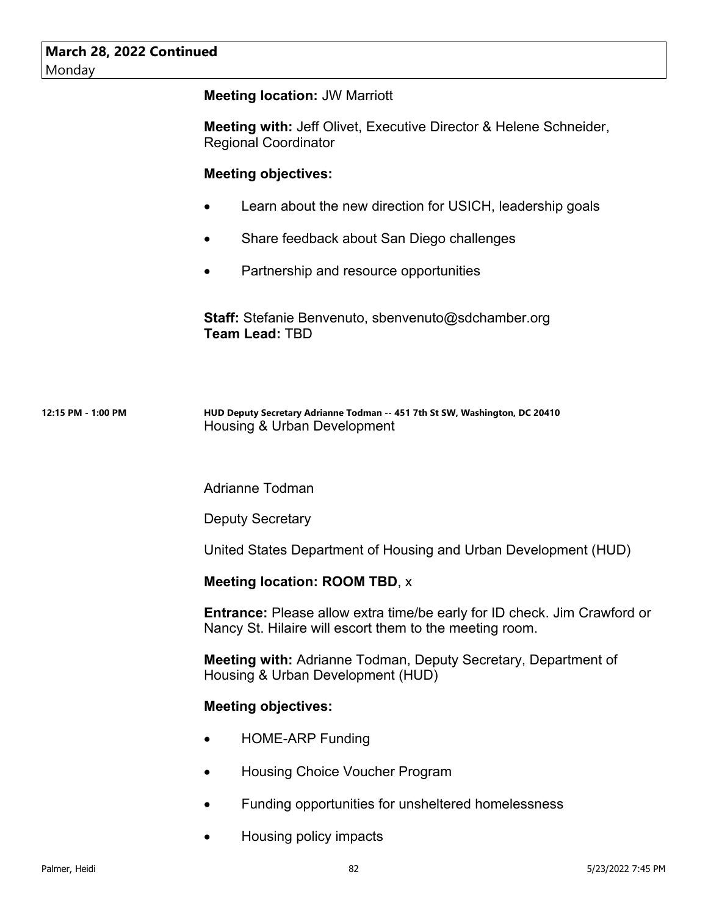**March 28, 2022 Continued**
Monday

**Meeting location:** JW Marriott

**Meeting with:** Jeff Olivet, Executive Director & Helene Schneider, Regional Coordinator

**Meeting objectives:**

- Learn about the new direction for USICH, leadership goals
- Share feedback about San Diego challenges
- Partnership and resource opportunities

**Staff:** Stefanie Benvenuto, sbenvenuto@sdchamber.org
**Team Lead:** TBD

**12:15 PM - 1:00 PM** **HUD Deputy Secretary Adrianne Todman -- 451 7th St SW, Washington, DC 20410**
Housing & Urban Development

Adrianne Todman

Deputy Secretary

United States Department of Housing and Urban Development (HUD)

**Meeting location: ROOM TBD**, x

**Entrance:** Please allow extra time/be early for ID check. Jim Crawford or Nancy St. Hilaire will escort them to the meeting room.

**Meeting with:** Adrianne Todman, Deputy Secretary, Department of Housing & Urban Development (HUD)

**Meeting objectives:**

- HOME-ARP Funding
- Housing Choice Voucher Program
- Funding opportunities for unsheltered homelessness
- Housing policy impacts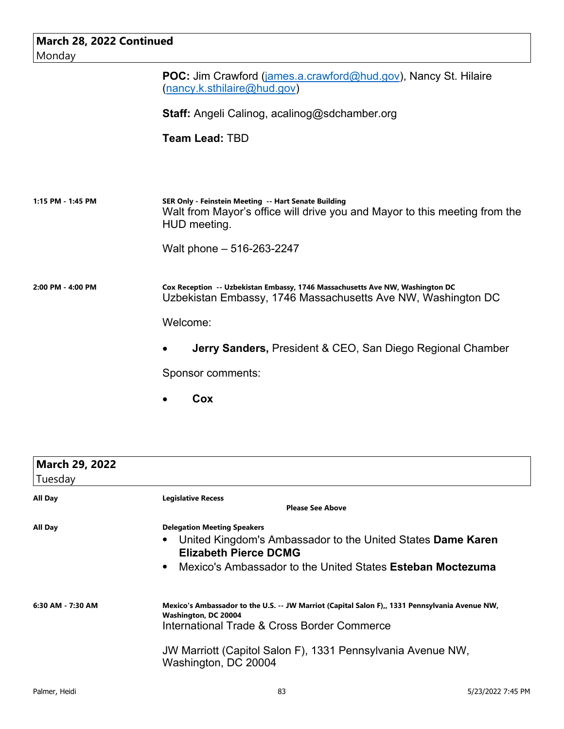## March 28, 2022 Continued
Monday

**POC:** Jim Crawford (james.a.crawford@hud.gov), Nancy St. Hilaire (nancy.k.sthilaire@hud.gov)

**Staff:** Angeli Calinog, acalinog@sdchamber.org

**Team Lead:** TBD

**1:15 PM - 1:45 PM**

**SER Only - Feinstein Meeting -- Hart Senate Building**

Walt from Mayor's office will drive you and Mayor to this meeting from the HUD meeting.

Walt phone – 516-263-2247

**2:00 PM - 4:00 PM**

**Cox Reception -- Uzbekistan Embassy, 1746 Massachusetts Ave NW, Washington DC**

Uzbekistan Embassy, 1746 Massachusetts Ave NW, Washington DC

Welcome:

- **Jerry Sanders,** President & CEO, San Diego Regional Chamber

Sponsor comments:

- **Cox**

## March 29, 2022
Tuesday

**All Day**

**Legislative Recess**

**Please See Above**

**All Day**

**Delegation Meeting Speakers**

- United Kingdom's Ambassador to the United States **Dame Karen Elizabeth Pierce DCMG**
- Mexico's Ambassador to the United States **Esteban Moctezuma**

**6:30 AM - 7:30 AM**

**Mexico's Ambassador to the U.S. -- JW Marriot (Capital Salon F),, 1331 Pennsylvania Avenue NW, Washington, DC 20004**

International Trade & Cross Border Commerce

JW Marriott (Capitol Salon F), 1331 Pennsylvania Avenue NW, Washington, DC 20004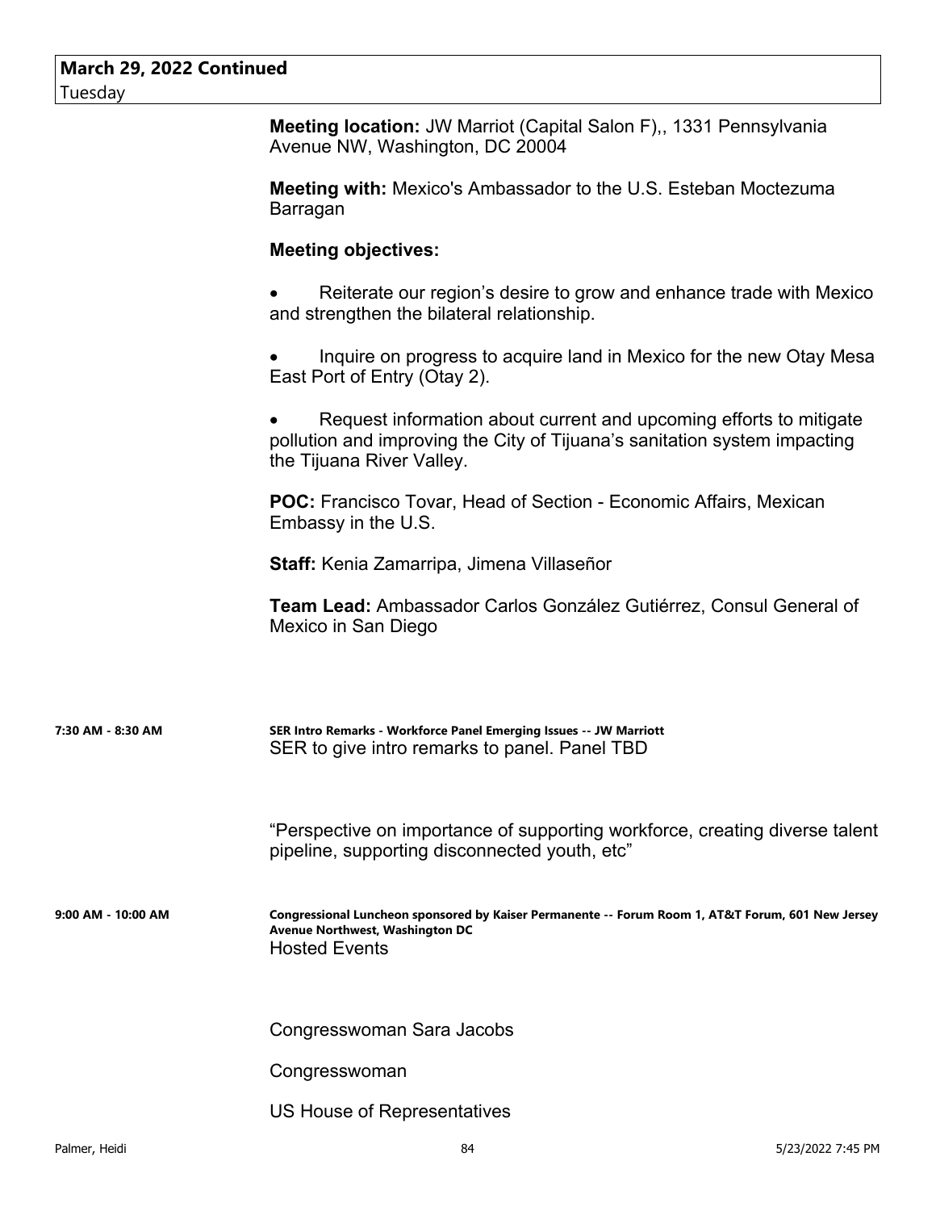**March 29, 2022 Continued**
Tuesday

**Meeting location:** JW Marriot (Capital Salon F),, 1331 Pennsylvania Avenue NW, Washington, DC 20004

**Meeting with:** Mexico's Ambassador to the U.S. Esteban Moctezuma Barragan

**Meeting objectives:**

- Reiterate our region's desire to grow and enhance trade with Mexico and strengthen the bilateral relationship.
- Inquire on progress to acquire land in Mexico for the new Otay Mesa East Port of Entry (Otay 2).
- Request information about current and upcoming efforts to mitigate pollution and improving the City of Tijuana's sanitation system impacting the Tijuana River Valley.

**POC:** Francisco Tovar, Head of Section - Economic Affairs, Mexican Embassy in the U.S.

**Staff:** Kenia Zamarripa, Jimena Villaseñor

**Team Lead:** Ambassador Carlos González Gutiérrez, Consul General of Mexico in San Diego

**7:30 AM - 8:30 AM** — **SER Intro Remarks - Workforce Panel Emerging Issues -- JW Marriott**

SER to give intro remarks to panel. Panel TBD

"Perspective on importance of supporting workforce, creating diverse talent pipeline, supporting disconnected youth, etc"

**9:00 AM - 10:00 AM** — **Congressional Luncheon sponsored by Kaiser Permanente -- Forum Room 1, AT&T Forum, 601 New Jersey Avenue Northwest, Washington DC**

Hosted Events

Congresswoman Sara Jacobs

Congresswoman

US House of Representatives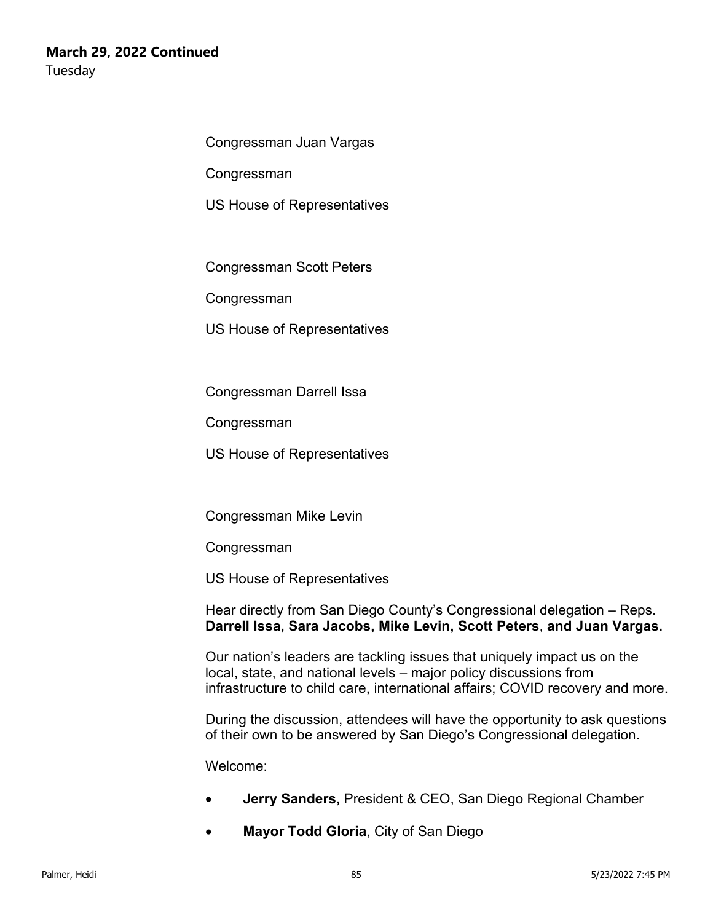**March 29, 2022 Continued**
Tuesday

Congressman Juan Vargas

Congressman

US House of Representatives

Congressman Scott Peters

Congressman

US House of Representatives

Congressman Darrell Issa

Congressman

US House of Representatives

Congressman Mike Levin

Congressman

US House of Representatives

Hear directly from San Diego County's Congressional delegation – Reps. **Darrell Issa, Sara Jacobs, Mike Levin, Scott Peters**, **and Juan Vargas.**

Our nation's leaders are tackling issues that uniquely impact us on the local, state, and national levels – major policy discussions from infrastructure to child care, international affairs; COVID recovery and more.

During the discussion, attendees will have the opportunity to ask questions of their own to be answered by San Diego's Congressional delegation.

Welcome:

- **Jerry Sanders,** President & CEO, San Diego Regional Chamber
- **Mayor Todd Gloria**, City of San Diego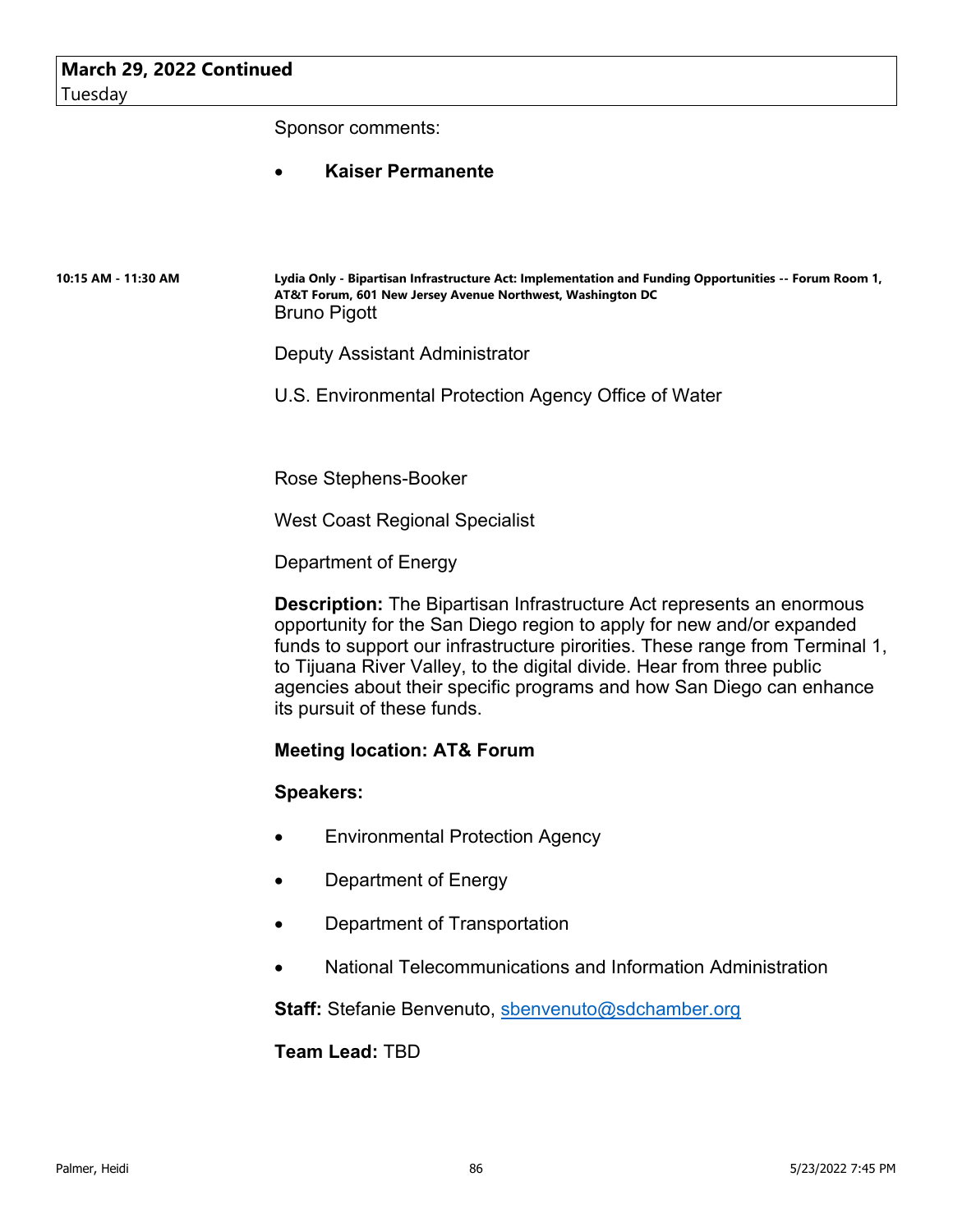**March 29, 2022 Continued**
Tuesday

Sponsor comments:

- **Kaiser Permanente**

**10:15 AM - 11:30 AM**

**Lydia Only - Bipartisan Infrastructure Act: Implementation and Funding Opportunities -- Forum Room 1, AT&T Forum, 601 New Jersey Avenue Northwest, Washington DC**

Bruno Pigott

Deputy Assistant Administrator

U.S. Environmental Protection Agency Office of Water

Rose Stephens-Booker

West Coast Regional Specialist

Department of Energy

**Description:** The Bipartisan Infrastructure Act represents an enormous opportunity for the San Diego region to apply for new and/or expanded funds to support our infrastructure pirorities. These range from Terminal 1, to Tijuana River Valley, to the digital divide. Hear from three public agencies about their specific programs and how San Diego can enhance its pursuit of these funds.

**Meeting location: AT& Forum**

**Speakers:**

- Environmental Protection Agency
- Department of Energy
- Department of Transportation
- National Telecommunications and Information Administration

**Staff:** Stefanie Benvenuto, sbenvenuto@sdchamber.org

**Team Lead:** TBD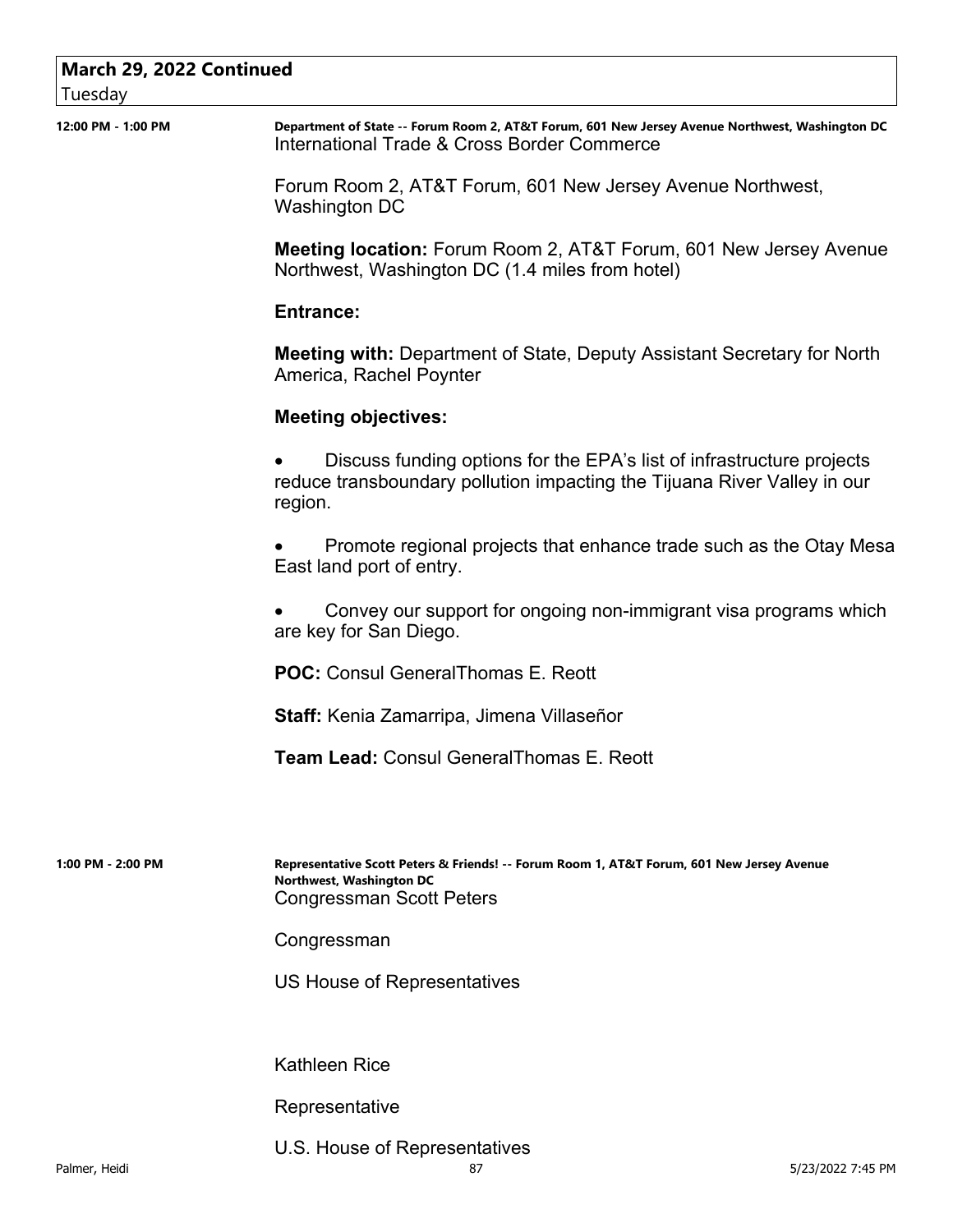## March 29, 2022 Continued
Tuesday

**12:00 PM - 1:00 PM**

**Department of State -- Forum Room 2, AT&T Forum, 601 New Jersey Avenue Northwest, Washington DC**
International Trade & Cross Border Commerce

Forum Room 2, AT&T Forum, 601 New Jersey Avenue Northwest, Washington DC

**Meeting location:** Forum Room 2, AT&T Forum, 601 New Jersey Avenue Northwest, Washington DC (1.4 miles from hotel)

**Entrance:**

**Meeting with:** Department of State, Deputy Assistant Secretary for North America, Rachel Poynter

**Meeting objectives:**

- Discuss funding options for the EPA's list of infrastructure projects reduce transboundary pollution impacting the Tijuana River Valley in our region.
- Promote regional projects that enhance trade such as the Otay Mesa East land port of entry.
- Convey our support for ongoing non-immigrant visa programs which are key for San Diego.

**POC:** Consul GeneralThomas E. Reott

**Staff:** Kenia Zamarripa, Jimena Villaseñor

**Team Lead:** Consul GeneralThomas E. Reott

**1:00 PM - 2:00 PM**

**Representative Scott Peters & Friends! -- Forum Room 1, AT&T Forum, 601 New Jersey Avenue Northwest, Washington DC**
Congressman Scott Peters

Congressman

US House of Representatives

Kathleen Rice

Representative

U.S. House of Representatives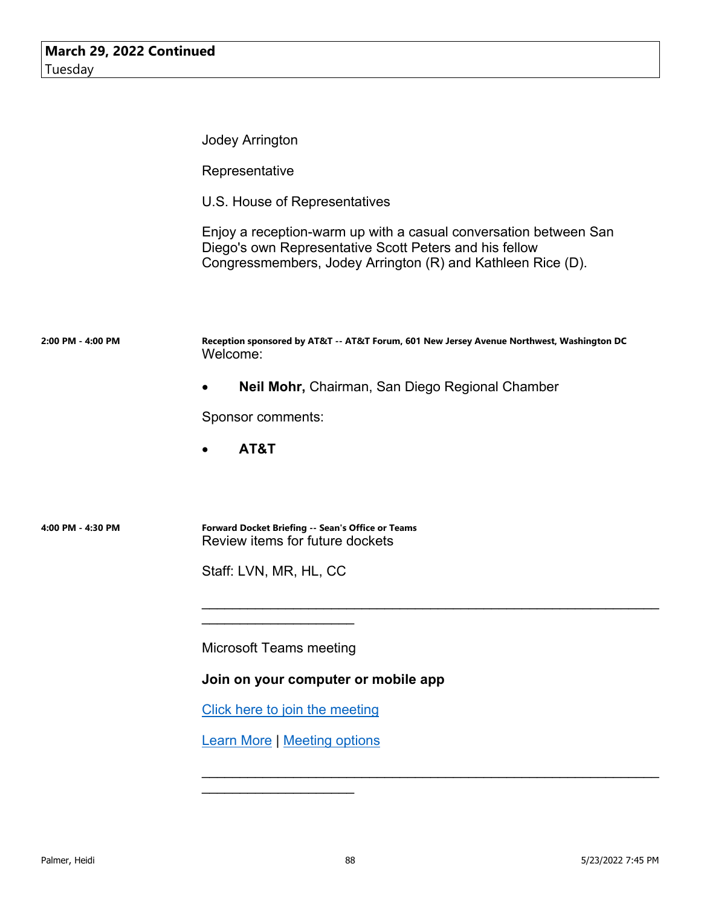**March 29, 2022 Continued**
Tuesday

Jodey Arrington

Representative

U.S. House of Representatives

Enjoy a reception-warm up with a casual conversation between San Diego's own Representative Scott Peters and his fellow Congressmembers, Jodey Arrington (R) and Kathleen Rice (D).

**2:00 PM - 4:00 PM**

**Reception sponsored by AT&T -- AT&T Forum, 601 New Jersey Avenue Northwest, Washington DC**

Welcome:

- **Neil Mohr,** Chairman, San Diego Regional Chamber

Sponsor comments:

- **AT&T**

**4:00 PM - 4:30 PM**

**Forward Docket Briefing -- Sean's Office or Teams**

Review items for future dockets

Staff: LVN, MR, HL, CC

________________________________________________________________________________

Microsoft Teams meeting

**Join on your computer or mobile app**

Click here to join the meeting

Learn More | Meeting options

________________________________________________________________________________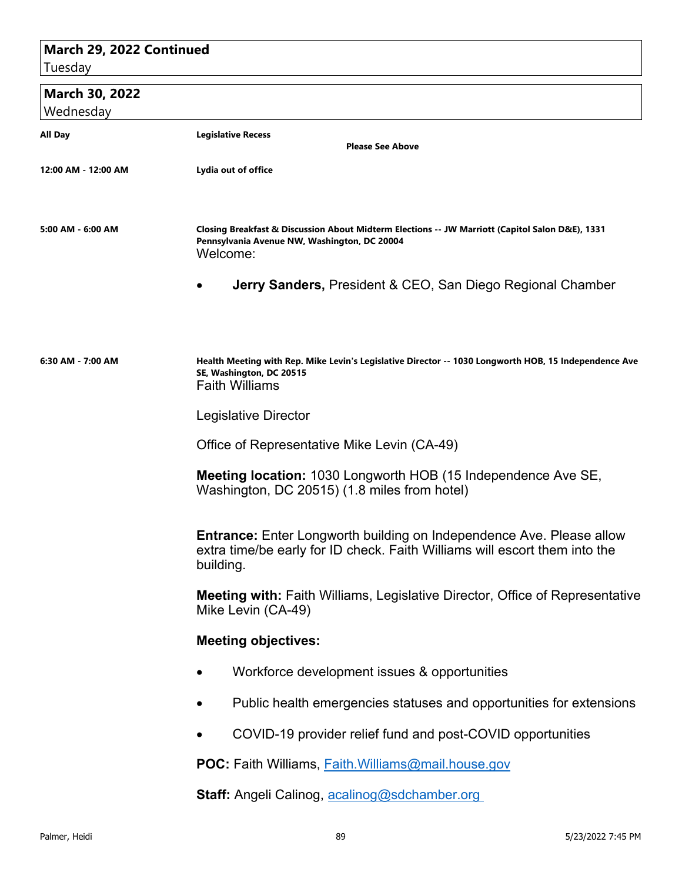**March 29, 2022 Continued**
Tuesday

**March 30, 2022**
Wednesday

**All Day** — **Legislative Recess**

**Please See Above**

**12:00 AM - 12:00 AM** — **Lydia out of office**

**5:00 AM - 6:00 AM** — **Closing Breakfast & Discussion About Midterm Elections -- JW Marriott (Capitol Salon D&E), 1331 Pennsylvania Avenue NW, Washington, DC 20004**

Welcome:

- **Jerry Sanders,** President & CEO, San Diego Regional Chamber

**6:30 AM - 7:00 AM** — **Health Meeting with Rep. Mike Levin's Legislative Director -- 1030 Longworth HOB, 15 Independence Ave SE, Washington, DC 20515**

Faith Williams

Legislative Director

Office of Representative Mike Levin (CA-49)

**Meeting location:** 1030 Longworth HOB (15 Independence Ave SE, Washington, DC 20515) (1.8 miles from hotel)

**Entrance:** Enter Longworth building on Independence Ave. Please allow extra time/be early for ID check. Faith Williams will escort them into the building.

**Meeting with:** Faith Williams, Legislative Director, Office of Representative Mike Levin (CA-49)

**Meeting objectives:**

- Workforce development issues & opportunities
- Public health emergencies statuses and opportunities for extensions
- COVID-19 provider relief fund and post-COVID opportunities

**POC:** Faith Williams, Faith.Williams@mail.house.gov

**Staff:** Angeli Calinog, acalinog@sdchamber.org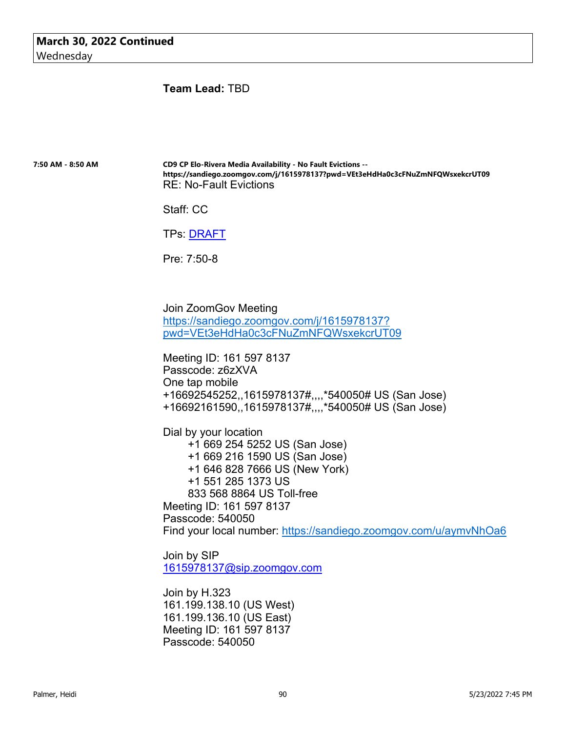**March 30, 2022 Continued**
Wednesday

**Team Lead:** TBD

**7:50 AM - 8:50 AM**

**CD9 CP Elo-Rivera Media Availability - No Fault Evictions -- https://sandiego.zoomgov.com/j/1615978137?pwd=VEt3eHdHa0c3cFNuZmNFQWsxekcrUT09**

RE: No-Fault Evictions

Staff: CC

TPs: [DRAFT]

Pre: 7:50-8

Join ZoomGov Meeting
https://sandiego.zoomgov.com/j/1615978137?pwd=VEt3eHdHa0c3cFNuZmNFQWsxekcrUT09

Meeting ID: 161 597 8137
Passcode: z6zXVA
One tap mobile
+16692545252,,1615978137#,,,,*540050# US (San Jose)
+16692161590,,1615978137#,,,,*540050# US (San Jose)

Dial by your location
- +1 669 254 5252 US (San Jose)
- +1 669 216 1590 US (San Jose)
- +1 646 828 7666 US (New York)
- +1 551 285 1373 US
- 833 568 8864 US Toll-free

Meeting ID: 161 597 8137
Passcode: 540050
Find your local number: https://sandiego.zoomgov.com/u/aymvNhOa6

Join by SIP
1615978137@sip.zoomgov.com

Join by H.323
161.199.138.10 (US West)
161.199.136.10 (US East)
Meeting ID: 161 597 8137
Passcode: 540050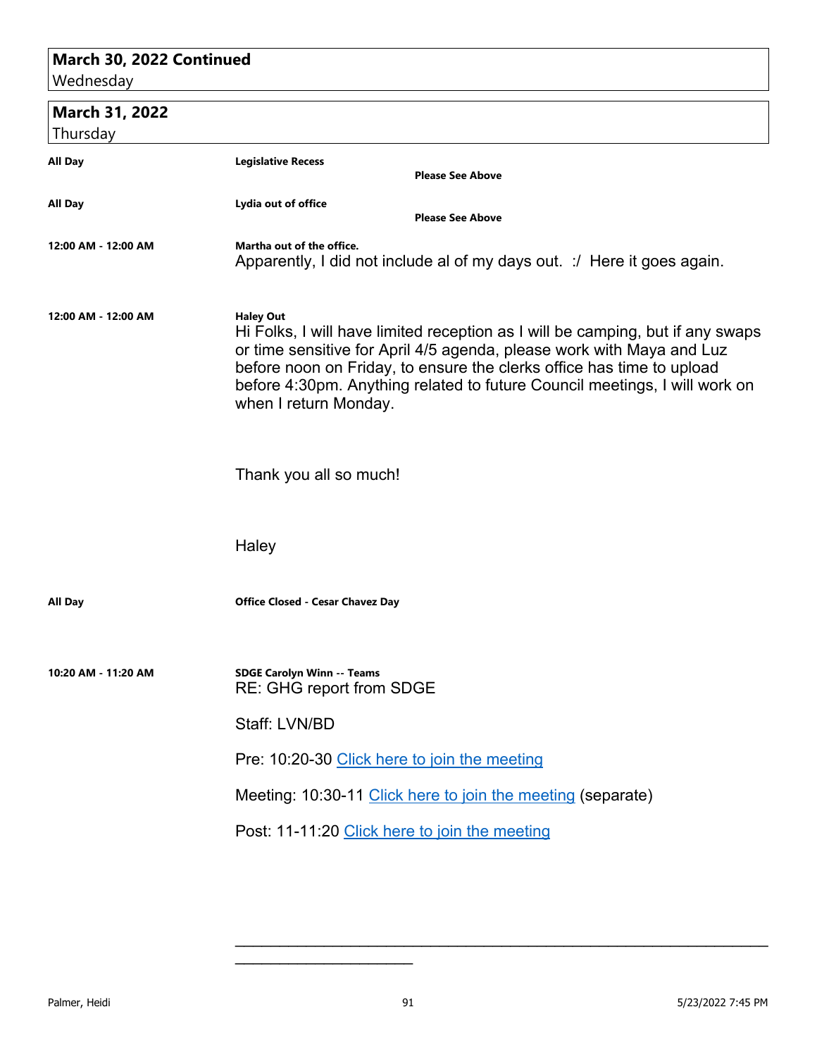## March 30, 2022 Continued
Wednesday

## March 31, 2022
Thursday

**All Day** — **Legislative Recess**

**Please See Above**

**All Day** — **Lydia out of office**

**Please See Above**

**12:00 AM - 12:00 AM** — **Martha out of the office.**

Apparently, I did not include al of my days out. :/ Here it goes again.

**12:00 AM - 12:00 AM** — **Haley Out**

Hi Folks, I will have limited reception as I will be camping, but if any swaps or time sensitive for April 4/5 agenda, please work with Maya and Luz before noon on Friday, to ensure the clerks office has time to upload before 4:30pm. Anything related to future Council meetings, I will work on when I return Monday.

Thank you all so much!

Haley

**All Day** — **Office Closed - Cesar Chavez Day**

**10:20 AM - 11:20 AM** — **SDGE Carolyn Winn -- Teams**

RE: GHG report from SDGE

Staff: LVN/BD

Pre: 10:20-30 Click here to join the meeting

Meeting: 10:30-11 Click here to join the meeting (separate)

Post: 11-11:20 Click here to join the meeting

________________________________________________________________________________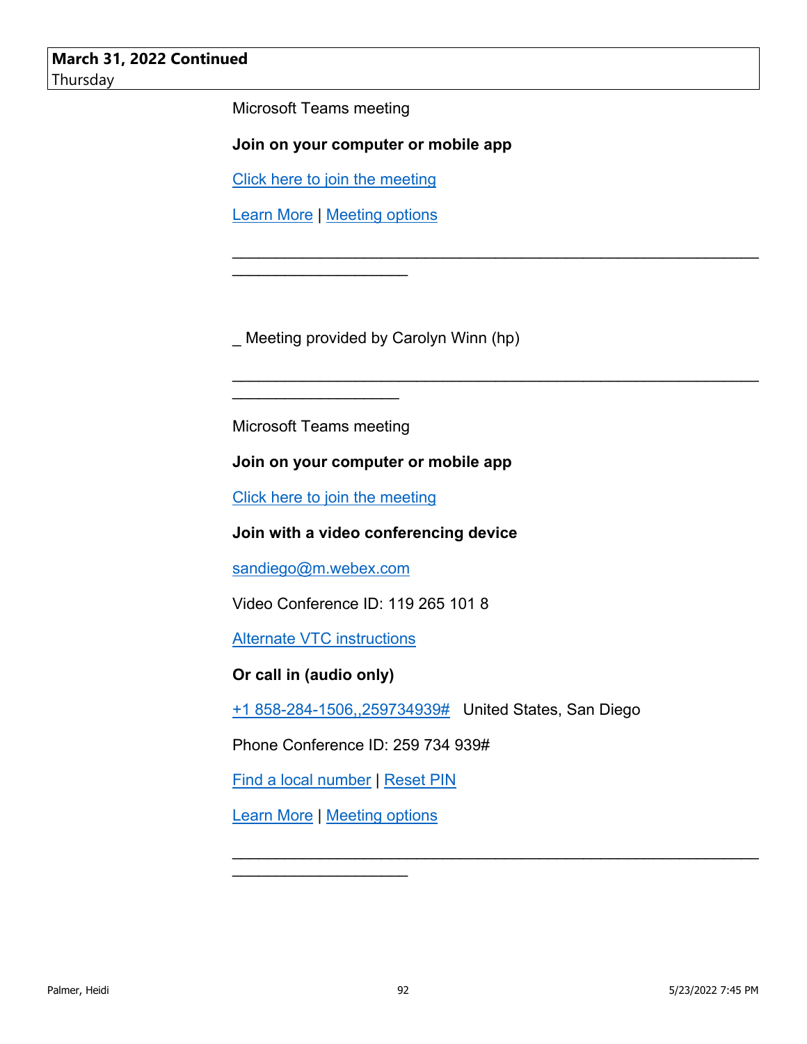**March 31, 2022 Continued**
Thursday

Microsoft Teams meeting

**Join on your computer or mobile app**

Click here to join the meeting

Learn More | Meeting options

________________________________________________________________________________

_ Meeting provided by Carolyn Winn (hp)

________________________________________________________________________________

Microsoft Teams meeting

**Join on your computer or mobile app**

Click here to join the meeting

**Join with a video conferencing device**

sandiego@m.webex.com

Video Conference ID: 119 265 101 8

Alternate VTC instructions

**Or call in (audio only)**

+1 858-284-1506,,259734939# United States, San Diego

Phone Conference ID: 259 734 939#

Find a local number | Reset PIN

Learn More | Meeting options

________________________________________________________________________________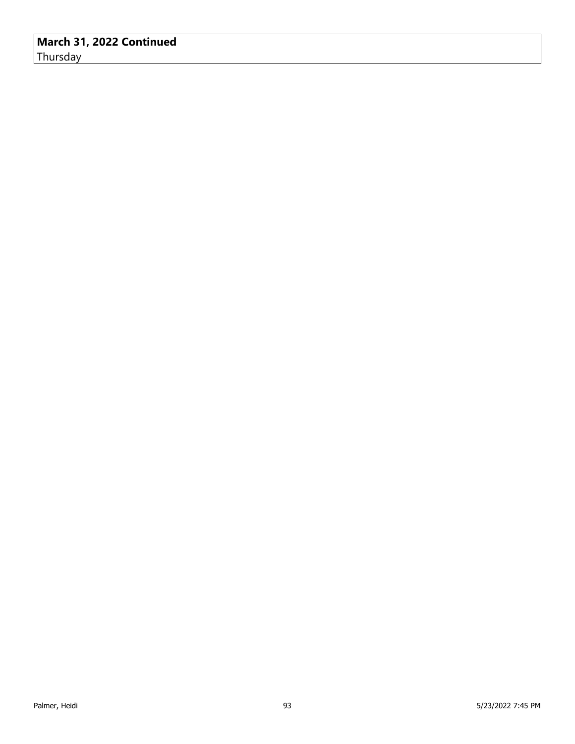**March 31, 2022 Continued**
Thursday